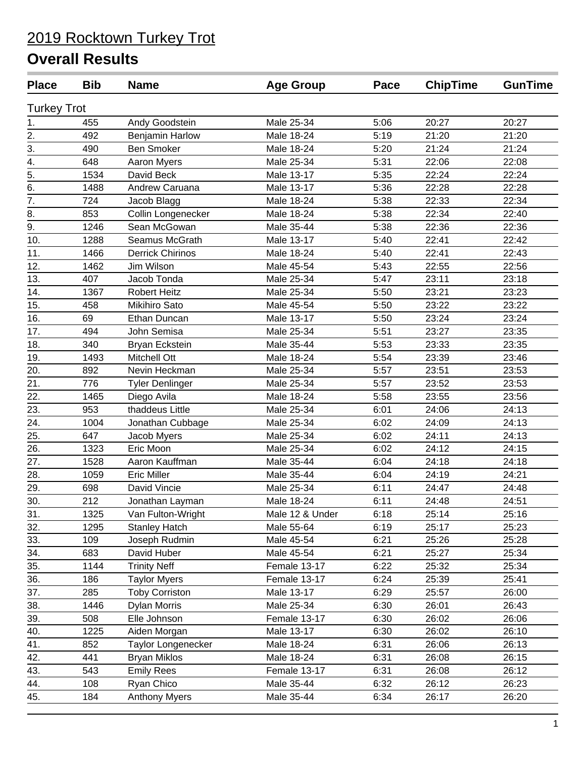# 2019 Rocktown Turkey Trot

## Overall Results

| Place | Bib | Name | Age Group | Pace | ChipTime | GunTime |
|---|---|---|---|---|---|---|
| Turkey Trot | | | | | | |
| 1. | 455 | Andy Goodstein | Male 25-34 | 5:06 | 20:27 | 20:27 |
| 2. | 492 | Benjamin Harlow | Male 18-24 | 5:19 | 21:20 | 21:20 |
| 3. | 490 | Ben Smoker | Male 18-24 | 5:20 | 21:24 | 21:24 |
| 4. | 648 | Aaron Myers | Male 25-34 | 5:31 | 22:06 | 22:08 |
| 5. | 1534 | David Beck | Male 13-17 | 5:35 | 22:24 | 22:24 |
| 6. | 1488 | Andrew Caruana | Male 13-17 | 5:36 | 22:28 | 22:28 |
| 7. | 724 | Jacob Blagg | Male 18-24 | 5:38 | 22:33 | 22:34 |
| 8. | 853 | Collin Longenecker | Male 18-24 | 5:38 | 22:34 | 22:40 |
| 9. | 1246 | Sean McGowan | Male 35-44 | 5:38 | 22:36 | 22:36 |
| 10. | 1288 | Seamus McGrath | Male 13-17 | 5:40 | 22:41 | 22:42 |
| 11. | 1466 | Derrick Chirinos | Male 18-24 | 5:40 | 22:41 | 22:43 |
| 12. | 1462 | Jim Wilson | Male 45-54 | 5:43 | 22:55 | 22:56 |
| 13. | 407 | Jacob Tonda | Male 25-34 | 5:47 | 23:11 | 23:18 |
| 14. | 1367 | Robert Heitz | Male 25-34 | 5:50 | 23:21 | 23:23 |
| 15. | 458 | Mikihiro Sato | Male 45-54 | 5:50 | 23:22 | 23:22 |
| 16. | 69 | Ethan Duncan | Male 13-17 | 5:50 | 23:24 | 23:24 |
| 17. | 494 | John Semisa | Male 25-34 | 5:51 | 23:27 | 23:35 |
| 18. | 340 | Bryan Eckstein | Male 35-44 | 5:53 | 23:33 | 23:35 |
| 19. | 1493 | Mitchell Ott | Male 18-24 | 5:54 | 23:39 | 23:46 |
| 20. | 892 | Nevin Heckman | Male 25-34 | 5:57 | 23:51 | 23:53 |
| 21. | 776 | Tyler Denlinger | Male 25-34 | 5:57 | 23:52 | 23:53 |
| 22. | 1465 | Diego Avila | Male 18-24 | 5:58 | 23:55 | 23:56 |
| 23. | 953 | thaddeus Little | Male 25-34 | 6:01 | 24:06 | 24:13 |
| 24. | 1004 | Jonathan Cubbage | Male 25-34 | 6:02 | 24:09 | 24:13 |
| 25. | 647 | Jacob Myers | Male 25-34 | 6:02 | 24:11 | 24:13 |
| 26. | 1323 | Eric Moon | Male 25-34 | 6:02 | 24:12 | 24:15 |
| 27. | 1528 | Aaron Kauffman | Male 35-44 | 6:04 | 24:18 | 24:18 |
| 28. | 1059 | Eric Miller | Male 35-44 | 6:04 | 24:19 | 24:21 |
| 29. | 698 | David Vincie | Male 25-34 | 6:11 | 24:47 | 24:48 |
| 30. | 212 | Jonathan Layman | Male 18-24 | 6:11 | 24:48 | 24:51 |
| 31. | 1325 | Van Fulton-Wright | Male 12 & Under | 6:18 | 25:14 | 25:16 |
| 32. | 1295 | Stanley Hatch | Male 55-64 | 6:19 | 25:17 | 25:23 |
| 33. | 109 | Joseph Rudmin | Male 45-54 | 6:21 | 25:26 | 25:28 |
| 34. | 683 | David Huber | Male 45-54 | 6:21 | 25:27 | 25:34 |
| 35. | 1144 | Trinity Neff | Female 13-17 | 6:22 | 25:32 | 25:34 |
| 36. | 186 | Taylor Myers | Female 13-17 | 6:24 | 25:39 | 25:41 |
| 37. | 285 | Toby Corriston | Male 13-17 | 6:29 | 25:57 | 26:00 |
| 38. | 1446 | Dylan Morris | Male 25-34 | 6:30 | 26:01 | 26:43 |
| 39. | 508 | Elle Johnson | Female 13-17 | 6:30 | 26:02 | 26:06 |
| 40. | 1225 | Aiden Morgan | Male 13-17 | 6:30 | 26:02 | 26:10 |
| 41. | 852 | Taylor Longenecker | Male 18-24 | 6:31 | 26:06 | 26:13 |
| 42. | 441 | Bryan Miklos | Male 18-24 | 6:31 | 26:08 | 26:15 |
| 43. | 543 | Emily Rees | Female 13-17 | 6:31 | 26:08 | 26:12 |
| 44. | 108 | Ryan Chico | Male 35-44 | 6:32 | 26:12 | 26:23 |
| 45. | 184 | Anthony Myers | Male 35-44 | 6:34 | 26:17 | 26:20 |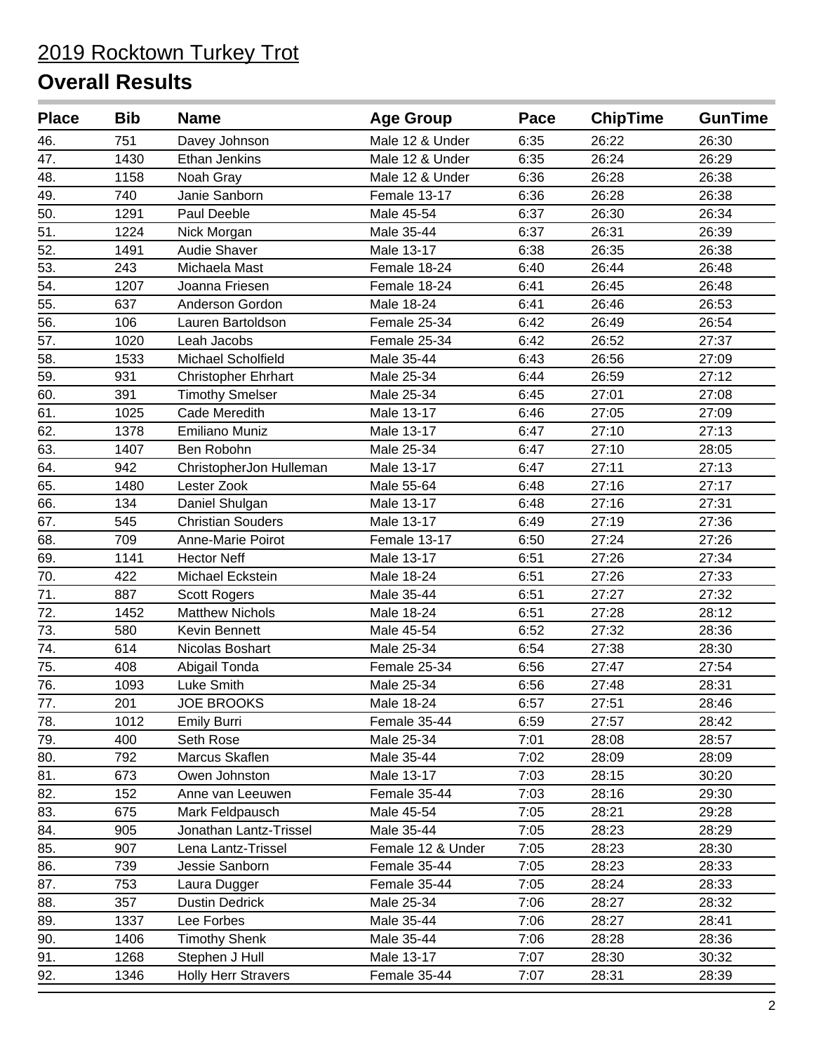2019 Rocktown Turkey Trot

## Overall Results

| Place | Bib | Name | Age Group | Pace | ChipTime | GunTime |
|---|---|---|---|---|---|---|
| 46. | 751 | Davey Johnson | Male 12 & Under | 6:35 | 26:22 | 26:30 |
| 47. | 1430 | Ethan Jenkins | Male 12 & Under | 6:35 | 26:24 | 26:29 |
| 48. | 1158 | Noah Gray | Male 12 & Under | 6:36 | 26:28 | 26:38 |
| 49. | 740 | Janie Sanborn | Female 13-17 | 6:36 | 26:28 | 26:38 |
| 50. | 1291 | Paul Deeble | Male 45-54 | 6:37 | 26:30 | 26:34 |
| 51. | 1224 | Nick Morgan | Male 35-44 | 6:37 | 26:31 | 26:39 |
| 52. | 1491 | Audie Shaver | Male 13-17 | 6:38 | 26:35 | 26:38 |
| 53. | 243 | Michaela Mast | Female 18-24 | 6:40 | 26:44 | 26:48 |
| 54. | 1207 | Joanna Friesen | Female 18-24 | 6:41 | 26:45 | 26:48 |
| 55. | 637 | Anderson Gordon | Male 18-24 | 6:41 | 26:46 | 26:53 |
| 56. | 106 | Lauren Bartoldson | Female 25-34 | 6:42 | 26:49 | 26:54 |
| 57. | 1020 | Leah Jacobs | Female 25-34 | 6:42 | 26:52 | 27:37 |
| 58. | 1533 | Michael Scholfield | Male 35-44 | 6:43 | 26:56 | 27:09 |
| 59. | 931 | Christopher Ehrhart | Male 25-34 | 6:44 | 26:59 | 27:12 |
| 60. | 391 | Timothy Smelser | Male 25-34 | 6:45 | 27:01 | 27:08 |
| 61. | 1025 | Cade Meredith | Male 13-17 | 6:46 | 27:05 | 27:09 |
| 62. | 1378 | Emiliano Muniz | Male 13-17 | 6:47 | 27:10 | 27:13 |
| 63. | 1407 | Ben Robohn | Male 25-34 | 6:47 | 27:10 | 28:05 |
| 64. | 942 | ChristopherJon Hulleman | Male 13-17 | 6:47 | 27:11 | 27:13 |
| 65. | 1480 | Lester Zook | Male 55-64 | 6:48 | 27:16 | 27:17 |
| 66. | 134 | Daniel Shulgan | Male 13-17 | 6:48 | 27:16 | 27:31 |
| 67. | 545 | Christian Souders | Male 13-17 | 6:49 | 27:19 | 27:36 |
| 68. | 709 | Anne-Marie Poirot | Female 13-17 | 6:50 | 27:24 | 27:26 |
| 69. | 1141 | Hector Neff | Male 13-17 | 6:51 | 27:26 | 27:34 |
| 70. | 422 | Michael Eckstein | Male 18-24 | 6:51 | 27:26 | 27:33 |
| 71. | 887 | Scott Rogers | Male 35-44 | 6:51 | 27:27 | 27:32 |
| 72. | 1452 | Matthew Nichols | Male 18-24 | 6:51 | 27:28 | 28:12 |
| 73. | 580 | Kevin Bennett | Male 45-54 | 6:52 | 27:32 | 28:36 |
| 74. | 614 | Nicolas Boshart | Male 25-34 | 6:54 | 27:38 | 28:30 |
| 75. | 408 | Abigail Tonda | Female 25-34 | 6:56 | 27:47 | 27:54 |
| 76. | 1093 | Luke Smith | Male 25-34 | 6:56 | 27:48 | 28:31 |
| 77. | 201 | JOE BROOKS | Male 18-24 | 6:57 | 27:51 | 28:46 |
| 78. | 1012 | Emily Burri | Female 35-44 | 6:59 | 27:57 | 28:42 |
| 79. | 400 | Seth Rose | Male 25-34 | 7:01 | 28:08 | 28:57 |
| 80. | 792 | Marcus Skaflen | Male 35-44 | 7:02 | 28:09 | 28:09 |
| 81. | 673 | Owen Johnston | Male 13-17 | 7:03 | 28:15 | 30:20 |
| 82. | 152 | Anne van Leeuwen | Female 35-44 | 7:03 | 28:16 | 29:30 |
| 83. | 675 | Mark Feldpausch | Male 45-54 | 7:05 | 28:21 | 29:28 |
| 84. | 905 | Jonathan Lantz-Trissel | Male 35-44 | 7:05 | 28:23 | 28:29 |
| 85. | 907 | Lena Lantz-Trissel | Female 12 & Under | 7:05 | 28:23 | 28:30 |
| 86. | 739 | Jessie Sanborn | Female 35-44 | 7:05 | 28:23 | 28:33 |
| 87. | 753 | Laura Dugger | Female 35-44 | 7:05 | 28:24 | 28:33 |
| 88. | 357 | Dustin Dedrick | Male 25-34 | 7:06 | 28:27 | 28:32 |
| 89. | 1337 | Lee Forbes | Male 35-44 | 7:06 | 28:27 | 28:41 |
| 90. | 1406 | Timothy Shenk | Male 35-44 | 7:06 | 28:28 | 28:36 |
| 91. | 1268 | Stephen J Hull | Male 13-17 | 7:07 | 28:30 | 30:32 |
| 92. | 1346 | Holly Herr Stravers | Female 35-44 | 7:07 | 28:31 | 28:39 |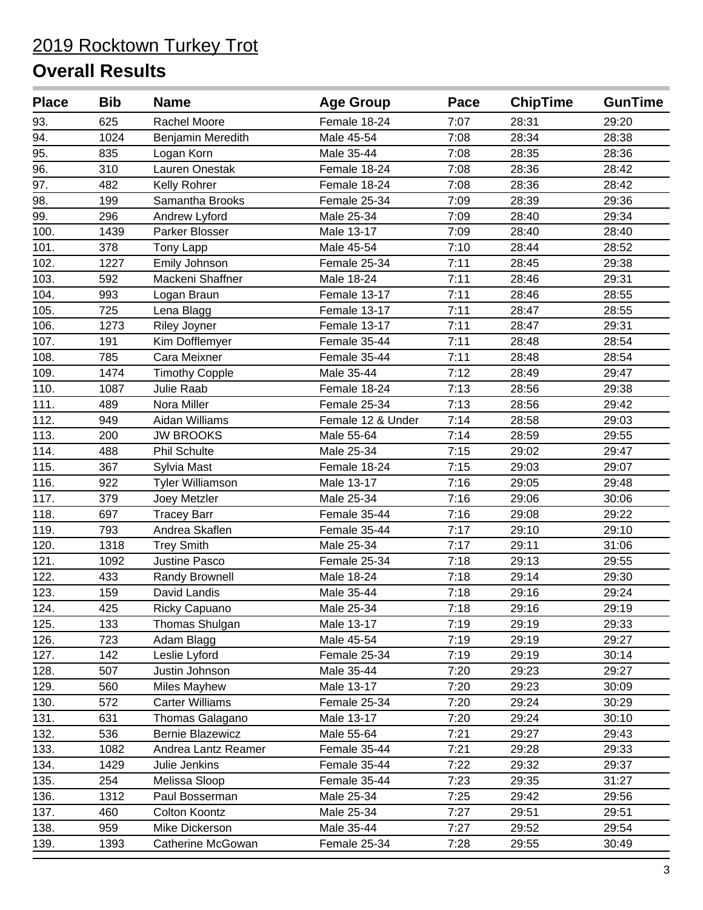2019 Rocktown Turkey Trot

# Overall Results

| Place | Bib | Name | Age Group | Pace | ChipTime | GunTime |
|---|---|---|---|---|---|---|
| 93. | 625 | Rachel Moore | Female 18-24 | 7:07 | 28:31 | 29:20 |
| 94. | 1024 | Benjamin Meredith | Male 45-54 | 7:08 | 28:34 | 28:38 |
| 95. | 835 | Logan Korn | Male 35-44 | 7:08 | 28:35 | 28:36 |
| 96. | 310 | Lauren Onestak | Female 18-24 | 7:08 | 28:36 | 28:42 |
| 97. | 482 | Kelly Rohrer | Female 18-24 | 7:08 | 28:36 | 28:42 |
| 98. | 199 | Samantha Brooks | Female 25-34 | 7:09 | 28:39 | 29:36 |
| 99. | 296 | Andrew Lyford | Male 25-34 | 7:09 | 28:40 | 29:34 |
| 100. | 1439 | Parker Blosser | Male 13-17 | 7:09 | 28:40 | 28:40 |
| 101. | 378 | Tony Lapp | Male 45-54 | 7:10 | 28:44 | 28:52 |
| 102. | 1227 | Emily Johnson | Female 25-34 | 7:11 | 28:45 | 29:38 |
| 103. | 592 | Mackeni Shaffner | Male 18-24 | 7:11 | 28:46 | 29:31 |
| 104. | 993 | Logan Braun | Female 13-17 | 7:11 | 28:46 | 28:55 |
| 105. | 725 | Lena Blagg | Female 13-17 | 7:11 | 28:47 | 28:55 |
| 106. | 1273 | Riley Joyner | Female 13-17 | 7:11 | 28:47 | 29:31 |
| 107. | 191 | Kim Dofflemyer | Female 35-44 | 7:11 | 28:48 | 28:54 |
| 108. | 785 | Cara Meixner | Female 35-44 | 7:11 | 28:48 | 28:54 |
| 109. | 1474 | Timothy Copple | Male 35-44 | 7:12 | 28:49 | 29:47 |
| 110. | 1087 | Julie Raab | Female 18-24 | 7:13 | 28:56 | 29:38 |
| 111. | 489 | Nora Miller | Female 25-34 | 7:13 | 28:56 | 29:42 |
| 112. | 949 | Aidan Williams | Female 12 & Under | 7:14 | 28:58 | 29:03 |
| 113. | 200 | JW BROOKS | Male 55-64 | 7:14 | 28:59 | 29:55 |
| 114. | 488 | Phil Schulte | Male 25-34 | 7:15 | 29:02 | 29:47 |
| 115. | 367 | Sylvia Mast | Female 18-24 | 7:15 | 29:03 | 29:07 |
| 116. | 922 | Tyler Williamson | Male 13-17 | 7:16 | 29:05 | 29:48 |
| 117. | 379 | Joey Metzler | Male 25-34 | 7:16 | 29:06 | 30:06 |
| 118. | 697 | Tracey Barr | Female 35-44 | 7:16 | 29:08 | 29:22 |
| 119. | 793 | Andrea Skaflen | Female 35-44 | 7:17 | 29:10 | 29:10 |
| 120. | 1318 | Trey Smith | Male 25-34 | 7:17 | 29:11 | 31:06 |
| 121. | 1092 | Justine Pasco | Female 25-34 | 7:18 | 29:13 | 29:55 |
| 122. | 433 | Randy Brownell | Male 18-24 | 7:18 | 29:14 | 29:30 |
| 123. | 159 | David Landis | Male 35-44 | 7:18 | 29:16 | 29:24 |
| 124. | 425 | Ricky Capuano | Male 25-34 | 7:18 | 29:16 | 29:19 |
| 125. | 133 | Thomas Shulgan | Male 13-17 | 7:19 | 29:19 | 29:33 |
| 126. | 723 | Adam Blagg | Male 45-54 | 7:19 | 29:19 | 29:27 |
| 127. | 142 | Leslie Lyford | Female 25-34 | 7:19 | 29:19 | 30:14 |
| 128. | 507 | Justin Johnson | Male 35-44 | 7:20 | 29:23 | 29:27 |
| 129. | 560 | Miles Mayhew | Male 13-17 | 7:20 | 29:23 | 30:09 |
| 130. | 572 | Carter Williams | Female 25-34 | 7:20 | 29:24 | 30:29 |
| 131. | 631 | Thomas Galagano | Male 13-17 | 7:20 | 29:24 | 30:10 |
| 132. | 536 | Bernie Blazewicz | Male 55-64 | 7:21 | 29:27 | 29:43 |
| 133. | 1082 | Andrea Lantz Reamer | Female 35-44 | 7:21 | 29:28 | 29:33 |
| 134. | 1429 | Julie Jenkins | Female 35-44 | 7:22 | 29:32 | 29:37 |
| 135. | 254 | Melissa Sloop | Female 35-44 | 7:23 | 29:35 | 31:27 |
| 136. | 1312 | Paul Bosserman | Male 25-34 | 7:25 | 29:42 | 29:56 |
| 137. | 460 | Colton Koontz | Male 25-34 | 7:27 | 29:51 | 29:51 |
| 138. | 959 | Mike Dickerson | Male 35-44 | 7:27 | 29:52 | 29:54 |
| 139. | 1393 | Catherine McGowan | Female 25-34 | 7:28 | 29:55 | 30:49 |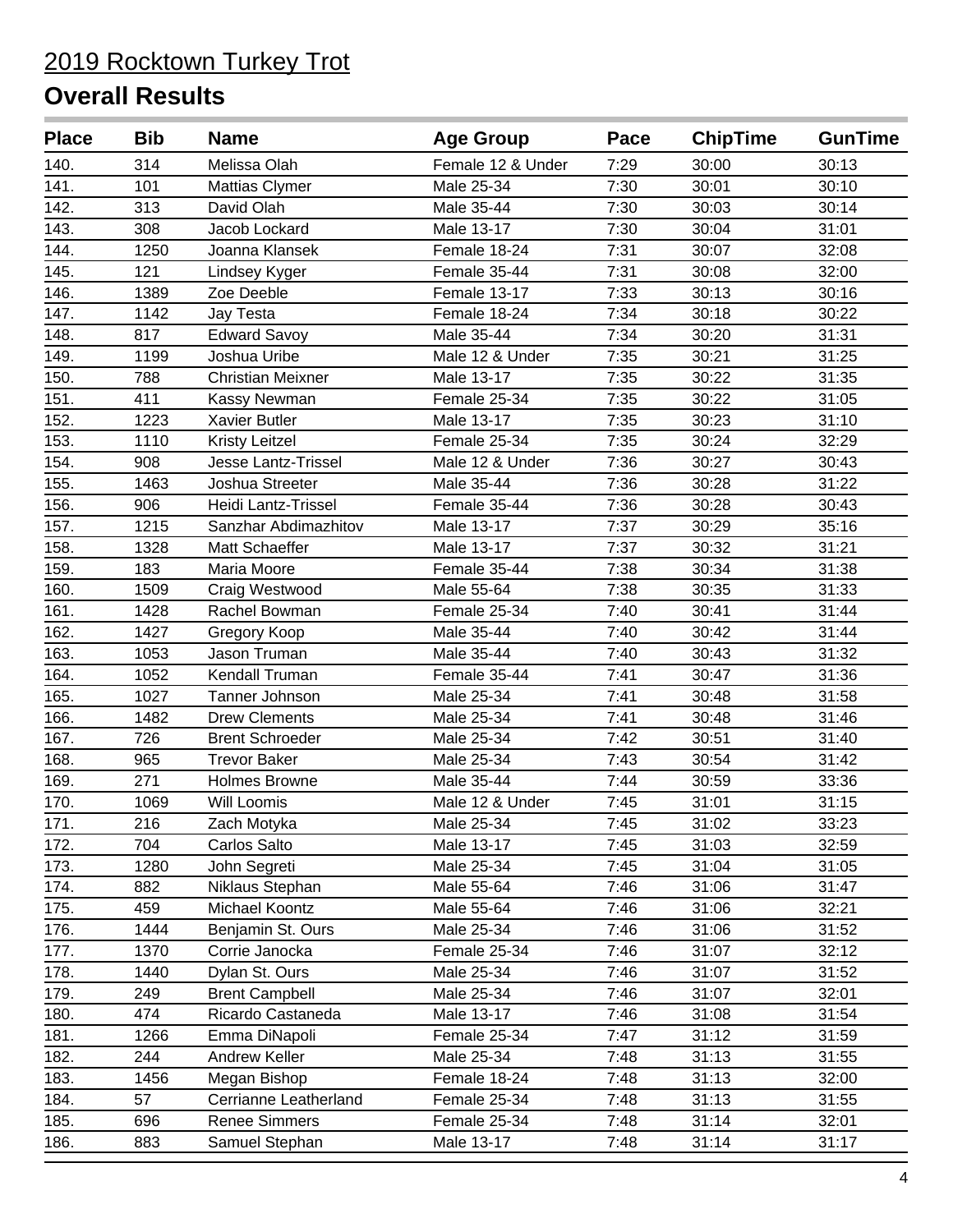# 2019 Rocktown Turkey Trot

## Overall Results

| Place | Bib | Name | Age Group | Pace | ChipTime | GunTime |
|---|---|---|---|---|---|---|
| 140. | 314 | Melissa Olah | Female 12 & Under | 7:29 | 30:00 | 30:13 |
| 141. | 101 | Mattias Clymer | Male 25-34 | 7:30 | 30:01 | 30:10 |
| 142. | 313 | David Olah | Male 35-44 | 7:30 | 30:03 | 30:14 |
| 143. | 308 | Jacob Lockard | Male 13-17 | 7:30 | 30:04 | 31:01 |
| 144. | 1250 | Joanna Klansek | Female 18-24 | 7:31 | 30:07 | 32:08 |
| 145. | 121 | Lindsey Kyger | Female 35-44 | 7:31 | 30:08 | 32:00 |
| 146. | 1389 | Zoe Deeble | Female 13-17 | 7:33 | 30:13 | 30:16 |
| 147. | 1142 | Jay Testa | Female 18-24 | 7:34 | 30:18 | 30:22 |
| 148. | 817 | Edward Savoy | Male 35-44 | 7:34 | 30:20 | 31:31 |
| 149. | 1199 | Joshua Uribe | Male 12 & Under | 7:35 | 30:21 | 31:25 |
| 150. | 788 | Christian Meixner | Male 13-17 | 7:35 | 30:22 | 31:35 |
| 151. | 411 | Kassy Newman | Female 25-34 | 7:35 | 30:22 | 31:05 |
| 152. | 1223 | Xavier Butler | Male 13-17 | 7:35 | 30:23 | 31:10 |
| 153. | 1110 | Kristy Leitzel | Female 25-34 | 7:35 | 30:24 | 32:29 |
| 154. | 908 | Jesse Lantz-Trissel | Male 12 & Under | 7:36 | 30:27 | 30:43 |
| 155. | 1463 | Joshua Streeter | Male 35-44 | 7:36 | 30:28 | 31:22 |
| 156. | 906 | Heidi Lantz-Trissel | Female 35-44 | 7:36 | 30:28 | 30:43 |
| 157. | 1215 | Sanzhar Abdimazhitov | Male 13-17 | 7:37 | 30:29 | 35:16 |
| 158. | 1328 | Matt Schaeffer | Male 13-17 | 7:37 | 30:32 | 31:21 |
| 159. | 183 | Maria Moore | Female 35-44 | 7:38 | 30:34 | 31:38 |
| 160. | 1509 | Craig Westwood | Male 55-64 | 7:38 | 30:35 | 31:33 |
| 161. | 1428 | Rachel Bowman | Female 25-34 | 7:40 | 30:41 | 31:44 |
| 162. | 1427 | Gregory Koop | Male 35-44 | 7:40 | 30:42 | 31:44 |
| 163. | 1053 | Jason Truman | Male 35-44 | 7:40 | 30:43 | 31:32 |
| 164. | 1052 | Kendall Truman | Female 35-44 | 7:41 | 30:47 | 31:36 |
| 165. | 1027 | Tanner Johnson | Male 25-34 | 7:41 | 30:48 | 31:58 |
| 166. | 1482 | Drew Clements | Male 25-34 | 7:41 | 30:48 | 31:46 |
| 167. | 726 | Brent Schroeder | Male 25-34 | 7:42 | 30:51 | 31:40 |
| 168. | 965 | Trevor Baker | Male 25-34 | 7:43 | 30:54 | 31:42 |
| 169. | 271 | Holmes Browne | Male 35-44 | 7:44 | 30:59 | 33:36 |
| 170. | 1069 | Will Loomis | Male 12 & Under | 7:45 | 31:01 | 31:15 |
| 171. | 216 | Zach Motyka | Male 25-34 | 7:45 | 31:02 | 33:23 |
| 172. | 704 | Carlos Salto | Male 13-17 | 7:45 | 31:03 | 32:59 |
| 173. | 1280 | John Segreti | Male 25-34 | 7:45 | 31:04 | 31:05 |
| 174. | 882 | Niklaus Stephan | Male 55-64 | 7:46 | 31:06 | 31:47 |
| 175. | 459 | Michael Koontz | Male 55-64 | 7:46 | 31:06 | 32:21 |
| 176. | 1444 | Benjamin St. Ours | Male 25-34 | 7:46 | 31:06 | 31:52 |
| 177. | 1370 | Corrie Janocka | Female 25-34 | 7:46 | 31:07 | 32:12 |
| 178. | 1440 | Dylan St. Ours | Male 25-34 | 7:46 | 31:07 | 31:52 |
| 179. | 249 | Brent Campbell | Male 25-34 | 7:46 | 31:07 | 32:01 |
| 180. | 474 | Ricardo Castaneda | Male 13-17 | 7:46 | 31:08 | 31:54 |
| 181. | 1266 | Emma DiNapoli | Female 25-34 | 7:47 | 31:12 | 31:59 |
| 182. | 244 | Andrew Keller | Male 25-34 | 7:48 | 31:13 | 31:55 |
| 183. | 1456 | Megan Bishop | Female 18-24 | 7:48 | 31:13 | 32:00 |
| 184. | 57 | Cerrianne Leatherland | Female 25-34 | 7:48 | 31:13 | 31:55 |
| 185. | 696 | Renee Simmers | Female 25-34 | 7:48 | 31:14 | 32:01 |
| 186. | 883 | Samuel Stephan | Male 13-17 | 7:48 | 31:14 | 31:17 |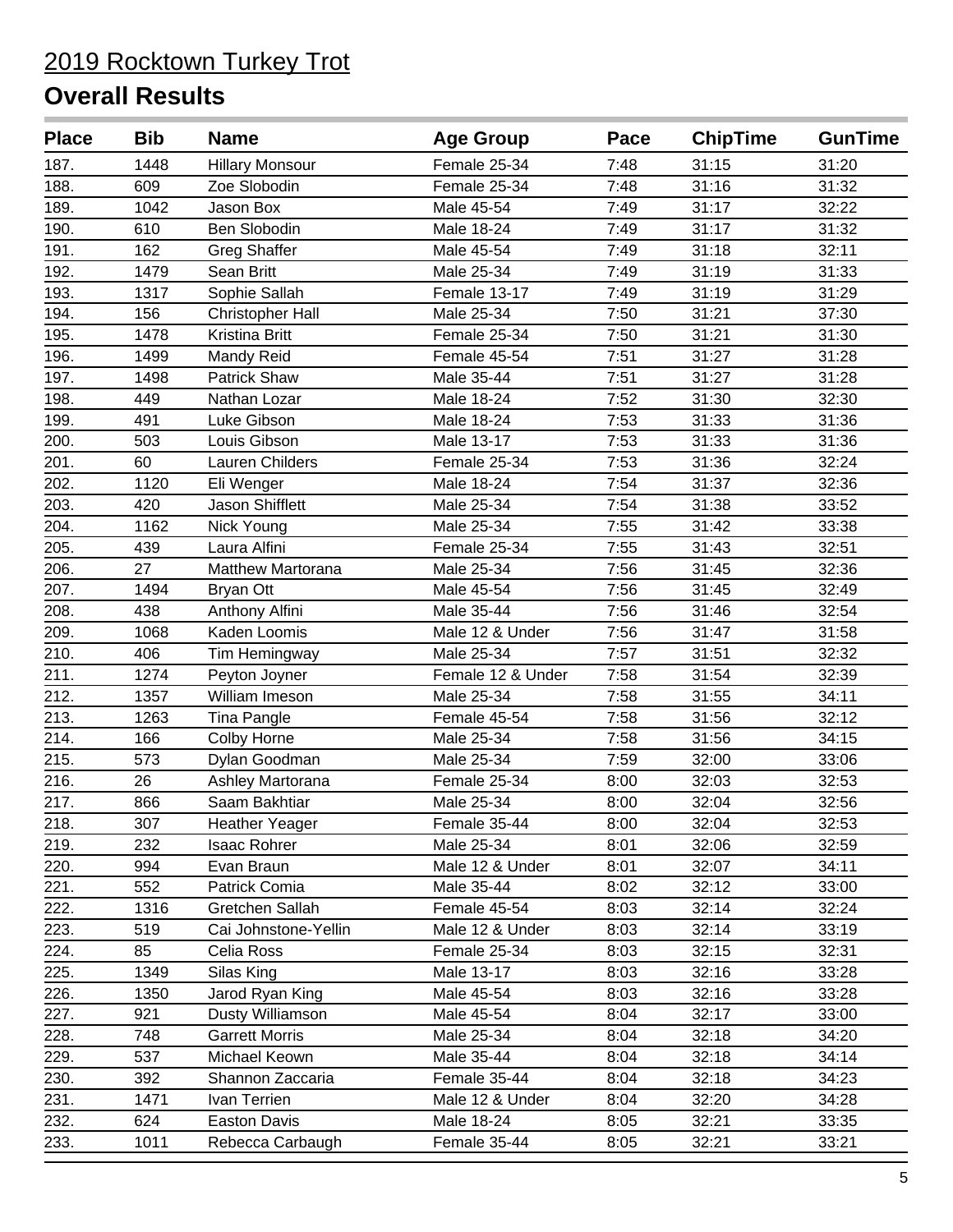# 2019 Rocktown Turkey Trot

## Overall Results

| Place | Bib | Name | Age Group | Pace | ChipTime | GunTime |
|---|---|---|---|---|---|---|
| 187. | 1448 | Hillary Monsour | Female 25-34 | 7:48 | 31:15 | 31:20 |
| 188. | 609 | Zoe Slobodin | Female 25-34 | 7:48 | 31:16 | 31:32 |
| 189. | 1042 | Jason Box | Male 45-54 | 7:49 | 31:17 | 32:22 |
| 190. | 610 | Ben Slobodin | Male 18-24 | 7:49 | 31:17 | 31:32 |
| 191. | 162 | Greg Shaffer | Male 45-54 | 7:49 | 31:18 | 32:11 |
| 192. | 1479 | Sean Britt | Male 25-34 | 7:49 | 31:19 | 31:33 |
| 193. | 1317 | Sophie Sallah | Female 13-17 | 7:49 | 31:19 | 31:29 |
| 194. | 156 | Christopher Hall | Male 25-34 | 7:50 | 31:21 | 37:30 |
| 195. | 1478 | Kristina Britt | Female 25-34 | 7:50 | 31:21 | 31:30 |
| 196. | 1499 | Mandy Reid | Female 45-54 | 7:51 | 31:27 | 31:28 |
| 197. | 1498 | Patrick Shaw | Male 35-44 | 7:51 | 31:27 | 31:28 |
| 198. | 449 | Nathan Lozar | Male 18-24 | 7:52 | 31:30 | 32:30 |
| 199. | 491 | Luke Gibson | Male 18-24 | 7:53 | 31:33 | 31:36 |
| 200. | 503 | Louis Gibson | Male 13-17 | 7:53 | 31:33 | 31:36 |
| 201. | 60 | Lauren Childers | Female 25-34 | 7:53 | 31:36 | 32:24 |
| 202. | 1120 | Eli Wenger | Male 18-24 | 7:54 | 31:37 | 32:36 |
| 203. | 420 | Jason Shifflett | Male 25-34 | 7:54 | 31:38 | 33:52 |
| 204. | 1162 | Nick Young | Male 25-34 | 7:55 | 31:42 | 33:38 |
| 205. | 439 | Laura Alfini | Female 25-34 | 7:55 | 31:43 | 32:51 |
| 206. | 27 | Matthew Martorana | Male 25-34 | 7:56 | 31:45 | 32:36 |
| 207. | 1494 | Bryan Ott | Male 45-54 | 7:56 | 31:45 | 32:49 |
| 208. | 438 | Anthony Alfini | Male 35-44 | 7:56 | 31:46 | 32:54 |
| 209. | 1068 | Kaden Loomis | Male 12 & Under | 7:56 | 31:47 | 31:58 |
| 210. | 406 | Tim Hemingway | Male 25-34 | 7:57 | 31:51 | 32:32 |
| 211. | 1274 | Peyton Joyner | Female 12 & Under | 7:58 | 31:54 | 32:39 |
| 212. | 1357 | William Imeson | Male 25-34 | 7:58 | 31:55 | 34:11 |
| 213. | 1263 | Tina Pangle | Female 45-54 | 7:58 | 31:56 | 32:12 |
| 214. | 166 | Colby Horne | Male 25-34 | 7:58 | 31:56 | 34:15 |
| 215. | 573 | Dylan Goodman | Male 25-34 | 7:59 | 32:00 | 33:06 |
| 216. | 26 | Ashley Martorana | Female 25-34 | 8:00 | 32:03 | 32:53 |
| 217. | 866 | Saam Bakhtiar | Male 25-34 | 8:00 | 32:04 | 32:56 |
| 218. | 307 | Heather Yeager | Female 35-44 | 8:00 | 32:04 | 32:53 |
| 219. | 232 | Isaac Rohrer | Male 25-34 | 8:01 | 32:06 | 32:59 |
| 220. | 994 | Evan Braun | Male 12 & Under | 8:01 | 32:07 | 34:11 |
| 221. | 552 | Patrick Comia | Male 35-44 | 8:02 | 32:12 | 33:00 |
| 222. | 1316 | Gretchen Sallah | Female 45-54 | 8:03 | 32:14 | 32:24 |
| 223. | 519 | Cai Johnstone-Yellin | Male 12 & Under | 8:03 | 32:14 | 33:19 |
| 224. | 85 | Celia Ross | Female 25-34 | 8:03 | 32:15 | 32:31 |
| 225. | 1349 | Silas King | Male 13-17 | 8:03 | 32:16 | 33:28 |
| 226. | 1350 | Jarod Ryan King | Male 45-54 | 8:03 | 32:16 | 33:28 |
| 227. | 921 | Dusty Williamson | Male 45-54 | 8:04 | 32:17 | 33:00 |
| 228. | 748 | Garrett Morris | Male 25-34 | 8:04 | 32:18 | 34:20 |
| 229. | 537 | Michael Keown | Male 35-44 | 8:04 | 32:18 | 34:14 |
| 230. | 392 | Shannon Zaccaria | Female 35-44 | 8:04 | 32:18 | 34:23 |
| 231. | 1471 | Ivan Terrien | Male 12 & Under | 8:04 | 32:20 | 34:28 |
| 232. | 624 | Easton Davis | Male 18-24 | 8:05 | 32:21 | 33:35 |
| 233. | 1011 | Rebecca Carbaugh | Female 35-44 | 8:05 | 32:21 | 33:21 |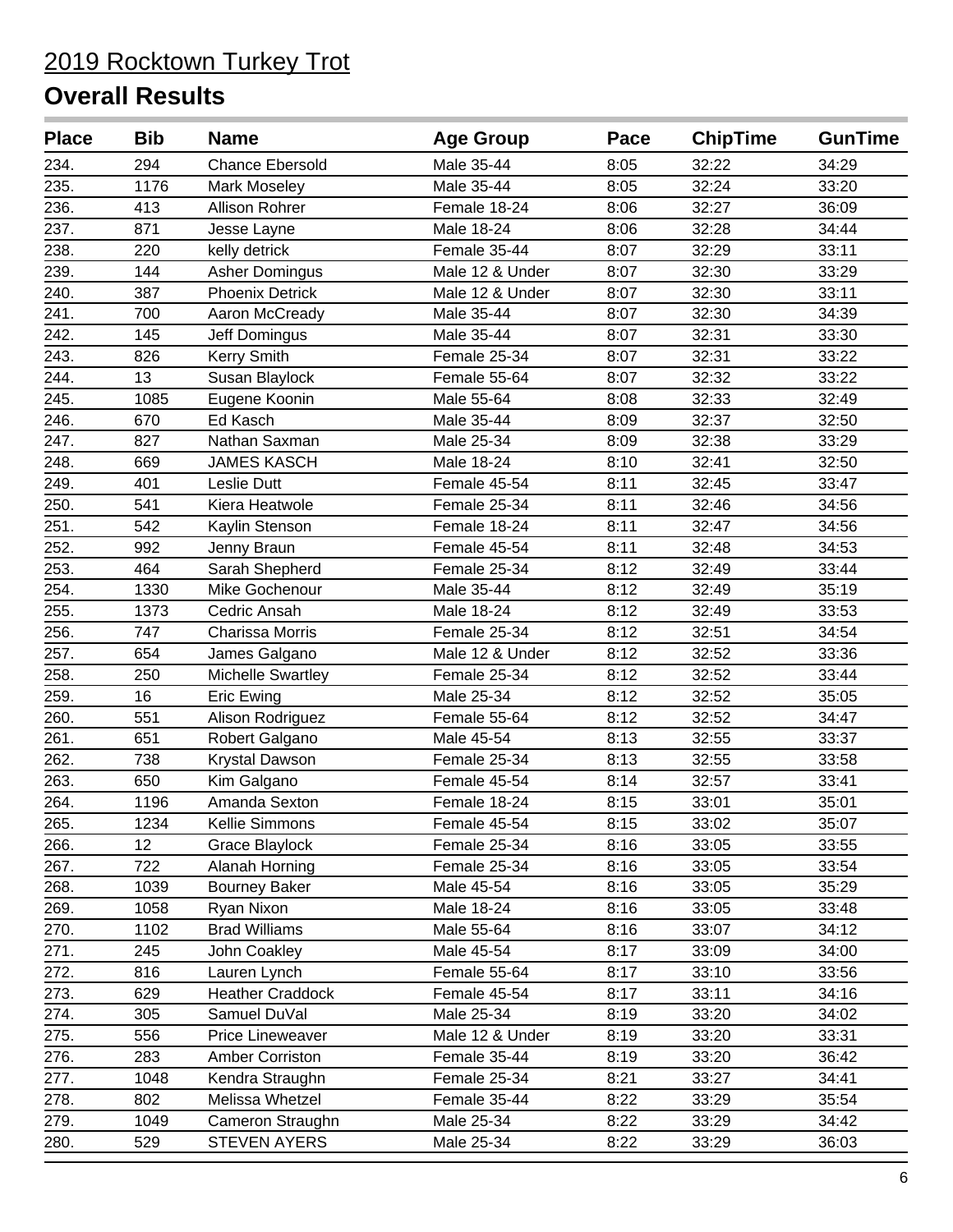# 2019 Rocktown Turkey Trot

## Overall Results

| Place | Bib | Name | Age Group | Pace | ChipTime | GunTime |
|---|---|---|---|---|---|---|
| 234. | 294 | Chance Ebersold | Male 35-44 | 8:05 | 32:22 | 34:29 |
| 235. | 1176 | Mark Moseley | Male 35-44 | 8:05 | 32:24 | 33:20 |
| 236. | 413 | Allison Rohrer | Female 18-24 | 8:06 | 32:27 | 36:09 |
| 237. | 871 | Jesse Layne | Male 18-24 | 8:06 | 32:28 | 34:44 |
| 238. | 220 | kelly detrick | Female 35-44 | 8:07 | 32:29 | 33:11 |
| 239. | 144 | Asher Domingus | Male 12 & Under | 8:07 | 32:30 | 33:29 |
| 240. | 387 | Phoenix Detrick | Male 12 & Under | 8:07 | 32:30 | 33:11 |
| 241. | 700 | Aaron McCready | Male 35-44 | 8:07 | 32:30 | 34:39 |
| 242. | 145 | Jeff Domingus | Male 35-44 | 8:07 | 32:31 | 33:30 |
| 243. | 826 | Kerry Smith | Female 25-34 | 8:07 | 32:31 | 33:22 |
| 244. | 13 | Susan Blaylock | Female 55-64 | 8:07 | 32:32 | 33:22 |
| 245. | 1085 | Eugene Koonin | Male 55-64 | 8:08 | 32:33 | 32:49 |
| 246. | 670 | Ed Kasch | Male 35-44 | 8:09 | 32:37 | 32:50 |
| 247. | 827 | Nathan Saxman | Male 25-34 | 8:09 | 32:38 | 33:29 |
| 248. | 669 | JAMES KASCH | Male 18-24 | 8:10 | 32:41 | 32:50 |
| 249. | 401 | Leslie Dutt | Female 45-54 | 8:11 | 32:45 | 33:47 |
| 250. | 541 | Kiera Heatwole | Female 25-34 | 8:11 | 32:46 | 34:56 |
| 251. | 542 | Kaylin Stenson | Female 18-24 | 8:11 | 32:47 | 34:56 |
| 252. | 992 | Jenny Braun | Female 45-54 | 8:11 | 32:48 | 34:53 |
| 253. | 464 | Sarah Shepherd | Female 25-34 | 8:12 | 32:49 | 33:44 |
| 254. | 1330 | Mike Gochenour | Male 35-44 | 8:12 | 32:49 | 35:19 |
| 255. | 1373 | Cedric Ansah | Male 18-24 | 8:12 | 32:49 | 33:53 |
| 256. | 747 | Charissa Morris | Female 25-34 | 8:12 | 32:51 | 34:54 |
| 257. | 654 | James Galgano | Male 12 & Under | 8:12 | 32:52 | 33:36 |
| 258. | 250 | Michelle Swartley | Female 25-34 | 8:12 | 32:52 | 33:44 |
| 259. | 16 | Eric Ewing | Male 25-34 | 8:12 | 32:52 | 35:05 |
| 260. | 551 | Alison Rodriguez | Female 55-64 | 8:12 | 32:52 | 34:47 |
| 261. | 651 | Robert Galgano | Male 45-54 | 8:13 | 32:55 | 33:37 |
| 262. | 738 | Krystal Dawson | Female 25-34 | 8:13 | 32:55 | 33:58 |
| 263. | 650 | Kim Galgano | Female 45-54 | 8:14 | 32:57 | 33:41 |
| 264. | 1196 | Amanda Sexton | Female 18-24 | 8:15 | 33:01 | 35:01 |
| 265. | 1234 | Kellie Simmons | Female 45-54 | 8:15 | 33:02 | 35:07 |
| 266. | 12 | Grace Blaylock | Female 25-34 | 8:16 | 33:05 | 33:55 |
| 267. | 722 | Alanah Horning | Female 25-34 | 8:16 | 33:05 | 33:54 |
| 268. | 1039 | Bourney Baker | Male 45-54 | 8:16 | 33:05 | 35:29 |
| 269. | 1058 | Ryan Nixon | Male 18-24 | 8:16 | 33:05 | 33:48 |
| 270. | 1102 | Brad Williams | Male 55-64 | 8:16 | 33:07 | 34:12 |
| 271. | 245 | John Coakley | Male 45-54 | 8:17 | 33:09 | 34:00 |
| 272. | 816 | Lauren Lynch | Female 55-64 | 8:17 | 33:10 | 33:56 |
| 273. | 629 | Heather Craddock | Female 45-54 | 8:17 | 33:11 | 34:16 |
| 274. | 305 | Samuel DuVal | Male 25-34 | 8:19 | 33:20 | 34:02 |
| 275. | 556 | Price Lineweaver | Male 12 & Under | 8:19 | 33:20 | 33:31 |
| 276. | 283 | Amber Corriston | Female 35-44 | 8:19 | 33:20 | 36:42 |
| 277. | 1048 | Kendra Straughn | Female 25-34 | 8:21 | 33:27 | 34:41 |
| 278. | 802 | Melissa Whetzel | Female 35-44 | 8:22 | 33:29 | 35:54 |
| 279. | 1049 | Cameron Straughn | Male 25-34 | 8:22 | 33:29 | 34:42 |
| 280. | 529 | STEVEN AYERS | Male 25-34 | 8:22 | 33:29 | 36:03 |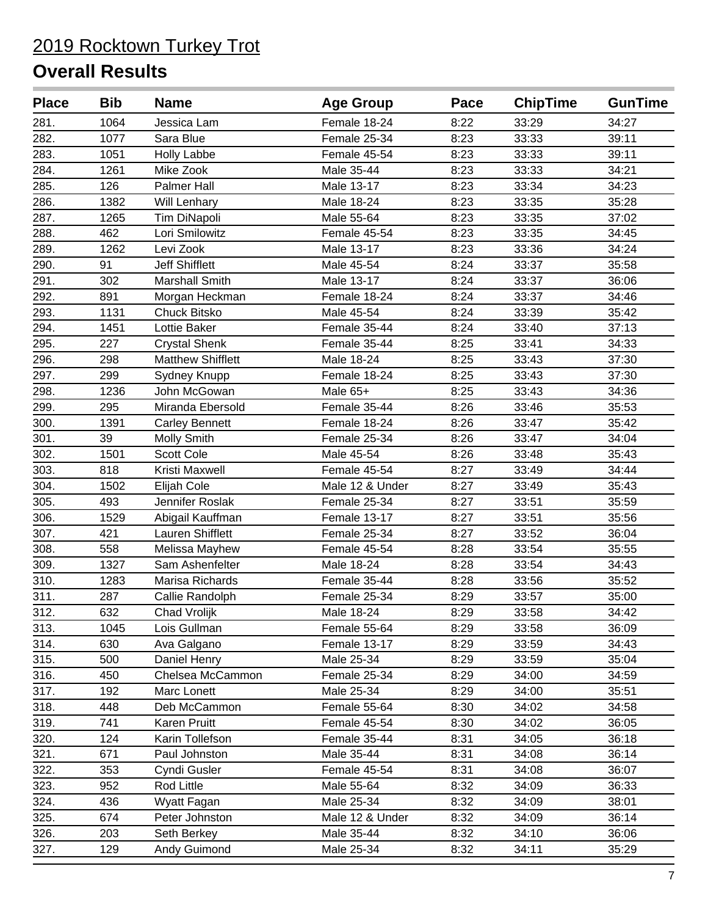# 2019 Rocktown Turkey Trot

## Overall Results

| Place | Bib | Name | Age Group | Pace | ChipTime | GunTime |
|---|---|---|---|---|---|---|
| 281. | 1064 | Jessica Lam | Female 18-24 | 8:22 | 33:29 | 34:27 |
| 282. | 1077 | Sara Blue | Female 25-34 | 8:23 | 33:33 | 39:11 |
| 283. | 1051 | Holly Labbe | Female 45-54 | 8:23 | 33:33 | 39:11 |
| 284. | 1261 | Mike Zook | Male 35-44 | 8:23 | 33:33 | 34:21 |
| 285. | 126 | Palmer Hall | Male 13-17 | 8:23 | 33:34 | 34:23 |
| 286. | 1382 | Will Lenhary | Male 18-24 | 8:23 | 33:35 | 35:28 |
| 287. | 1265 | Tim DiNapoli | Male 55-64 | 8:23 | 33:35 | 37:02 |
| 288. | 462 | Lori Smilowitz | Female 45-54 | 8:23 | 33:35 | 34:45 |
| 289. | 1262 | Levi Zook | Male 13-17 | 8:23 | 33:36 | 34:24 |
| 290. | 91 | Jeff Shifflett | Male 45-54 | 8:24 | 33:37 | 35:58 |
| 291. | 302 | Marshall Smith | Male 13-17 | 8:24 | 33:37 | 36:06 |
| 292. | 891 | Morgan Heckman | Female 18-24 | 8:24 | 33:37 | 34:46 |
| 293. | 1131 | Chuck Bitsko | Male 45-54 | 8:24 | 33:39 | 35:42 |
| 294. | 1451 | Lottie Baker | Female 35-44 | 8:24 | 33:40 | 37:13 |
| 295. | 227 | Crystal Shenk | Female 35-44 | 8:25 | 33:41 | 34:33 |
| 296. | 298 | Matthew Shifflett | Male 18-24 | 8:25 | 33:43 | 37:30 |
| 297. | 299 | Sydney Knupp | Female 18-24 | 8:25 | 33:43 | 37:30 |
| 298. | 1236 | John McGowan | Male 65+ | 8:25 | 33:43 | 34:36 |
| 299. | 295 | Miranda Ebersold | Female 35-44 | 8:26 | 33:46 | 35:53 |
| 300. | 1391 | Carley Bennett | Female 18-24 | 8:26 | 33:47 | 35:42 |
| 301. | 39 | Molly Smith | Female 25-34 | 8:26 | 33:47 | 34:04 |
| 302. | 1501 | Scott Cole | Male 45-54 | 8:26 | 33:48 | 35:43 |
| 303. | 818 | Kristi Maxwell | Female 45-54 | 8:27 | 33:49 | 34:44 |
| 304. | 1502 | Elijah Cole | Male 12 & Under | 8:27 | 33:49 | 35:43 |
| 305. | 493 | Jennifer Roslak | Female 25-34 | 8:27 | 33:51 | 35:59 |
| 306. | 1529 | Abigail Kauffman | Female 13-17 | 8:27 | 33:51 | 35:56 |
| 307. | 421 | Lauren Shifflett | Female 25-34 | 8:27 | 33:52 | 36:04 |
| 308. | 558 | Melissa Mayhew | Female 45-54 | 8:28 | 33:54 | 35:55 |
| 309. | 1327 | Sam Ashenfelter | Male 18-24 | 8:28 | 33:54 | 34:43 |
| 310. | 1283 | Marisa Richards | Female 35-44 | 8:28 | 33:56 | 35:52 |
| 311. | 287 | Callie Randolph | Female 25-34 | 8:29 | 33:57 | 35:00 |
| 312. | 632 | Chad Vrolijk | Male 18-24 | 8:29 | 33:58 | 34:42 |
| 313. | 1045 | Lois Gullman | Female 55-64 | 8:29 | 33:58 | 36:09 |
| 314. | 630 | Ava Galgano | Female 13-17 | 8:29 | 33:59 | 34:43 |
| 315. | 500 | Daniel Henry | Male 25-34 | 8:29 | 33:59 | 35:04 |
| 316. | 450 | Chelsea McCammon | Female 25-34 | 8:29 | 34:00 | 34:59 |
| 317. | 192 | Marc Lonett | Male 25-34 | 8:29 | 34:00 | 35:51 |
| 318. | 448 | Deb McCammon | Female 55-64 | 8:30 | 34:02 | 34:58 |
| 319. | 741 | Karen Pruitt | Female 45-54 | 8:30 | 34:02 | 36:05 |
| 320. | 124 | Karin Tollefson | Female 35-44 | 8:31 | 34:05 | 36:18 |
| 321. | 671 | Paul Johnston | Male 35-44 | 8:31 | 34:08 | 36:14 |
| 322. | 353 | Cyndi Gusler | Female 45-54 | 8:31 | 34:08 | 36:07 |
| 323. | 952 | Rod Little | Male 55-64 | 8:32 | 34:09 | 36:33 |
| 324. | 436 | Wyatt Fagan | Male 25-34 | 8:32 | 34:09 | 38:01 |
| 325. | 674 | Peter Johnston | Male 12 & Under | 8:32 | 34:09 | 36:14 |
| 326. | 203 | Seth Berkey | Male 35-44 | 8:32 | 34:10 | 36:06 |
| 327. | 129 | Andy Guimond | Male 25-34 | 8:32 | 34:11 | 35:29 |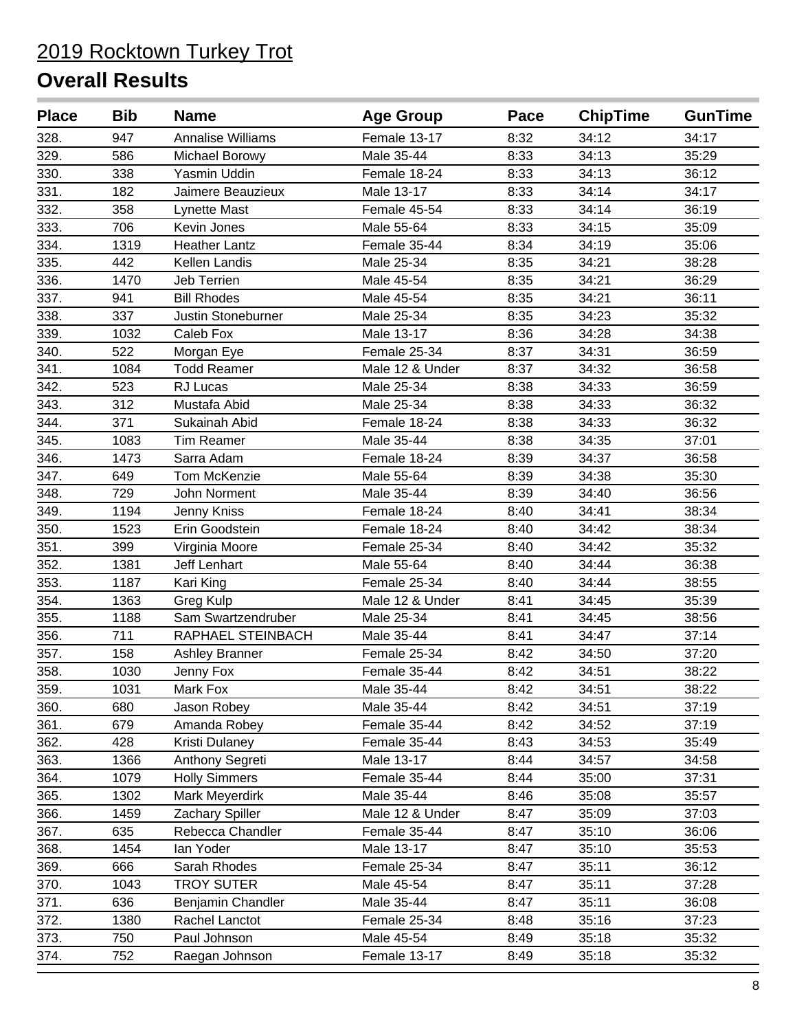# 2019 Rocktown Turkey Trot

## Overall Results

| Place | Bib | Name | Age Group | Pace | ChipTime | GunTime |
|---|---|---|---|---|---|---|
| 328. | 947 | Annalise Williams | Female 13-17 | 8:32 | 34:12 | 34:17 |
| 329. | 586 | Michael Borowy | Male 35-44 | 8:33 | 34:13 | 35:29 |
| 330. | 338 | Yasmin Uddin | Female 18-24 | 8:33 | 34:13 | 36:12 |
| 331. | 182 | Jaimere Beauzieux | Male 13-17 | 8:33 | 34:14 | 34:17 |
| 332. | 358 | Lynette Mast | Female 45-54 | 8:33 | 34:14 | 36:19 |
| 333. | 706 | Kevin Jones | Male 55-64 | 8:33 | 34:15 | 35:09 |
| 334. | 1319 | Heather Lantz | Female 35-44 | 8:34 | 34:19 | 35:06 |
| 335. | 442 | Kellen Landis | Male 25-34 | 8:35 | 34:21 | 38:28 |
| 336. | 1470 | Jeb Terrien | Male 45-54 | 8:35 | 34:21 | 36:29 |
| 337. | 941 | Bill Rhodes | Male 45-54 | 8:35 | 34:21 | 36:11 |
| 338. | 337 | Justin Stoneburner | Male 25-34 | 8:35 | 34:23 | 35:32 |
| 339. | 1032 | Caleb Fox | Male 13-17 | 8:36 | 34:28 | 34:38 |
| 340. | 522 | Morgan Eye | Female 25-34 | 8:37 | 34:31 | 36:59 |
| 341. | 1084 | Todd Reamer | Male 12 & Under | 8:37 | 34:32 | 36:58 |
| 342. | 523 | RJ Lucas | Male 25-34 | 8:38 | 34:33 | 36:59 |
| 343. | 312 | Mustafa Abid | Male 25-34 | 8:38 | 34:33 | 36:32 |
| 344. | 371 | Sukainah Abid | Female 18-24 | 8:38 | 34:33 | 36:32 |
| 345. | 1083 | Tim Reamer | Male 35-44 | 8:38 | 34:35 | 37:01 |
| 346. | 1473 | Sarra Adam | Female 18-24 | 8:39 | 34:37 | 36:58 |
| 347. | 649 | Tom McKenzie | Male 55-64 | 8:39 | 34:38 | 35:30 |
| 348. | 729 | John Norment | Male 35-44 | 8:39 | 34:40 | 36:56 |
| 349. | 1194 | Jenny Kniss | Female 18-24 | 8:40 | 34:41 | 38:34 |
| 350. | 1523 | Erin Goodstein | Female 18-24 | 8:40 | 34:42 | 38:34 |
| 351. | 399 | Virginia Moore | Female 25-34 | 8:40 | 34:42 | 35:32 |
| 352. | 1381 | Jeff Lenhart | Male 55-64 | 8:40 | 34:44 | 36:38 |
| 353. | 1187 | Kari King | Female 25-34 | 8:40 | 34:44 | 38:55 |
| 354. | 1363 | Greg Kulp | Male 12 & Under | 8:41 | 34:45 | 35:39 |
| 355. | 1188 | Sam Swartzendruber | Male 25-34 | 8:41 | 34:45 | 38:56 |
| 356. | 711 | RAPHAEL STEINBACH | Male 35-44 | 8:41 | 34:47 | 37:14 |
| 357. | 158 | Ashley Branner | Female 25-34 | 8:42 | 34:50 | 37:20 |
| 358. | 1030 | Jenny Fox | Female 35-44 | 8:42 | 34:51 | 38:22 |
| 359. | 1031 | Mark Fox | Male 35-44 | 8:42 | 34:51 | 38:22 |
| 360. | 680 | Jason Robey | Male 35-44 | 8:42 | 34:51 | 37:19 |
| 361. | 679 | Amanda Robey | Female 35-44 | 8:42 | 34:52 | 37:19 |
| 362. | 428 | Kristi Dulaney | Female 35-44 | 8:43 | 34:53 | 35:49 |
| 363. | 1366 | Anthony Segreti | Male 13-17 | 8:44 | 34:57 | 34:58 |
| 364. | 1079 | Holly Simmers | Female 35-44 | 8:44 | 35:00 | 37:31 |
| 365. | 1302 | Mark Meyerdirk | Male 35-44 | 8:46 | 35:08 | 35:57 |
| 366. | 1459 | Zachary Spiller | Male 12 & Under | 8:47 | 35:09 | 37:03 |
| 367. | 635 | Rebecca Chandler | Female 35-44 | 8:47 | 35:10 | 36:06 |
| 368. | 1454 | Ian Yoder | Male 13-17 | 8:47 | 35:10 | 35:53 |
| 369. | 666 | Sarah Rhodes | Female 25-34 | 8:47 | 35:11 | 36:12 |
| 370. | 1043 | TROY SUTER | Male 45-54 | 8:47 | 35:11 | 37:28 |
| 371. | 636 | Benjamin Chandler | Male 35-44 | 8:47 | 35:11 | 36:08 |
| 372. | 1380 | Rachel Lanctot | Female 25-34 | 8:48 | 35:16 | 37:23 |
| 373. | 750 | Paul Johnson | Male 45-54 | 8:49 | 35:18 | 35:32 |
| 374. | 752 | Raegan Johnson | Female 13-17 | 8:49 | 35:18 | 35:32 |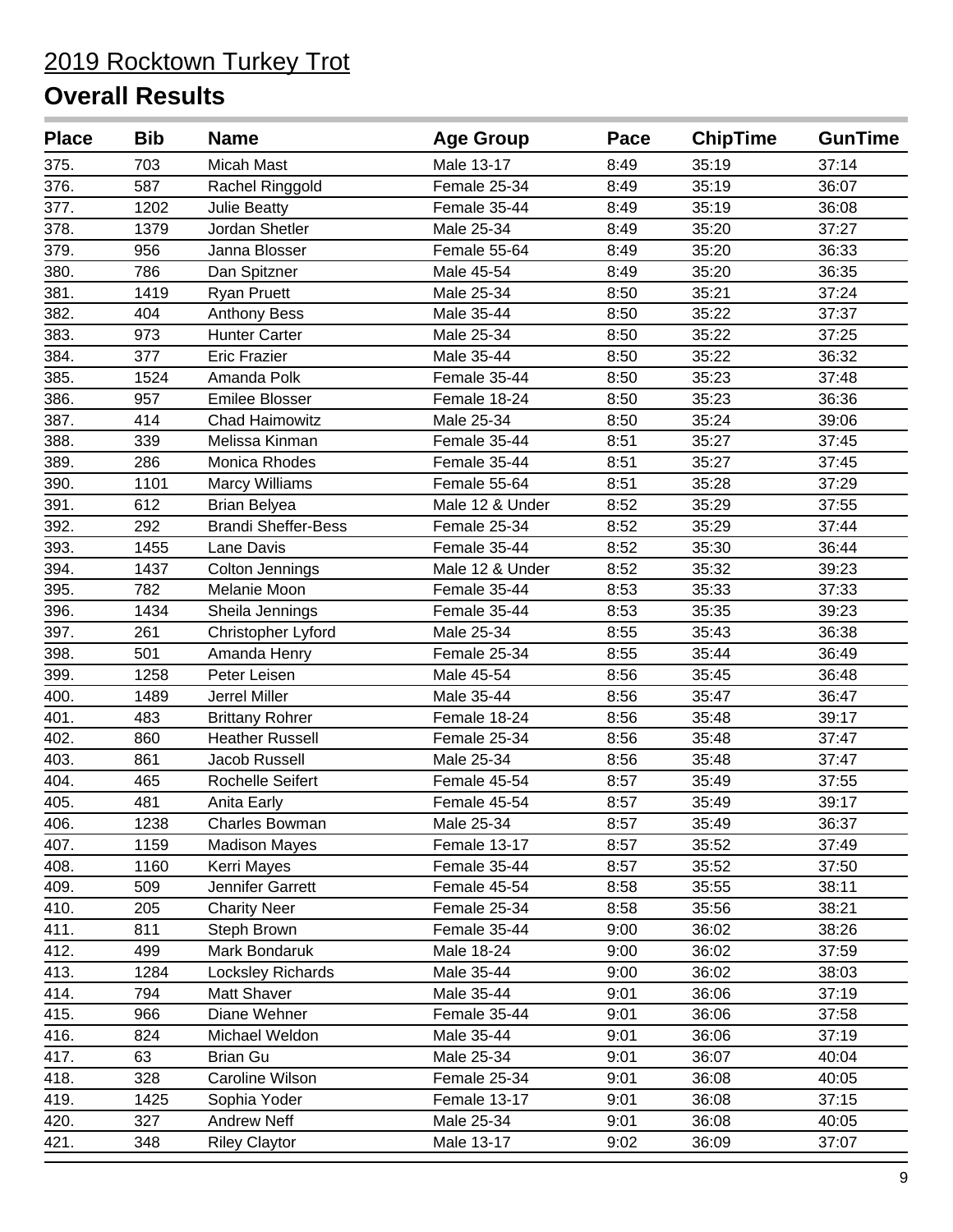# 2019 Rocktown Turkey Trot

## Overall Results

| Place | Bib | Name | Age Group | Pace | ChipTime | GunTime |
|---|---|---|---|---|---|---|
| 375. | 703 | Micah Mast | Male 13-17 | 8:49 | 35:19 | 37:14 |
| 376. | 587 | Rachel Ringgold | Female 25-34 | 8:49 | 35:19 | 36:07 |
| 377. | 1202 | Julie Beatty | Female 35-44 | 8:49 | 35:19 | 36:08 |
| 378. | 1379 | Jordan Shetler | Male 25-34 | 8:49 | 35:20 | 37:27 |
| 379. | 956 | Janna Blosser | Female 55-64 | 8:49 | 35:20 | 36:33 |
| 380. | 786 | Dan Spitzner | Male 45-54 | 8:49 | 35:20 | 36:35 |
| 381. | 1419 | Ryan Pruett | Male 25-34 | 8:50 | 35:21 | 37:24 |
| 382. | 404 | Anthony Bess | Male 35-44 | 8:50 | 35:22 | 37:37 |
| 383. | 973 | Hunter Carter | Male 25-34 | 8:50 | 35:22 | 37:25 |
| 384. | 377 | Eric Frazier | Male 35-44 | 8:50 | 35:22 | 36:32 |
| 385. | 1524 | Amanda Polk | Female 35-44 | 8:50 | 35:23 | 37:48 |
| 386. | 957 | Emilee Blosser | Female 18-24 | 8:50 | 35:23 | 36:36 |
| 387. | 414 | Chad Haimowitz | Male 25-34 | 8:50 | 35:24 | 39:06 |
| 388. | 339 | Melissa Kinman | Female 35-44 | 8:51 | 35:27 | 37:45 |
| 389. | 286 | Monica Rhodes | Female 35-44 | 8:51 | 35:27 | 37:45 |
| 390. | 1101 | Marcy Williams | Female 55-64 | 8:51 | 35:28 | 37:29 |
| 391. | 612 | Brian Belyea | Male 12 & Under | 8:52 | 35:29 | 37:55 |
| 392. | 292 | Brandi Sheffer-Bess | Female 25-34 | 8:52 | 35:29 | 37:44 |
| 393. | 1455 | Lane Davis | Female 35-44 | 8:52 | 35:30 | 36:44 |
| 394. | 1437 | Colton Jennings | Male 12 & Under | 8:52 | 35:32 | 39:23 |
| 395. | 782 | Melanie Moon | Female 35-44 | 8:53 | 35:33 | 37:33 |
| 396. | 1434 | Sheila Jennings | Female 35-44 | 8:53 | 35:35 | 39:23 |
| 397. | 261 | Christopher Lyford | Male 25-34 | 8:55 | 35:43 | 36:38 |
| 398. | 501 | Amanda Henry | Female 25-34 | 8:55 | 35:44 | 36:49 |
| 399. | 1258 | Peter Leisen | Male 45-54 | 8:56 | 35:45 | 36:48 |
| 400. | 1489 | Jerrel Miller | Male 35-44 | 8:56 | 35:47 | 36:47 |
| 401. | 483 | Brittany Rohrer | Female 18-24 | 8:56 | 35:48 | 39:17 |
| 402. | 860 | Heather Russell | Female 25-34 | 8:56 | 35:48 | 37:47 |
| 403. | 861 | Jacob Russell | Male 25-34 | 8:56 | 35:48 | 37:47 |
| 404. | 465 | Rochelle Seifert | Female 45-54 | 8:57 | 35:49 | 37:55 |
| 405. | 481 | Anita Early | Female 45-54 | 8:57 | 35:49 | 39:17 |
| 406. | 1238 | Charles Bowman | Male 25-34 | 8:57 | 35:49 | 36:37 |
| 407. | 1159 | Madison Mayes | Female 13-17 | 8:57 | 35:52 | 37:49 |
| 408. | 1160 | Kerri Mayes | Female 35-44 | 8:57 | 35:52 | 37:50 |
| 409. | 509 | Jennifer Garrett | Female 45-54 | 8:58 | 35:55 | 38:11 |
| 410. | 205 | Charity Neer | Female 25-34 | 8:58 | 35:56 | 38:21 |
| 411. | 811 | Steph Brown | Female 35-44 | 9:00 | 36:02 | 38:26 |
| 412. | 499 | Mark Bondaruk | Male 18-24 | 9:00 | 36:02 | 37:59 |
| 413. | 1284 | Locksley Richards | Male 35-44 | 9:00 | 36:02 | 38:03 |
| 414. | 794 | Matt Shaver | Male 35-44 | 9:01 | 36:06 | 37:19 |
| 415. | 966 | Diane Wehner | Female 35-44 | 9:01 | 36:06 | 37:58 |
| 416. | 824 | Michael Weldon | Male 35-44 | 9:01 | 36:06 | 37:19 |
| 417. | 63 | Brian Gu | Male 25-34 | 9:01 | 36:07 | 40:04 |
| 418. | 328 | Caroline Wilson | Female 25-34 | 9:01 | 36:08 | 40:05 |
| 419. | 1425 | Sophia Yoder | Female 13-17 | 9:01 | 36:08 | 37:15 |
| 420. | 327 | Andrew Neff | Male 25-34 | 9:01 | 36:08 | 40:05 |
| 421. | 348 | Riley Claytor | Male 13-17 | 9:02 | 36:09 | 37:07 |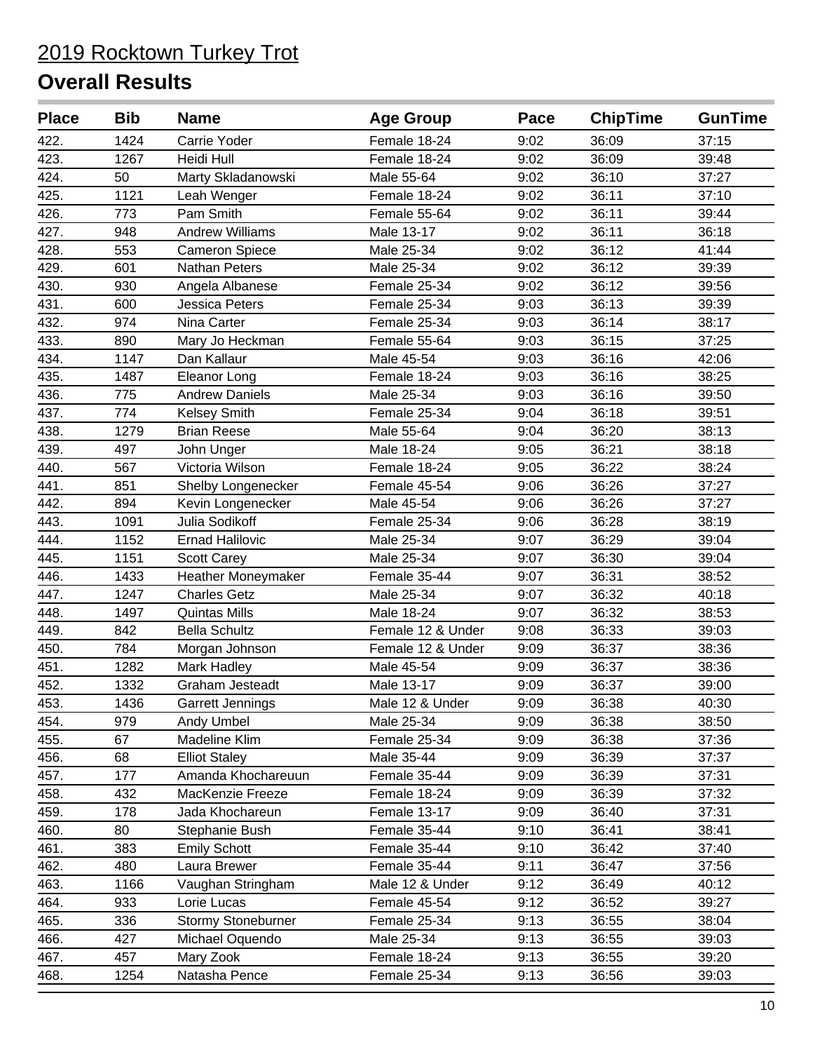# 2019 Rocktown Turkey Trot

## Overall Results

| Place | Bib | Name | Age Group | Pace | ChipTime | GunTime |
|---|---|---|---|---|---|---|
| 422. | 1424 | Carrie Yoder | Female 18-24 | 9:02 | 36:09 | 37:15 |
| 423. | 1267 | Heidi Hull | Female 18-24 | 9:02 | 36:09 | 39:48 |
| 424. | 50 | Marty Skladanowski | Male 55-64 | 9:02 | 36:10 | 37:27 |
| 425. | 1121 | Leah Wenger | Female 18-24 | 9:02 | 36:11 | 37:10 |
| 426. | 773 | Pam Smith | Female 55-64 | 9:02 | 36:11 | 39:44 |
| 427. | 948 | Andrew Williams | Male 13-17 | 9:02 | 36:11 | 36:18 |
| 428. | 553 | Cameron Spiece | Male 25-34 | 9:02 | 36:12 | 41:44 |
| 429. | 601 | Nathan Peters | Male 25-34 | 9:02 | 36:12 | 39:39 |
| 430. | 930 | Angela Albanese | Female 25-34 | 9:02 | 36:12 | 39:56 |
| 431. | 600 | Jessica Peters | Female 25-34 | 9:03 | 36:13 | 39:39 |
| 432. | 974 | Nina Carter | Female 25-34 | 9:03 | 36:14 | 38:17 |
| 433. | 890 | Mary Jo Heckman | Female 55-64 | 9:03 | 36:15 | 37:25 |
| 434. | 1147 | Dan Kallaur | Male 45-54 | 9:03 | 36:16 | 42:06 |
| 435. | 1487 | Eleanor Long | Female 18-24 | 9:03 | 36:16 | 38:25 |
| 436. | 775 | Andrew Daniels | Male 25-34 | 9:03 | 36:16 | 39:50 |
| 437. | 774 | Kelsey Smith | Female 25-34 | 9:04 | 36:18 | 39:51 |
| 438. | 1279 | Brian Reese | Male 55-64 | 9:04 | 36:20 | 38:13 |
| 439. | 497 | John Unger | Male 18-24 | 9:05 | 36:21 | 38:18 |
| 440. | 567 | Victoria Wilson | Female 18-24 | 9:05 | 36:22 | 38:24 |
| 441. | 851 | Shelby Longenecker | Female 45-54 | 9:06 | 36:26 | 37:27 |
| 442. | 894 | Kevin Longenecker | Male 45-54 | 9:06 | 36:26 | 37:27 |
| 443. | 1091 | Julia Sodikoff | Female 25-34 | 9:06 | 36:28 | 38:19 |
| 444. | 1152 | Ernad Halilovic | Male 25-34 | 9:07 | 36:29 | 39:04 |
| 445. | 1151 | Scott Carey | Male 25-34 | 9:07 | 36:30 | 39:04 |
| 446. | 1433 | Heather Moneymaker | Female 35-44 | 9:07 | 36:31 | 38:52 |
| 447. | 1247 | Charles Getz | Male 25-34 | 9:07 | 36:32 | 40:18 |
| 448. | 1497 | Quintas Mills | Male 18-24 | 9:07 | 36:32 | 38:53 |
| 449. | 842 | Bella Schultz | Female 12 & Under | 9:08 | 36:33 | 39:03 |
| 450. | 784 | Morgan Johnson | Female 12 & Under | 9:09 | 36:37 | 38:36 |
| 451. | 1282 | Mark Hadley | Male 45-54 | 9:09 | 36:37 | 38:36 |
| 452. | 1332 | Graham Jesteadt | Male 13-17 | 9:09 | 36:37 | 39:00 |
| 453. | 1436 | Garrett Jennings | Male 12 & Under | 9:09 | 36:38 | 40:30 |
| 454. | 979 | Andy Umbel | Male 25-34 | 9:09 | 36:38 | 38:50 |
| 455. | 67 | Madeline Klim | Female 25-34 | 9:09 | 36:38 | 37:36 |
| 456. | 68 | Elliot Staley | Male 35-44 | 9:09 | 36:39 | 37:37 |
| 457. | 177 | Amanda Khochareuun | Female 35-44 | 9:09 | 36:39 | 37:31 |
| 458. | 432 | MacKenzie Freeze | Female 18-24 | 9:09 | 36:39 | 37:32 |
| 459. | 178 | Jada Khochareun | Female 13-17 | 9:09 | 36:40 | 37:31 |
| 460. | 80 | Stephanie Bush | Female 35-44 | 9:10 | 36:41 | 38:41 |
| 461. | 383 | Emily Schott | Female 35-44 | 9:10 | 36:42 | 37:40 |
| 462. | 480 | Laura Brewer | Female 35-44 | 9:11 | 36:47 | 37:56 |
| 463. | 1166 | Vaughan Stringham | Male 12 & Under | 9:12 | 36:49 | 40:12 |
| 464. | 933 | Lorie Lucas | Female 45-54 | 9:12 | 36:52 | 39:27 |
| 465. | 336 | Stormy Stoneburner | Female 25-34 | 9:13 | 36:55 | 38:04 |
| 466. | 427 | Michael Oquendo | Male 25-34 | 9:13 | 36:55 | 39:03 |
| 467. | 457 | Mary Zook | Female 18-24 | 9:13 | 36:55 | 39:20 |
| 468. | 1254 | Natasha Pence | Female 25-34 | 9:13 | 36:56 | 39:03 |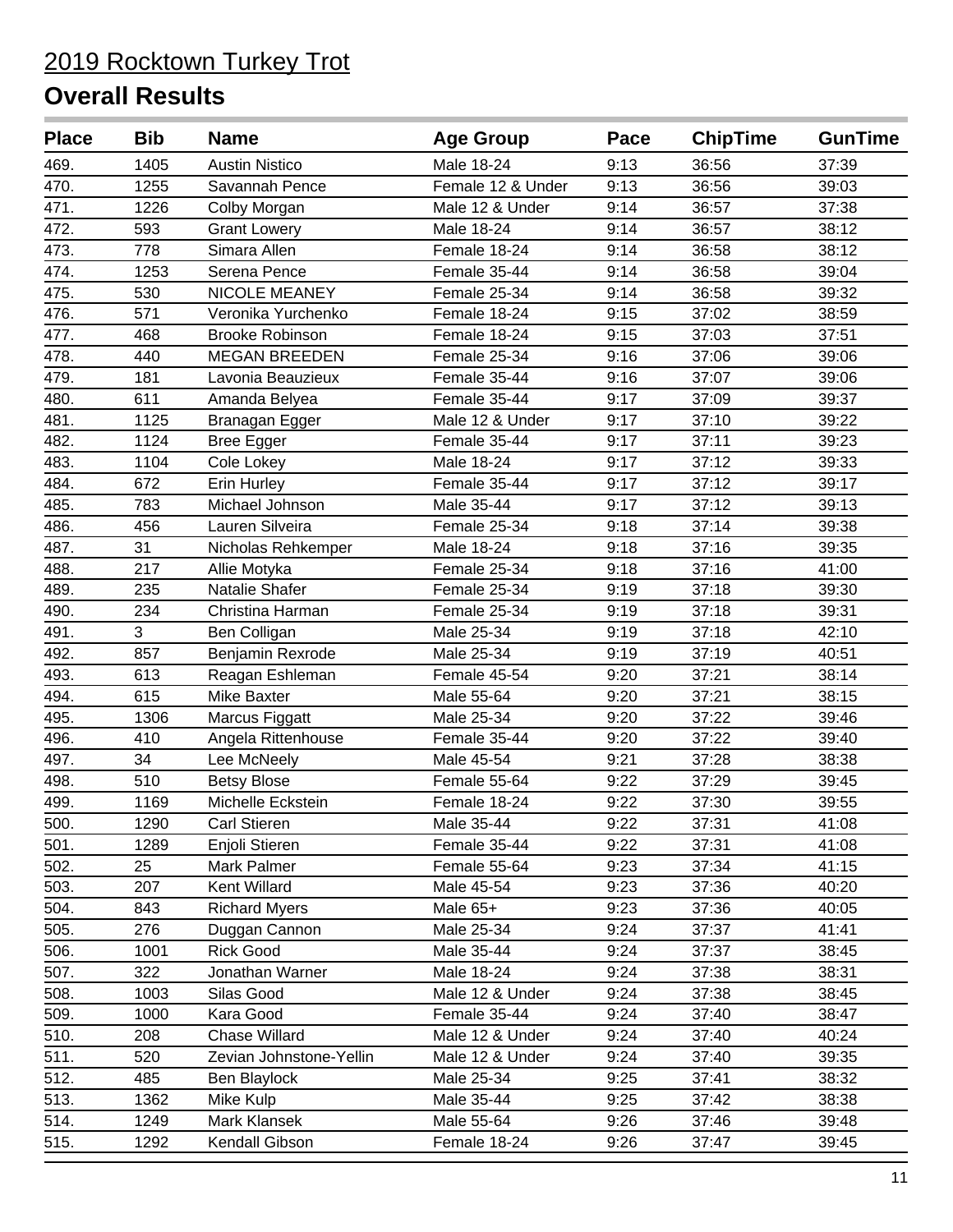# 2019 Rocktown Turkey Trot

## Overall Results

| Place | Bib | Name | Age Group | Pace | ChipTime | GunTime |
|---|---|---|---|---|---|---|
| 469. | 1405 | Austin Nistico | Male 18-24 | 9:13 | 36:56 | 37:39 |
| 470. | 1255 | Savannah Pence | Female 12 & Under | 9:13 | 36:56 | 39:03 |
| 471. | 1226 | Colby Morgan | Male 12 & Under | 9:14 | 36:57 | 37:38 |
| 472. | 593 | Grant Lowery | Male 18-24 | 9:14 | 36:57 | 38:12 |
| 473. | 778 | Simara Allen | Female 18-24 | 9:14 | 36:58 | 38:12 |
| 474. | 1253 | Serena Pence | Female 35-44 | 9:14 | 36:58 | 39:04 |
| 475. | 530 | NICOLE MEANEY | Female 25-34 | 9:14 | 36:58 | 39:32 |
| 476. | 571 | Veronika Yurchenko | Female 18-24 | 9:15 | 37:02 | 38:59 |
| 477. | 468 | Brooke Robinson | Female 18-24 | 9:15 | 37:03 | 37:51 |
| 478. | 440 | MEGAN BREEDEN | Female 25-34 | 9:16 | 37:06 | 39:06 |
| 479. | 181 | Lavonia Beauzieux | Female 35-44 | 9:16 | 37:07 | 39:06 |
| 480. | 611 | Amanda Belyea | Female 35-44 | 9:17 | 37:09 | 39:37 |
| 481. | 1125 | Branagan Egger | Male 12 & Under | 9:17 | 37:10 | 39:22 |
| 482. | 1124 | Bree Egger | Female 35-44 | 9:17 | 37:11 | 39:23 |
| 483. | 1104 | Cole Lokey | Male 18-24 | 9:17 | 37:12 | 39:33 |
| 484. | 672 | Erin Hurley | Female 35-44 | 9:17 | 37:12 | 39:17 |
| 485. | 783 | Michael Johnson | Male 35-44 | 9:17 | 37:12 | 39:13 |
| 486. | 456 | Lauren Silveira | Female 25-34 | 9:18 | 37:14 | 39:38 |
| 487. | 31 | Nicholas Rehkemper | Male 18-24 | 9:18 | 37:16 | 39:35 |
| 488. | 217 | Allie Motyka | Female 25-34 | 9:18 | 37:16 | 41:00 |
| 489. | 235 | Natalie Shafer | Female 25-34 | 9:19 | 37:18 | 39:30 |
| 490. | 234 | Christina Harman | Female 25-34 | 9:19 | 37:18 | 39:31 |
| 491. | 3 | Ben Colligan | Male 25-34 | 9:19 | 37:18 | 42:10 |
| 492. | 857 | Benjamin Rexrode | Male 25-34 | 9:19 | 37:19 | 40:51 |
| 493. | 613 | Reagan Eshleman | Female 45-54 | 9:20 | 37:21 | 38:14 |
| 494. | 615 | Mike Baxter | Male 55-64 | 9:20 | 37:21 | 38:15 |
| 495. | 1306 | Marcus Figgatt | Male 25-34 | 9:20 | 37:22 | 39:46 |
| 496. | 410 | Angela Rittenhouse | Female 35-44 | 9:20 | 37:22 | 39:40 |
| 497. | 34 | Lee McNeely | Male 45-54 | 9:21 | 37:28 | 38:38 |
| 498. | 510 | Betsy Blose | Female 55-64 | 9:22 | 37:29 | 39:45 |
| 499. | 1169 | Michelle Eckstein | Female 18-24 | 9:22 | 37:30 | 39:55 |
| 500. | 1290 | Carl Stieren | Male 35-44 | 9:22 | 37:31 | 41:08 |
| 501. | 1289 | Enjoli Stieren | Female 35-44 | 9:22 | 37:31 | 41:08 |
| 502. | 25 | Mark Palmer | Female 55-64 | 9:23 | 37:34 | 41:15 |
| 503. | 207 | Kent Willard | Male 45-54 | 9:23 | 37:36 | 40:20 |
| 504. | 843 | Richard Myers | Male 65+ | 9:23 | 37:36 | 40:05 |
| 505. | 276 | Duggan Cannon | Male 25-34 | 9:24 | 37:37 | 41:41 |
| 506. | 1001 | Rick Good | Male 35-44 | 9:24 | 37:37 | 38:45 |
| 507. | 322 | Jonathan Warner | Male 18-24 | 9:24 | 37:38 | 38:31 |
| 508. | 1003 | Silas Good | Male 12 & Under | 9:24 | 37:38 | 38:45 |
| 509. | 1000 | Kara Good | Female 35-44 | 9:24 | 37:40 | 38:47 |
| 510. | 208 | Chase Willard | Male 12 & Under | 9:24 | 37:40 | 40:24 |
| 511. | 520 | Zevian Johnstone-Yellin | Male 12 & Under | 9:24 | 37:40 | 39:35 |
| 512. | 485 | Ben Blaylock | Male 25-34 | 9:25 | 37:41 | 38:32 |
| 513. | 1362 | Mike Kulp | Male 35-44 | 9:25 | 37:42 | 38:38 |
| 514. | 1249 | Mark Klansek | Male 55-64 | 9:26 | 37:46 | 39:48 |
| 515. | 1292 | Kendall Gibson | Female 18-24 | 9:26 | 37:47 | 39:45 |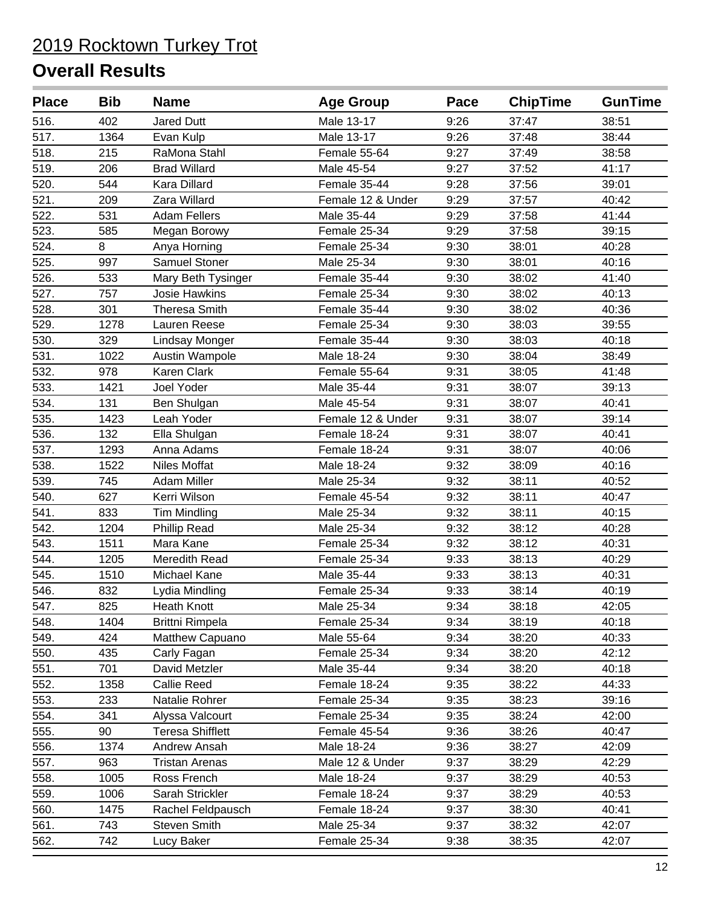# 2019 Rocktown Turkey Trot

## Overall Results

| Place | Bib | Name | Age Group | Pace | ChipTime | GunTime |
|---|---|---|---|---|---|---|
| 516. | 402 | Jared Dutt | Male 13-17 | 9:26 | 37:47 | 38:51 |
| 517. | 1364 | Evan Kulp | Male 13-17 | 9:26 | 37:48 | 38:44 |
| 518. | 215 | RaMona Stahl | Female 55-64 | 9:27 | 37:49 | 38:58 |
| 519. | 206 | Brad Willard | Male 45-54 | 9:27 | 37:52 | 41:17 |
| 520. | 544 | Kara Dillard | Female 35-44 | 9:28 | 37:56 | 39:01 |
| 521. | 209 | Zara Willard | Female 12 & Under | 9:29 | 37:57 | 40:42 |
| 522. | 531 | Adam Fellers | Male 35-44 | 9:29 | 37:58 | 41:44 |
| 523. | 585 | Megan Borowy | Female 25-34 | 9:29 | 37:58 | 39:15 |
| 524. | 8 | Anya Horning | Female 25-34 | 9:30 | 38:01 | 40:28 |
| 525. | 997 | Samuel Stoner | Male 25-34 | 9:30 | 38:01 | 40:16 |
| 526. | 533 | Mary Beth Tysinger | Female 35-44 | 9:30 | 38:02 | 41:40 |
| 527. | 757 | Josie Hawkins | Female 25-34 | 9:30 | 38:02 | 40:13 |
| 528. | 301 | Theresa Smith | Female 35-44 | 9:30 | 38:02 | 40:36 |
| 529. | 1278 | Lauren Reese | Female 25-34 | 9:30 | 38:03 | 39:55 |
| 530. | 329 | Lindsay Monger | Female 35-44 | 9:30 | 38:03 | 40:18 |
| 531. | 1022 | Austin Wampole | Male 18-24 | 9:30 | 38:04 | 38:49 |
| 532. | 978 | Karen Clark | Female 55-64 | 9:31 | 38:05 | 41:48 |
| 533. | 1421 | Joel Yoder | Male 35-44 | 9:31 | 38:07 | 39:13 |
| 534. | 131 | Ben Shulgan | Male 45-54 | 9:31 | 38:07 | 40:41 |
| 535. | 1423 | Leah Yoder | Female 12 & Under | 9:31 | 38:07 | 39:14 |
| 536. | 132 | Ella Shulgan | Female 18-24 | 9:31 | 38:07 | 40:41 |
| 537. | 1293 | Anna Adams | Female 18-24 | 9:31 | 38:07 | 40:06 |
| 538. | 1522 | Niles Moffat | Male 18-24 | 9:32 | 38:09 | 40:16 |
| 539. | 745 | Adam Miller | Male 25-34 | 9:32 | 38:11 | 40:52 |
| 540. | 627 | Kerri Wilson | Female 45-54 | 9:32 | 38:11 | 40:47 |
| 541. | 833 | Tim Mindling | Male 25-34 | 9:32 | 38:11 | 40:15 |
| 542. | 1204 | Phillip Read | Male 25-34 | 9:32 | 38:12 | 40:28 |
| 543. | 1511 | Mara Kane | Female 25-34 | 9:32 | 38:12 | 40:31 |
| 544. | 1205 | Meredith Read | Female 25-34 | 9:33 | 38:13 | 40:29 |
| 545. | 1510 | Michael Kane | Male 35-44 | 9:33 | 38:13 | 40:31 |
| 546. | 832 | Lydia Mindling | Female 25-34 | 9:33 | 38:14 | 40:19 |
| 547. | 825 | Heath Knott | Male 25-34 | 9:34 | 38:18 | 42:05 |
| 548. | 1404 | Brittni Rimpela | Female 25-34 | 9:34 | 38:19 | 40:18 |
| 549. | 424 | Matthew Capuano | Male 55-64 | 9:34 | 38:20 | 40:33 |
| 550. | 435 | Carly Fagan | Female 25-34 | 9:34 | 38:20 | 42:12 |
| 551. | 701 | David Metzler | Male 35-44 | 9:34 | 38:20 | 40:18 |
| 552. | 1358 | Callie Reed | Female 18-24 | 9:35 | 38:22 | 44:33 |
| 553. | 233 | Natalie Rohrer | Female 25-34 | 9:35 | 38:23 | 39:16 |
| 554. | 341 | Alyssa Valcourt | Female 25-34 | 9:35 | 38:24 | 42:00 |
| 555. | 90 | Teresa Shifflett | Female 45-54 | 9:36 | 38:26 | 40:47 |
| 556. | 1374 | Andrew Ansah | Male 18-24 | 9:36 | 38:27 | 42:09 |
| 557. | 963 | Tristan Arenas | Male 12 & Under | 9:37 | 38:29 | 42:29 |
| 558. | 1005 | Ross French | Male 18-24 | 9:37 | 38:29 | 40:53 |
| 559. | 1006 | Sarah Strickler | Female 18-24 | 9:37 | 38:29 | 40:53 |
| 560. | 1475 | Rachel Feldpausch | Female 18-24 | 9:37 | 38:30 | 40:41 |
| 561. | 743 | Steven Smith | Male 25-34 | 9:37 | 38:32 | 42:07 |
| 562. | 742 | Lucy Baker | Female 25-34 | 9:38 | 38:35 | 42:07 |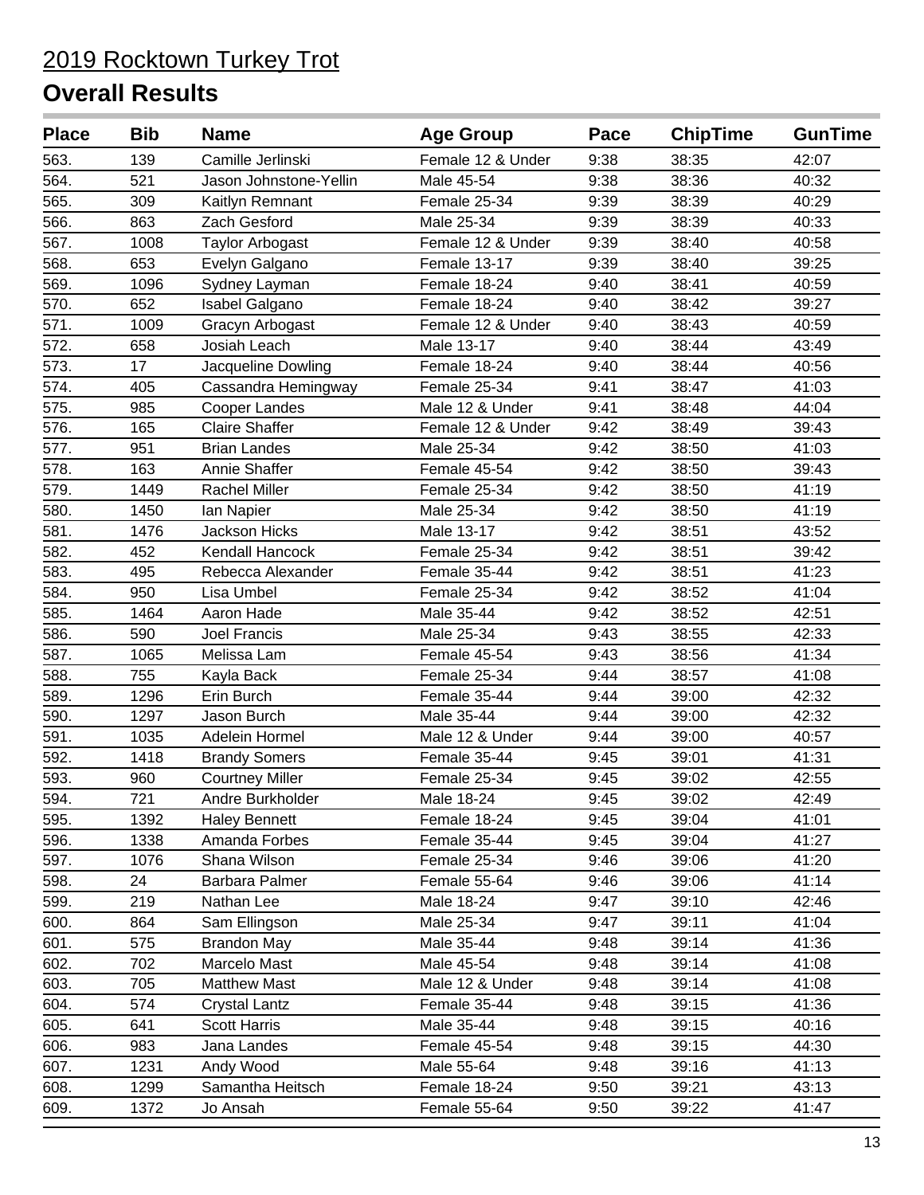# 2019 Rocktown Turkey Trot

## Overall Results

| Place | Bib | Name | Age Group | Pace | ChipTime | GunTime |
|---|---|---|---|---|---|---|
| 563. | 139 | Camille Jerlinski | Female 12 & Under | 9:38 | 38:35 | 42:07 |
| 564. | 521 | Jason Johnstone-Yellin | Male 45-54 | 9:38 | 38:36 | 40:32 |
| 565. | 309 | Kaitlyn Remnant | Female 25-34 | 9:39 | 38:39 | 40:29 |
| 566. | 863 | Zach Gesford | Male 25-34 | 9:39 | 38:39 | 40:33 |
| 567. | 1008 | Taylor Arbogast | Female 12 & Under | 9:39 | 38:40 | 40:58 |
| 568. | 653 | Evelyn Galgano | Female 13-17 | 9:39 | 38:40 | 39:25 |
| 569. | 1096 | Sydney Layman | Female 18-24 | 9:40 | 38:41 | 40:59 |
| 570. | 652 | Isabel Galgano | Female 18-24 | 9:40 | 38:42 | 39:27 |
| 571. | 1009 | Gracyn Arbogast | Female 12 & Under | 9:40 | 38:43 | 40:59 |
| 572. | 658 | Josiah Leach | Male 13-17 | 9:40 | 38:44 | 43:49 |
| 573. | 17 | Jacqueline Dowling | Female 18-24 | 9:40 | 38:44 | 40:56 |
| 574. | 405 | Cassandra Hemingway | Female 25-34 | 9:41 | 38:47 | 41:03 |
| 575. | 985 | Cooper Landes | Male 12 & Under | 9:41 | 38:48 | 44:04 |
| 576. | 165 | Claire Shaffer | Female 12 & Under | 9:42 | 38:49 | 39:43 |
| 577. | 951 | Brian Landes | Male 25-34 | 9:42 | 38:50 | 41:03 |
| 578. | 163 | Annie Shaffer | Female 45-54 | 9:42 | 38:50 | 39:43 |
| 579. | 1449 | Rachel Miller | Female 25-34 | 9:42 | 38:50 | 41:19 |
| 580. | 1450 | Ian Napier | Male 25-34 | 9:42 | 38:50 | 41:19 |
| 581. | 1476 | Jackson Hicks | Male 13-17 | 9:42 | 38:51 | 43:52 |
| 582. | 452 | Kendall Hancock | Female 25-34 | 9:42 | 38:51 | 39:42 |
| 583. | 495 | Rebecca Alexander | Female 35-44 | 9:42 | 38:51 | 41:23 |
| 584. | 950 | Lisa Umbel | Female 25-34 | 9:42 | 38:52 | 41:04 |
| 585. | 1464 | Aaron Hade | Male 35-44 | 9:42 | 38:52 | 42:51 |
| 586. | 590 | Joel Francis | Male 25-34 | 9:43 | 38:55 | 42:33 |
| 587. | 1065 | Melissa Lam | Female 45-54 | 9:43 | 38:56 | 41:34 |
| 588. | 755 | Kayla Back | Female 25-34 | 9:44 | 38:57 | 41:08 |
| 589. | 1296 | Erin Burch | Female 35-44 | 9:44 | 39:00 | 42:32 |
| 590. | 1297 | Jason Burch | Male 35-44 | 9:44 | 39:00 | 42:32 |
| 591. | 1035 | Adelein Hormel | Male 12 & Under | 9:44 | 39:00 | 40:57 |
| 592. | 1418 | Brandy Somers | Female 35-44 | 9:45 | 39:01 | 41:31 |
| 593. | 960 | Courtney Miller | Female 25-34 | 9:45 | 39:02 | 42:55 |
| 594. | 721 | Andre Burkholder | Male 18-24 | 9:45 | 39:02 | 42:49 |
| 595. | 1392 | Haley Bennett | Female 18-24 | 9:45 | 39:04 | 41:01 |
| 596. | 1338 | Amanda Forbes | Female 35-44 | 9:45 | 39:04 | 41:27 |
| 597. | 1076 | Shana Wilson | Female 25-34 | 9:46 | 39:06 | 41:20 |
| 598. | 24 | Barbara Palmer | Female 55-64 | 9:46 | 39:06 | 41:14 |
| 599. | 219 | Nathan Lee | Male 18-24 | 9:47 | 39:10 | 42:46 |
| 600. | 864 | Sam Ellingson | Male 25-34 | 9:47 | 39:11 | 41:04 |
| 601. | 575 | Brandon May | Male 35-44 | 9:48 | 39:14 | 41:36 |
| 602. | 702 | Marcelo Mast | Male 45-54 | 9:48 | 39:14 | 41:08 |
| 603. | 705 | Matthew Mast | Male 12 & Under | 9:48 | 39:14 | 41:08 |
| 604. | 574 | Crystal Lantz | Female 35-44 | 9:48 | 39:15 | 41:36 |
| 605. | 641 | Scott Harris | Male 35-44 | 9:48 | 39:15 | 40:16 |
| 606. | 983 | Jana Landes | Female 45-54 | 9:48 | 39:15 | 44:30 |
| 607. | 1231 | Andy Wood | Male 55-64 | 9:48 | 39:16 | 41:13 |
| 608. | 1299 | Samantha Heitsch | Female 18-24 | 9:50 | 39:21 | 43:13 |
| 609. | 1372 | Jo Ansah | Female 55-64 | 9:50 | 39:22 | 41:47 |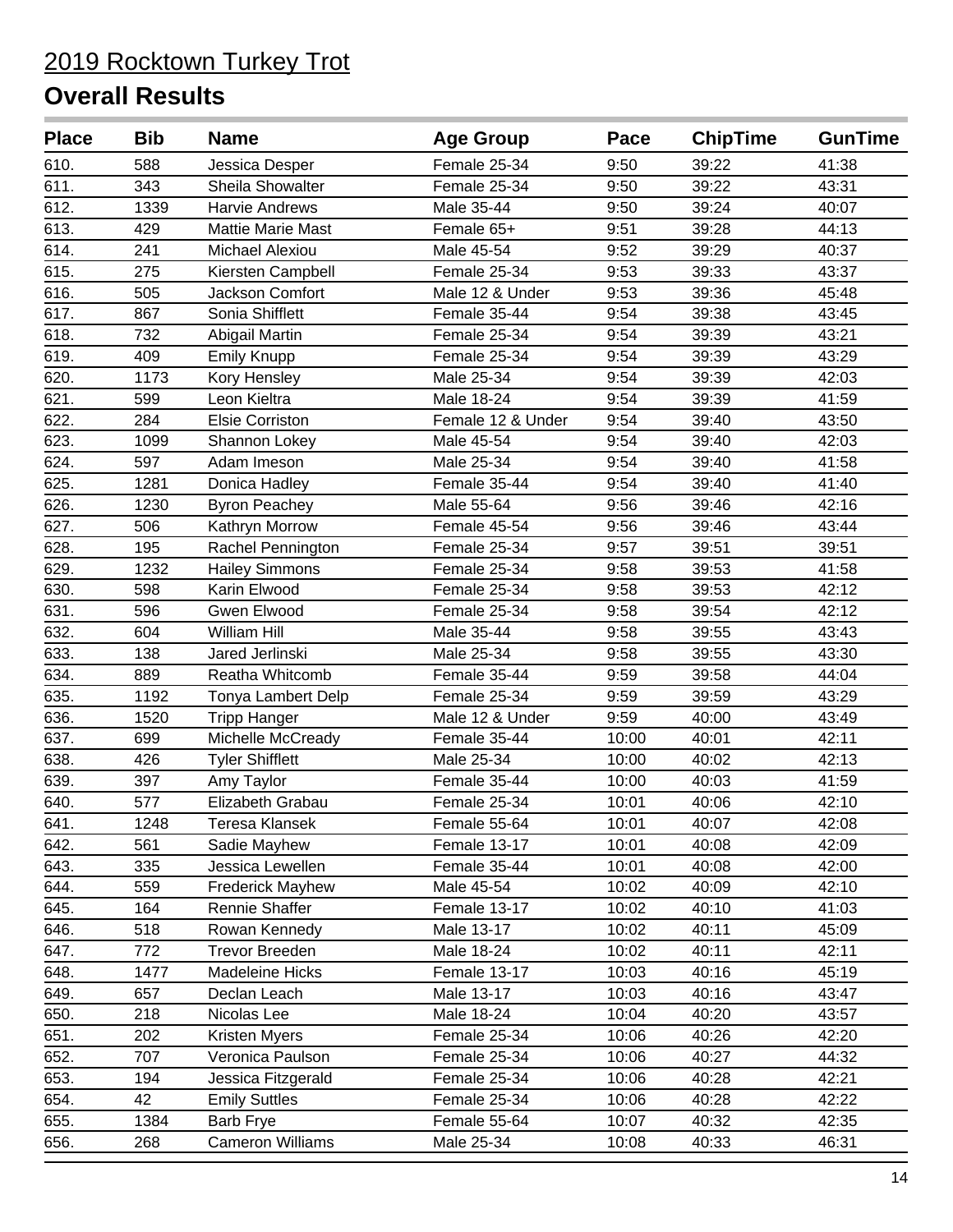# 2019 Rocktown Turkey Trot

## Overall Results

| Place | Bib | Name | Age Group | Pace | ChipTime | GunTime |
|---|---|---|---|---|---|---|
| 610. | 588 | Jessica Desper | Female 25-34 | 9:50 | 39:22 | 41:38 |
| 611. | 343 | Sheila Showalter | Female 25-34 | 9:50 | 39:22 | 43:31 |
| 612. | 1339 | Harvie Andrews | Male 35-44 | 9:50 | 39:24 | 40:07 |
| 613. | 429 | Mattie Marie Mast | Female 65+ | 9:51 | 39:28 | 44:13 |
| 614. | 241 | Michael Alexiou | Male 45-54 | 9:52 | 39:29 | 40:37 |
| 615. | 275 | Kiersten Campbell | Female 25-34 | 9:53 | 39:33 | 43:37 |
| 616. | 505 | Jackson Comfort | Male 12 & Under | 9:53 | 39:36 | 45:48 |
| 617. | 867 | Sonia Shifflett | Female 35-44 | 9:54 | 39:38 | 43:45 |
| 618. | 732 | Abigail Martin | Female 25-34 | 9:54 | 39:39 | 43:21 |
| 619. | 409 | Emily Knupp | Female 25-34 | 9:54 | 39:39 | 43:29 |
| 620. | 1173 | Kory Hensley | Male 25-34 | 9:54 | 39:39 | 42:03 |
| 621. | 599 | Leon Kieltra | Male 18-24 | 9:54 | 39:39 | 41:59 |
| 622. | 284 | Elsie Corriston | Female 12 & Under | 9:54 | 39:40 | 43:50 |
| 623. | 1099 | Shannon Lokey | Male 45-54 | 9:54 | 39:40 | 42:03 |
| 624. | 597 | Adam Imeson | Male 25-34 | 9:54 | 39:40 | 41:58 |
| 625. | 1281 | Donica Hadley | Female 35-44 | 9:54 | 39:40 | 41:40 |
| 626. | 1230 | Byron Peachey | Male 55-64 | 9:56 | 39:46 | 42:16 |
| 627. | 506 | Kathryn Morrow | Female 45-54 | 9:56 | 39:46 | 43:44 |
| 628. | 195 | Rachel Pennington | Female 25-34 | 9:57 | 39:51 | 39:51 |
| 629. | 1232 | Hailey Simmons | Female 25-34 | 9:58 | 39:53 | 41:58 |
| 630. | 598 | Karin Elwood | Female 25-34 | 9:58 | 39:53 | 42:12 |
| 631. | 596 | Gwen Elwood | Female 25-34 | 9:58 | 39:54 | 42:12 |
| 632. | 604 | William Hill | Male 35-44 | 9:58 | 39:55 | 43:43 |
| 633. | 138 | Jared Jerlinski | Male 25-34 | 9:58 | 39:55 | 43:30 |
| 634. | 889 | Reatha Whitcomb | Female 35-44 | 9:59 | 39:58 | 44:04 |
| 635. | 1192 | Tonya Lambert Delp | Female 25-34 | 9:59 | 39:59 | 43:29 |
| 636. | 1520 | Tripp Hanger | Male 12 & Under | 9:59 | 40:00 | 43:49 |
| 637. | 699 | Michelle McCready | Female 35-44 | 10:00 | 40:01 | 42:11 |
| 638. | 426 | Tyler Shifflett | Male 25-34 | 10:00 | 40:02 | 42:13 |
| 639. | 397 | Amy Taylor | Female 35-44 | 10:00 | 40:03 | 41:59 |
| 640. | 577 | Elizabeth Grabau | Female 25-34 | 10:01 | 40:06 | 42:10 |
| 641. | 1248 | Teresa Klansek | Female 55-64 | 10:01 | 40:07 | 42:08 |
| 642. | 561 | Sadie Mayhew | Female 13-17 | 10:01 | 40:08 | 42:09 |
| 643. | 335 | Jessica Lewellen | Female 35-44 | 10:01 | 40:08 | 42:00 |
| 644. | 559 | Frederick Mayhew | Male 45-54 | 10:02 | 40:09 | 42:10 |
| 645. | 164 | Rennie Shaffer | Female 13-17 | 10:02 | 40:10 | 41:03 |
| 646. | 518 | Rowan Kennedy | Male 13-17 | 10:02 | 40:11 | 45:09 |
| 647. | 772 | Trevor Breeden | Male 18-24 | 10:02 | 40:11 | 42:11 |
| 648. | 1477 | Madeleine Hicks | Female 13-17 | 10:03 | 40:16 | 45:19 |
| 649. | 657 | Declan Leach | Male 13-17 | 10:03 | 40:16 | 43:47 |
| 650. | 218 | Nicolas Lee | Male 18-24 | 10:04 | 40:20 | 43:57 |
| 651. | 202 | Kristen Myers | Female 25-34 | 10:06 | 40:26 | 42:20 |
| 652. | 707 | Veronica Paulson | Female 25-34 | 10:06 | 40:27 | 44:32 |
| 653. | 194 | Jessica Fitzgerald | Female 25-34 | 10:06 | 40:28 | 42:21 |
| 654. | 42 | Emily Suttles | Female 25-34 | 10:06 | 40:28 | 42:22 |
| 655. | 1384 | Barb Frye | Female 55-64 | 10:07 | 40:32 | 42:35 |
| 656. | 268 | Cameron Williams | Male 25-34 | 10:08 | 40:33 | 46:31 |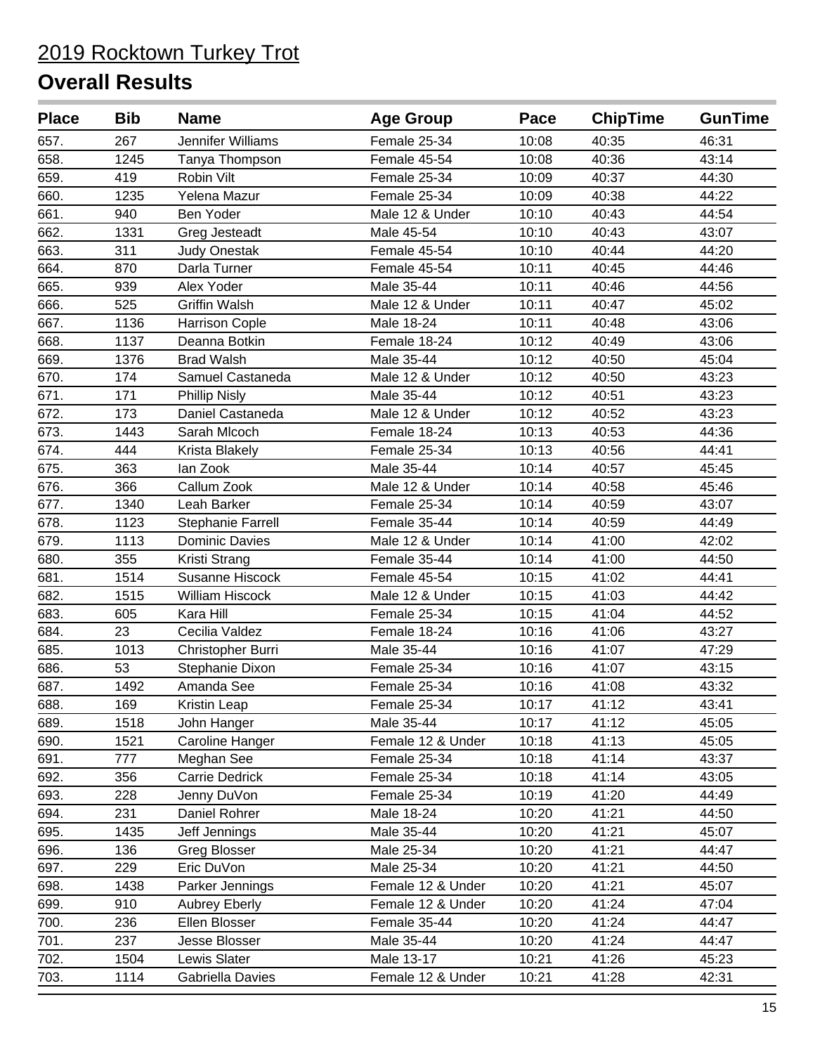# 2019 Rocktown Turkey Trot

## Overall Results

| Place | Bib | Name | Age Group | Pace | ChipTime | GunTime |
|---|---|---|---|---|---|---|
| 657. | 267 | Jennifer Williams | Female 25-34 | 10:08 | 40:35 | 46:31 |
| 658. | 1245 | Tanya Thompson | Female 45-54 | 10:08 | 40:36 | 43:14 |
| 659. | 419 | Robin Vilt | Female 25-34 | 10:09 | 40:37 | 44:30 |
| 660. | 1235 | Yelena Mazur | Female 25-34 | 10:09 | 40:38 | 44:22 |
| 661. | 940 | Ben Yoder | Male 12 & Under | 10:10 | 40:43 | 44:54 |
| 662. | 1331 | Greg Jesteadt | Male 45-54 | 10:10 | 40:43 | 43:07 |
| 663. | 311 | Judy Onestak | Female 45-54 | 10:10 | 40:44 | 44:20 |
| 664. | 870 | Darla Turner | Female 45-54 | 10:11 | 40:45 | 44:46 |
| 665. | 939 | Alex Yoder | Male 35-44 | 10:11 | 40:46 | 44:56 |
| 666. | 525 | Griffin Walsh | Male 12 & Under | 10:11 | 40:47 | 45:02 |
| 667. | 1136 | Harrison Cople | Male 18-24 | 10:11 | 40:48 | 43:06 |
| 668. | 1137 | Deanna Botkin | Female 18-24 | 10:12 | 40:49 | 43:06 |
| 669. | 1376 | Brad Walsh | Male 35-44 | 10:12 | 40:50 | 45:04 |
| 670. | 174 | Samuel Castaneda | Male 12 & Under | 10:12 | 40:50 | 43:23 |
| 671. | 171 | Phillip Nisly | Male 35-44 | 10:12 | 40:51 | 43:23 |
| 672. | 173 | Daniel Castaneda | Male 12 & Under | 10:12 | 40:52 | 43:23 |
| 673. | 1443 | Sarah Mlcoch | Female 18-24 | 10:13 | 40:53 | 44:36 |
| 674. | 444 | Krista Blakely | Female 25-34 | 10:13 | 40:56 | 44:41 |
| 675. | 363 | Ian Zook | Male 35-44 | 10:14 | 40:57 | 45:45 |
| 676. | 366 | Callum Zook | Male 12 & Under | 10:14 | 40:58 | 45:46 |
| 677. | 1340 | Leah Barker | Female 25-34 | 10:14 | 40:59 | 43:07 |
| 678. | 1123 | Stephanie Farrell | Female 35-44 | 10:14 | 40:59 | 44:49 |
| 679. | 1113 | Dominic Davies | Male 12 & Under | 10:14 | 41:00 | 42:02 |
| 680. | 355 | Kristi Strang | Female 35-44 | 10:14 | 41:00 | 44:50 |
| 681. | 1514 | Susanne Hiscock | Female 45-54 | 10:15 | 41:02 | 44:41 |
| 682. | 1515 | William Hiscock | Male 12 & Under | 10:15 | 41:03 | 44:42 |
| 683. | 605 | Kara Hill | Female 25-34 | 10:15 | 41:04 | 44:52 |
| 684. | 23 | Cecilia Valdez | Female 18-24 | 10:16 | 41:06 | 43:27 |
| 685. | 1013 | Christopher Burri | Male 35-44 | 10:16 | 41:07 | 47:29 |
| 686. | 53 | Stephanie Dixon | Female 25-34 | 10:16 | 41:07 | 43:15 |
| 687. | 1492 | Amanda See | Female 25-34 | 10:16 | 41:08 | 43:32 |
| 688. | 169 | Kristin Leap | Female 25-34 | 10:17 | 41:12 | 43:41 |
| 689. | 1518 | John Hanger | Male 35-44 | 10:17 | 41:12 | 45:05 |
| 690. | 1521 | Caroline Hanger | Female 12 & Under | 10:18 | 41:13 | 45:05 |
| 691. | 777 | Meghan See | Female 25-34 | 10:18 | 41:14 | 43:37 |
| 692. | 356 | Carrie Dedrick | Female 25-34 | 10:18 | 41:14 | 43:05 |
| 693. | 228 | Jenny DuVon | Female 25-34 | 10:19 | 41:20 | 44:49 |
| 694. | 231 | Daniel Rohrer | Male 18-24 | 10:20 | 41:21 | 44:50 |
| 695. | 1435 | Jeff Jennings | Male 35-44 | 10:20 | 41:21 | 45:07 |
| 696. | 136 | Greg Blosser | Male 25-34 | 10:20 | 41:21 | 44:47 |
| 697. | 229 | Eric DuVon | Male 25-34 | 10:20 | 41:21 | 44:50 |
| 698. | 1438 | Parker Jennings | Female 12 & Under | 10:20 | 41:21 | 45:07 |
| 699. | 910 | Aubrey Eberly | Female 12 & Under | 10:20 | 41:24 | 47:04 |
| 700. | 236 | Ellen Blosser | Female 35-44 | 10:20 | 41:24 | 44:47 |
| 701. | 237 | Jesse Blosser | Male 35-44 | 10:20 | 41:24 | 44:47 |
| 702. | 1504 | Lewis Slater | Male 13-17 | 10:21 | 41:26 | 45:23 |
| 703. | 1114 | Gabriella Davies | Female 12 & Under | 10:21 | 41:28 | 42:31 |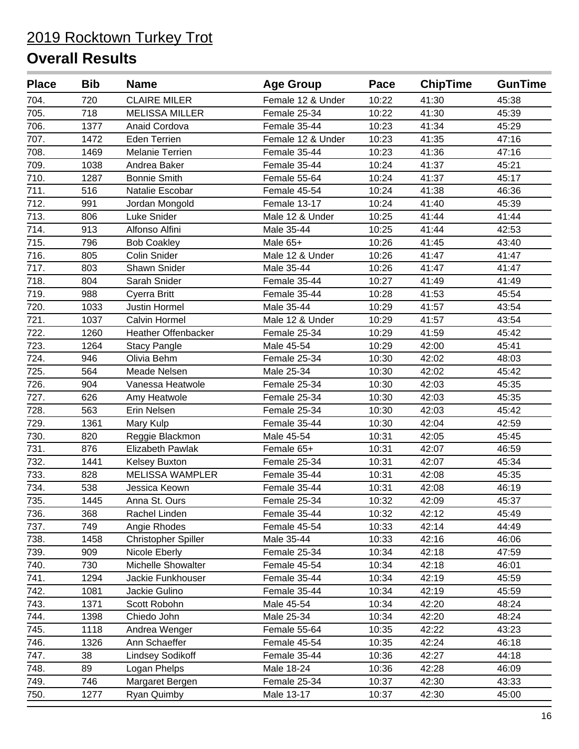# 2019 Rocktown Turkey Trot

## Overall Results

| Place | Bib | Name | Age Group | Pace | ChipTime | GunTime |
|---|---|---|---|---|---|---|
| 704. | 720 | CLAIRE MILER | Female 12 & Under | 10:22 | 41:30 | 45:38 |
| 705. | 718 | MELISSA MILLER | Female 25-34 | 10:22 | 41:30 | 45:39 |
| 706. | 1377 | Anaid Cordova | Female 35-44 | 10:23 | 41:34 | 45:29 |
| 707. | 1472 | Eden Terrien | Female 12 & Under | 10:23 | 41:35 | 47:16 |
| 708. | 1469 | Melanie Terrien | Female 35-44 | 10:23 | 41:36 | 47:16 |
| 709. | 1038 | Andrea Baker | Female 35-44 | 10:24 | 41:37 | 45:21 |
| 710. | 1287 | Bonnie Smith | Female 55-64 | 10:24 | 41:37 | 45:17 |
| 711. | 516 | Natalie Escobar | Female 45-54 | 10:24 | 41:38 | 46:36 |
| 712. | 991 | Jordan Mongold | Female 13-17 | 10:24 | 41:40 | 45:39 |
| 713. | 806 | Luke Snider | Male 12 & Under | 10:25 | 41:44 | 41:44 |
| 714. | 913 | Alfonso Alfini | Male 35-44 | 10:25 | 41:44 | 42:53 |
| 715. | 796 | Bob Coakley | Male 65+ | 10:26 | 41:45 | 43:40 |
| 716. | 805 | Colin Snider | Male 12 & Under | 10:26 | 41:47 | 41:47 |
| 717. | 803 | Shawn Snider | Male 35-44 | 10:26 | 41:47 | 41:47 |
| 718. | 804 | Sarah Snider | Female 35-44 | 10:27 | 41:49 | 41:49 |
| 719. | 988 | Cyerra Britt | Female 35-44 | 10:28 | 41:53 | 45:54 |
| 720. | 1033 | Justin Hormel | Male 35-44 | 10:29 | 41:57 | 43:54 |
| 721. | 1037 | Calvin Hormel | Male 12 & Under | 10:29 | 41:57 | 43:54 |
| 722. | 1260 | Heather Offenbacker | Female 25-34 | 10:29 | 41:59 | 45:42 |
| 723. | 1264 | Stacy Pangle | Male 45-54 | 10:29 | 42:00 | 45:41 |
| 724. | 946 | Olivia Behm | Female 25-34 | 10:30 | 42:02 | 48:03 |
| 725. | 564 | Meade Nelsen | Male 25-34 | 10:30 | 42:02 | 45:42 |
| 726. | 904 | Vanessa Heatwole | Female 25-34 | 10:30 | 42:03 | 45:35 |
| 727. | 626 | Amy Heatwole | Female 25-34 | 10:30 | 42:03 | 45:35 |
| 728. | 563 | Erin Nelsen | Female 25-34 | 10:30 | 42:03 | 45:42 |
| 729. | 1361 | Mary Kulp | Female 35-44 | 10:30 | 42:04 | 42:59 |
| 730. | 820 | Reggie Blackmon | Male 45-54 | 10:31 | 42:05 | 45:45 |
| 731. | 876 | Elizabeth Pawlak | Female 65+ | 10:31 | 42:07 | 46:59 |
| 732. | 1441 | Kelsey Buxton | Female 25-34 | 10:31 | 42:07 | 45:34 |
| 733. | 828 | MELISSA WAMPLER | Female 35-44 | 10:31 | 42:08 | 45:35 |
| 734. | 538 | Jessica Keown | Female 35-44 | 10:31 | 42:08 | 46:19 |
| 735. | 1445 | Anna St. Ours | Female 25-34 | 10:32 | 42:09 | 45:37 |
| 736. | 368 | Rachel Linden | Female 35-44 | 10:32 | 42:12 | 45:49 |
| 737. | 749 | Angie Rhodes | Female 45-54 | 10:33 | 42:14 | 44:49 |
| 738. | 1458 | Christopher Spiller | Male 35-44 | 10:33 | 42:16 | 46:06 |
| 739. | 909 | Nicole Eberly | Female 25-34 | 10:34 | 42:18 | 47:59 |
| 740. | 730 | Michelle Showalter | Female 45-54 | 10:34 | 42:18 | 46:01 |
| 741. | 1294 | Jackie Funkhouser | Female 35-44 | 10:34 | 42:19 | 45:59 |
| 742. | 1081 | Jackie Gulino | Female 35-44 | 10:34 | 42:19 | 45:59 |
| 743. | 1371 | Scott Robohn | Male 45-54 | 10:34 | 42:20 | 48:24 |
| 744. | 1398 | Chiedo John | Male 25-34 | 10:34 | 42:20 | 48:24 |
| 745. | 1118 | Andrea Wenger | Female 55-64 | 10:35 | 42:22 | 43:23 |
| 746. | 1326 | Ann Schaeffer | Female 45-54 | 10:35 | 42:24 | 46:18 |
| 747. | 38 | Lindsey Sodikoff | Female 35-44 | 10:36 | 42:27 | 44:18 |
| 748. | 89 | Logan Phelps | Male 18-24 | 10:36 | 42:28 | 46:09 |
| 749. | 746 | Margaret Bergen | Female 25-34 | 10:37 | 42:30 | 43:33 |
| 750. | 1277 | Ryan Quimby | Male 13-17 | 10:37 | 42:30 | 45:00 |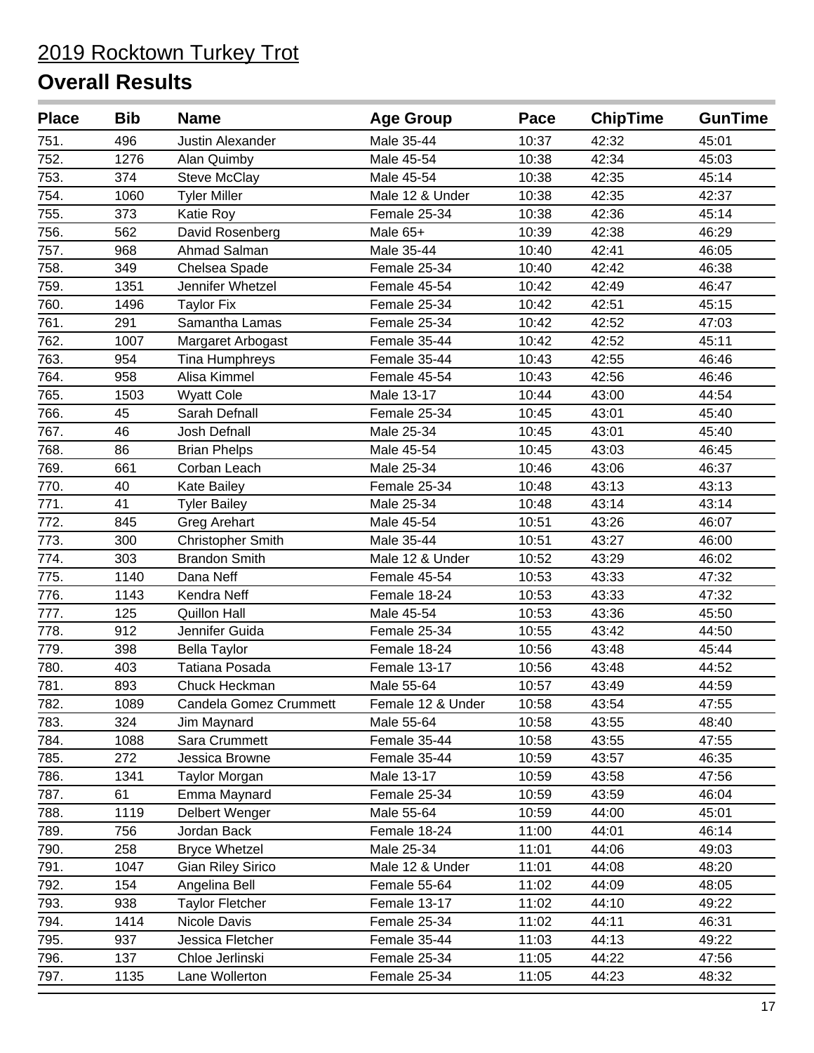# 2019 Rocktown Turkey Trot

## Overall Results

| Place | Bib | Name | Age Group | Pace | ChipTime | GunTime |
|---|---|---|---|---|---|---|
| 751. | 496 | Justin Alexander | Male 35-44 | 10:37 | 42:32 | 45:01 |
| 752. | 1276 | Alan Quimby | Male 45-54 | 10:38 | 42:34 | 45:03 |
| 753. | 374 | Steve McClay | Male 45-54 | 10:38 | 42:35 | 45:14 |
| 754. | 1060 | Tyler Miller | Male 12 & Under | 10:38 | 42:35 | 42:37 |
| 755. | 373 | Katie Roy | Female 25-34 | 10:38 | 42:36 | 45:14 |
| 756. | 562 | David Rosenberg | Male 65+ | 10:39 | 42:38 | 46:29 |
| 757. | 968 | Ahmad Salman | Male 35-44 | 10:40 | 42:41 | 46:05 |
| 758. | 349 | Chelsea Spade | Female 25-34 | 10:40 | 42:42 | 46:38 |
| 759. | 1351 | Jennifer Whetzel | Female 45-54 | 10:42 | 42:49 | 46:47 |
| 760. | 1496 | Taylor Fix | Female 25-34 | 10:42 | 42:51 | 45:15 |
| 761. | 291 | Samantha Lamas | Female 25-34 | 10:42 | 42:52 | 47:03 |
| 762. | 1007 | Margaret Arbogast | Female 35-44 | 10:42 | 42:52 | 45:11 |
| 763. | 954 | Tina Humphreys | Female 35-44 | 10:43 | 42:55 | 46:46 |
| 764. | 958 | Alisa Kimmel | Female 45-54 | 10:43 | 42:56 | 46:46 |
| 765. | 1503 | Wyatt Cole | Male 13-17 | 10:44 | 43:00 | 44:54 |
| 766. | 45 | Sarah Defnall | Female 25-34 | 10:45 | 43:01 | 45:40 |
| 767. | 46 | Josh Defnall | Male 25-34 | 10:45 | 43:01 | 45:40 |
| 768. | 86 | Brian Phelps | Male 45-54 | 10:45 | 43:03 | 46:45 |
| 769. | 661 | Corban Leach | Male 25-34 | 10:46 | 43:06 | 46:37 |
| 770. | 40 | Kate Bailey | Female 25-34 | 10:48 | 43:13 | 43:13 |
| 771. | 41 | Tyler Bailey | Male 25-34 | 10:48 | 43:14 | 43:14 |
| 772. | 845 | Greg Arehart | Male 45-54 | 10:51 | 43:26 | 46:07 |
| 773. | 300 | Christopher Smith | Male 35-44 | 10:51 | 43:27 | 46:00 |
| 774. | 303 | Brandon Smith | Male 12 & Under | 10:52 | 43:29 | 46:02 |
| 775. | 1140 | Dana Neff | Female 45-54 | 10:53 | 43:33 | 47:32 |
| 776. | 1143 | Kendra Neff | Female 18-24 | 10:53 | 43:33 | 47:32 |
| 777. | 125 | Quillon Hall | Male 45-54 | 10:53 | 43:36 | 45:50 |
| 778. | 912 | Jennifer Guida | Female 25-34 | 10:55 | 43:42 | 44:50 |
| 779. | 398 | Bella Taylor | Female 18-24 | 10:56 | 43:48 | 45:44 |
| 780. | 403 | Tatiana Posada | Female 13-17 | 10:56 | 43:48 | 44:52 |
| 781. | 893 | Chuck Heckman | Male 55-64 | 10:57 | 43:49 | 44:59 |
| 782. | 1089 | Candela Gomez Crummett | Female 12 & Under | 10:58 | 43:54 | 47:55 |
| 783. | 324 | Jim Maynard | Male 55-64 | 10:58 | 43:55 | 48:40 |
| 784. | 1088 | Sara Crummett | Female 35-44 | 10:58 | 43:55 | 47:55 |
| 785. | 272 | Jessica Browne | Female 35-44 | 10:59 | 43:57 | 46:35 |
| 786. | 1341 | Taylor Morgan | Male 13-17 | 10:59 | 43:58 | 47:56 |
| 787. | 61 | Emma Maynard | Female 25-34 | 10:59 | 43:59 | 46:04 |
| 788. | 1119 | Delbert Wenger | Male 55-64 | 10:59 | 44:00 | 45:01 |
| 789. | 756 | Jordan Back | Female 18-24 | 11:00 | 44:01 | 46:14 |
| 790. | 258 | Bryce Whetzel | Male 25-34 | 11:01 | 44:06 | 49:03 |
| 791. | 1047 | Gian Riley Sirico | Male 12 & Under | 11:01 | 44:08 | 48:20 |
| 792. | 154 | Angelina Bell | Female 55-64 | 11:02 | 44:09 | 48:05 |
| 793. | 938 | Taylor Fletcher | Female 13-17 | 11:02 | 44:10 | 49:22 |
| 794. | 1414 | Nicole Davis | Female 25-34 | 11:02 | 44:11 | 46:31 |
| 795. | 937 | Jessica Fletcher | Female 35-44 | 11:03 | 44:13 | 49:22 |
| 796. | 137 | Chloe Jerlinski | Female 25-34 | 11:05 | 44:22 | 47:56 |
| 797. | 1135 | Lane Wollerton | Female 25-34 | 11:05 | 44:23 | 48:32 |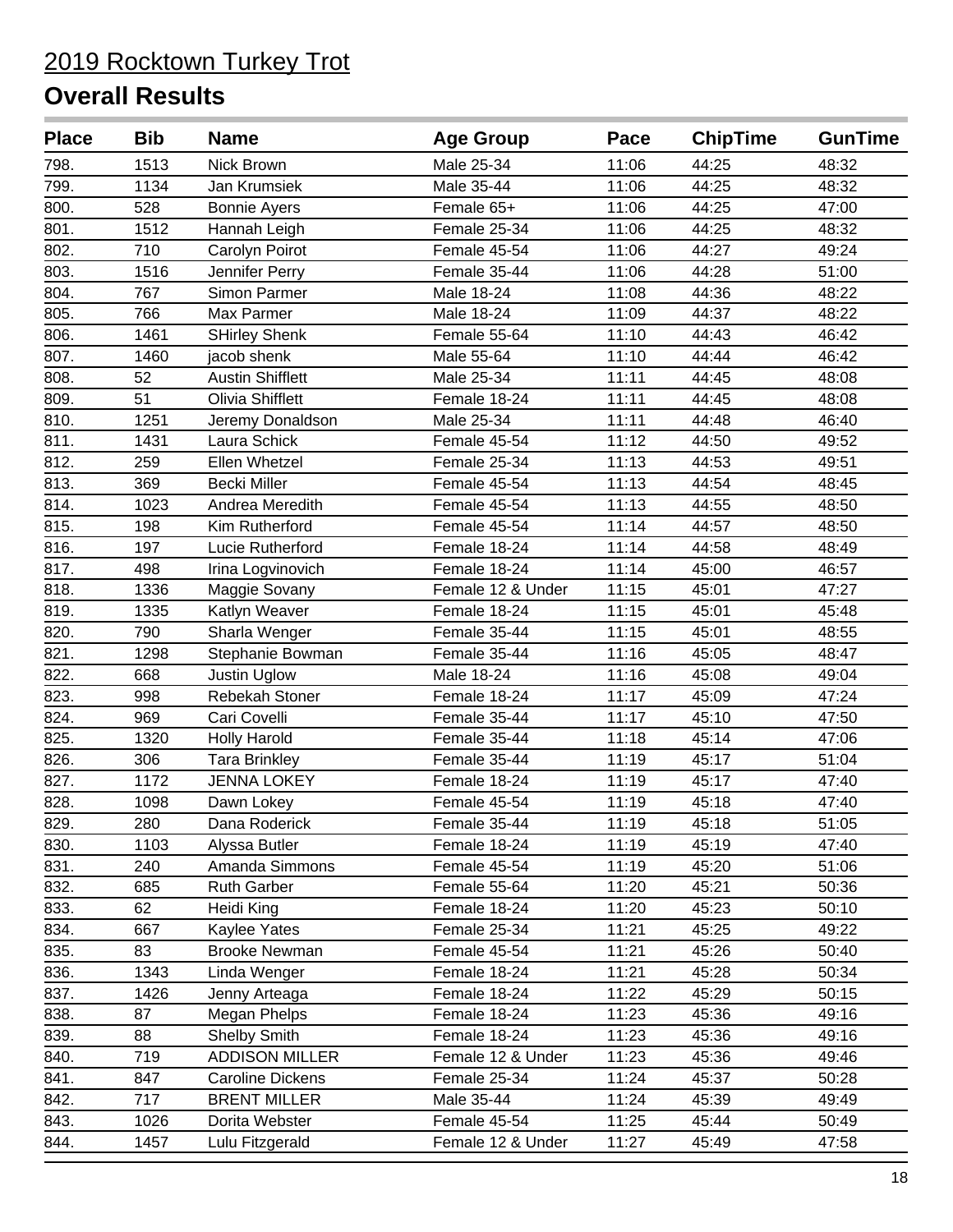2019 Rocktown Turkey Trot

## Overall Results

| Place | Bib | Name | Age Group | Pace | ChipTime | GunTime |
|---|---|---|---|---|---|---|
| 798. | 1513 | Nick Brown | Male 25-34 | 11:06 | 44:25 | 48:32 |
| 799. | 1134 | Jan Krumsiek | Male 35-44 | 11:06 | 44:25 | 48:32 |
| 800. | 528 | Bonnie Ayers | Female 65+ | 11:06 | 44:25 | 47:00 |
| 801. | 1512 | Hannah Leigh | Female 25-34 | 11:06 | 44:25 | 48:32 |
| 802. | 710 | Carolyn Poirot | Female 45-54 | 11:06 | 44:27 | 49:24 |
| 803. | 1516 | Jennifer Perry | Female 35-44 | 11:06 | 44:28 | 51:00 |
| 804. | 767 | Simon Parmer | Male 18-24 | 11:08 | 44:36 | 48:22 |
| 805. | 766 | Max Parmer | Male 18-24 | 11:09 | 44:37 | 48:22 |
| 806. | 1461 | SHirley Shenk | Female 55-64 | 11:10 | 44:43 | 46:42 |
| 807. | 1460 | jacob shenk | Male 55-64 | 11:10 | 44:44 | 46:42 |
| 808. | 52 | Austin Shifflett | Male 25-34 | 11:11 | 44:45 | 48:08 |
| 809. | 51 | Olivia Shifflett | Female 18-24 | 11:11 | 44:45 | 48:08 |
| 810. | 1251 | Jeremy Donaldson | Male 25-34 | 11:11 | 44:48 | 46:40 |
| 811. | 1431 | Laura Schick | Female 45-54 | 11:12 | 44:50 | 49:52 |
| 812. | 259 | Ellen Whetzel | Female 25-34 | 11:13 | 44:53 | 49:51 |
| 813. | 369 | Becki Miller | Female 45-54 | 11:13 | 44:54 | 48:45 |
| 814. | 1023 | Andrea Meredith | Female 45-54 | 11:13 | 44:55 | 48:50 |
| 815. | 198 | Kim Rutherford | Female 45-54 | 11:14 | 44:57 | 48:50 |
| 816. | 197 | Lucie Rutherford | Female 18-24 | 11:14 | 44:58 | 48:49 |
| 817. | 498 | Irina Logvinovich | Female 18-24 | 11:14 | 45:00 | 46:57 |
| 818. | 1336 | Maggie Sovany | Female 12 & Under | 11:15 | 45:01 | 47:27 |
| 819. | 1335 | Katlyn Weaver | Female 18-24 | 11:15 | 45:01 | 45:48 |
| 820. | 790 | Sharla Wenger | Female 35-44 | 11:15 | 45:01 | 48:55 |
| 821. | 1298 | Stephanie Bowman | Female 35-44 | 11:16 | 45:05 | 48:47 |
| 822. | 668 | Justin Uglow | Male 18-24 | 11:16 | 45:08 | 49:04 |
| 823. | 998 | Rebekah Stoner | Female 18-24 | 11:17 | 45:09 | 47:24 |
| 824. | 969 | Cari Covelli | Female 35-44 | 11:17 | 45:10 | 47:50 |
| 825. | 1320 | Holly Harold | Female 35-44 | 11:18 | 45:14 | 47:06 |
| 826. | 306 | Tara Brinkley | Female 35-44 | 11:19 | 45:17 | 51:04 |
| 827. | 1172 | JENNA LOKEY | Female 18-24 | 11:19 | 45:17 | 47:40 |
| 828. | 1098 | Dawn Lokey | Female 45-54 | 11:19 | 45:18 | 47:40 |
| 829. | 280 | Dana Roderick | Female 35-44 | 11:19 | 45:18 | 51:05 |
| 830. | 1103 | Alyssa Butler | Female 18-24 | 11:19 | 45:19 | 47:40 |
| 831. | 240 | Amanda Simmons | Female 45-54 | 11:19 | 45:20 | 51:06 |
| 832. | 685 | Ruth Garber | Female 55-64 | 11:20 | 45:21 | 50:36 |
| 833. | 62 | Heidi King | Female 18-24 | 11:20 | 45:23 | 50:10 |
| 834. | 667 | Kaylee Yates | Female 25-34 | 11:21 | 45:25 | 49:22 |
| 835. | 83 | Brooke Newman | Female 45-54 | 11:21 | 45:26 | 50:40 |
| 836. | 1343 | Linda Wenger | Female 18-24 | 11:21 | 45:28 | 50:34 |
| 837. | 1426 | Jenny Arteaga | Female 18-24 | 11:22 | 45:29 | 50:15 |
| 838. | 87 | Megan Phelps | Female 18-24 | 11:23 | 45:36 | 49:16 |
| 839. | 88 | Shelby Smith | Female 18-24 | 11:23 | 45:36 | 49:16 |
| 840. | 719 | ADDISON MILLER | Female 12 & Under | 11:23 | 45:36 | 49:46 |
| 841. | 847 | Caroline Dickens | Female 25-34 | 11:24 | 45:37 | 50:28 |
| 842. | 717 | BRENT MILLER | Male 35-44 | 11:24 | 45:39 | 49:49 |
| 843. | 1026 | Dorita Webster | Female 45-54 | 11:25 | 45:44 | 50:49 |
| 844. | 1457 | Lulu Fitzgerald | Female 12 & Under | 11:27 | 45:49 | 47:58 |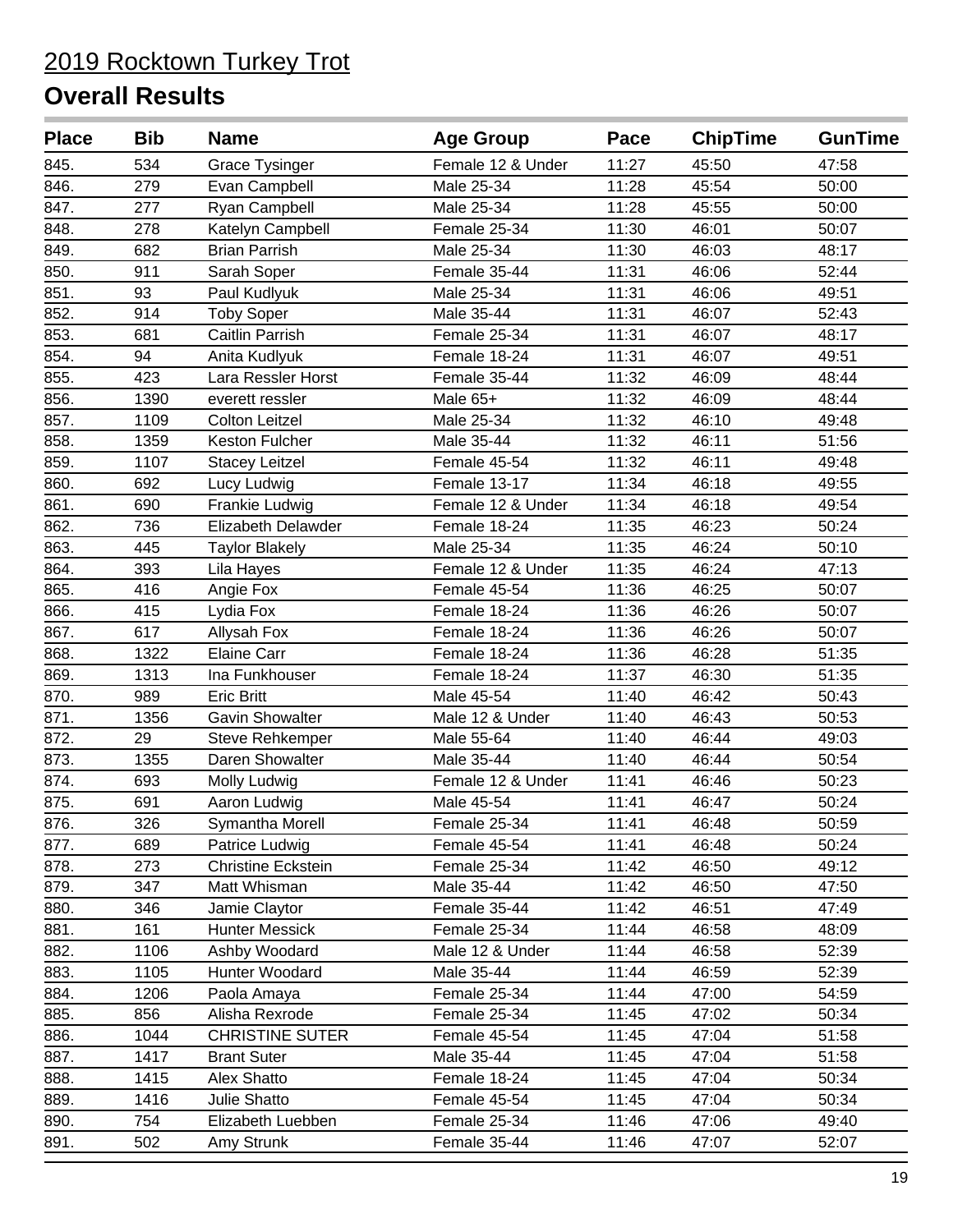# 2019 Rocktown Turkey Trot

## Overall Results

| Place | Bib | Name | Age Group | Pace | ChipTime | GunTime |
|---|---|---|---|---|---|---|
| 845. | 534 | Grace Tysinger | Female 12 & Under | 11:27 | 45:50 | 47:58 |
| 846. | 279 | Evan Campbell | Male 25-34 | 11:28 | 45:54 | 50:00 |
| 847. | 277 | Ryan Campbell | Male 25-34 | 11:28 | 45:55 | 50:00 |
| 848. | 278 | Katelyn Campbell | Female 25-34 | 11:30 | 46:01 | 50:07 |
| 849. | 682 | Brian Parrish | Male 25-34 | 11:30 | 46:03 | 48:17 |
| 850. | 911 | Sarah Soper | Female 35-44 | 11:31 | 46:06 | 52:44 |
| 851. | 93 | Paul Kudlyuk | Male 25-34 | 11:31 | 46:06 | 49:51 |
| 852. | 914 | Toby Soper | Male 35-44 | 11:31 | 46:07 | 52:43 |
| 853. | 681 | Caitlin Parrish | Female 25-34 | 11:31 | 46:07 | 48:17 |
| 854. | 94 | Anita Kudlyuk | Female 18-24 | 11:31 | 46:07 | 49:51 |
| 855. | 423 | Lara Ressler Horst | Female 35-44 | 11:32 | 46:09 | 48:44 |
| 856. | 1390 | everett ressler | Male 65+ | 11:32 | 46:09 | 48:44 |
| 857. | 1109 | Colton Leitzel | Male 25-34 | 11:32 | 46:10 | 49:48 |
| 858. | 1359 | Keston Fulcher | Male 35-44 | 11:32 | 46:11 | 51:56 |
| 859. | 1107 | Stacey Leitzel | Female 45-54 | 11:32 | 46:11 | 49:48 |
| 860. | 692 | Lucy Ludwig | Female 13-17 | 11:34 | 46:18 | 49:55 |
| 861. | 690 | Frankie Ludwig | Female 12 & Under | 11:34 | 46:18 | 49:54 |
| 862. | 736 | Elizabeth Delawder | Female 18-24 | 11:35 | 46:23 | 50:24 |
| 863. | 445 | Taylor Blakely | Male 25-34 | 11:35 | 46:24 | 50:10 |
| 864. | 393 | Lila Hayes | Female 12 & Under | 11:35 | 46:24 | 47:13 |
| 865. | 416 | Angie Fox | Female 45-54 | 11:36 | 46:25 | 50:07 |
| 866. | 415 | Lydia Fox | Female 18-24 | 11:36 | 46:26 | 50:07 |
| 867. | 617 | Allysah Fox | Female 18-24 | 11:36 | 46:26 | 50:07 |
| 868. | 1322 | Elaine Carr | Female 18-24 | 11:36 | 46:28 | 51:35 |
| 869. | 1313 | Ina Funkhouser | Female 18-24 | 11:37 | 46:30 | 51:35 |
| 870. | 989 | Eric Britt | Male 45-54 | 11:40 | 46:42 | 50:43 |
| 871. | 1356 | Gavin Showalter | Male 12 & Under | 11:40 | 46:43 | 50:53 |
| 872. | 29 | Steve Rehkemper | Male 55-64 | 11:40 | 46:44 | 49:03 |
| 873. | 1355 | Daren Showalter | Male 35-44 | 11:40 | 46:44 | 50:54 |
| 874. | 693 | Molly Ludwig | Female 12 & Under | 11:41 | 46:46 | 50:23 |
| 875. | 691 | Aaron Ludwig | Male 45-54 | 11:41 | 46:47 | 50:24 |
| 876. | 326 | Symantha Morell | Female 25-34 | 11:41 | 46:48 | 50:59 |
| 877. | 689 | Patrice Ludwig | Female 45-54 | 11:41 | 46:48 | 50:24 |
| 878. | 273 | Christine Eckstein | Female 25-34 | 11:42 | 46:50 | 49:12 |
| 879. | 347 | Matt Whisman | Male 35-44 | 11:42 | 46:50 | 47:50 |
| 880. | 346 | Jamie Claytor | Female 35-44 | 11:42 | 46:51 | 47:49 |
| 881. | 161 | Hunter Messick | Female 25-34 | 11:44 | 46:58 | 48:09 |
| 882. | 1106 | Ashby Woodard | Male 12 & Under | 11:44 | 46:58 | 52:39 |
| 883. | 1105 | Hunter Woodard | Male 35-44 | 11:44 | 46:59 | 52:39 |
| 884. | 1206 | Paola Amaya | Female 25-34 | 11:44 | 47:00 | 54:59 |
| 885. | 856 | Alisha Rexrode | Female 25-34 | 11:45 | 47:02 | 50:34 |
| 886. | 1044 | CHRISTINE SUTER | Female 45-54 | 11:45 | 47:04 | 51:58 |
| 887. | 1417 | Brant Suter | Male 35-44 | 11:45 | 47:04 | 51:58 |
| 888. | 1415 | Alex Shatto | Female 18-24 | 11:45 | 47:04 | 50:34 |
| 889. | 1416 | Julie Shatto | Female 45-54 | 11:45 | 47:04 | 50:34 |
| 890. | 754 | Elizabeth Luebben | Female 25-34 | 11:46 | 47:06 | 49:40 |
| 891. | 502 | Amy Strunk | Female 35-44 | 11:46 | 47:07 | 52:07 |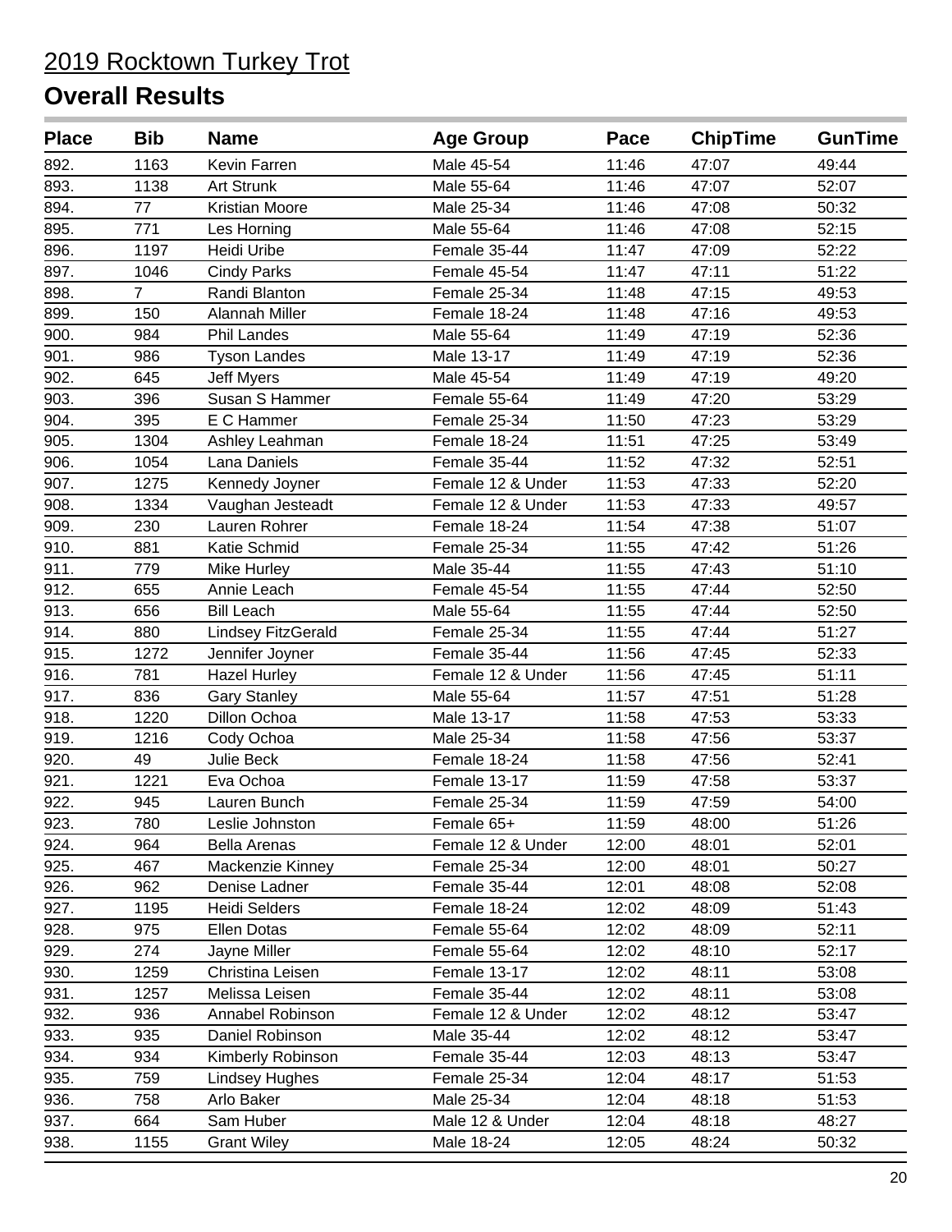# 2019 Rocktown Turkey Trot

## Overall Results

| Place | Bib | Name | Age Group | Pace | ChipTime | GunTime |
|---|---|---|---|---|---|---|
| 892. | 1163 | Kevin Farren | Male 45-54 | 11:46 | 47:07 | 49:44 |
| 893. | 1138 | Art Strunk | Male 55-64 | 11:46 | 47:07 | 52:07 |
| 894. | 77 | Kristian Moore | Male 25-34 | 11:46 | 47:08 | 50:32 |
| 895. | 771 | Les Horning | Male 55-64 | 11:46 | 47:08 | 52:15 |
| 896. | 1197 | Heidi Uribe | Female 35-44 | 11:47 | 47:09 | 52:22 |
| 897. | 1046 | Cindy Parks | Female 45-54 | 11:47 | 47:11 | 51:22 |
| 898. | 7 | Randi Blanton | Female 25-34 | 11:48 | 47:15 | 49:53 |
| 899. | 150 | Alannah Miller | Female 18-24 | 11:48 | 47:16 | 49:53 |
| 900. | 984 | Phil Landes | Male 55-64 | 11:49 | 47:19 | 52:36 |
| 901. | 986 | Tyson Landes | Male 13-17 | 11:49 | 47:19 | 52:36 |
| 902. | 645 | Jeff Myers | Male 45-54 | 11:49 | 47:19 | 49:20 |
| 903. | 396 | Susan S Hammer | Female 55-64 | 11:49 | 47:20 | 53:29 |
| 904. | 395 | E C Hammer | Female 25-34 | 11:50 | 47:23 | 53:29 |
| 905. | 1304 | Ashley Leahman | Female 18-24 | 11:51 | 47:25 | 53:49 |
| 906. | 1054 | Lana Daniels | Female 35-44 | 11:52 | 47:32 | 52:51 |
| 907. | 1275 | Kennedy Joyner | Female 12 & Under | 11:53 | 47:33 | 52:20 |
| 908. | 1334 | Vaughan Jesteadt | Female 12 & Under | 11:53 | 47:33 | 49:57 |
| 909. | 230 | Lauren Rohrer | Female 18-24 | 11:54 | 47:38 | 51:07 |
| 910. | 881 | Katie Schmid | Female 25-34 | 11:55 | 47:42 | 51:26 |
| 911. | 779 | Mike Hurley | Male 35-44 | 11:55 | 47:43 | 51:10 |
| 912. | 655 | Annie Leach | Female 45-54 | 11:55 | 47:44 | 52:50 |
| 913. | 656 | Bill Leach | Male 55-64 | 11:55 | 47:44 | 52:50 |
| 914. | 880 | Lindsey FitzGerald | Female 25-34 | 11:55 | 47:44 | 51:27 |
| 915. | 1272 | Jennifer Joyner | Female 35-44 | 11:56 | 47:45 | 52:33 |
| 916. | 781 | Hazel Hurley | Female 12 & Under | 11:56 | 47:45 | 51:11 |
| 917. | 836 | Gary Stanley | Male 55-64 | 11:57 | 47:51 | 51:28 |
| 918. | 1220 | Dillon Ochoa | Male 13-17 | 11:58 | 47:53 | 53:33 |
| 919. | 1216 | Cody Ochoa | Male 25-34 | 11:58 | 47:56 | 53:37 |
| 920. | 49 | Julie Beck | Female 18-24 | 11:58 | 47:56 | 52:41 |
| 921. | 1221 | Eva Ochoa | Female 13-17 | 11:59 | 47:58 | 53:37 |
| 922. | 945 | Lauren Bunch | Female 25-34 | 11:59 | 47:59 | 54:00 |
| 923. | 780 | Leslie Johnston | Female 65+ | 11:59 | 48:00 | 51:26 |
| 924. | 964 | Bella Arenas | Female 12 & Under | 12:00 | 48:01 | 52:01 |
| 925. | 467 | Mackenzie Kinney | Female 25-34 | 12:00 | 48:01 | 50:27 |
| 926. | 962 | Denise Ladner | Female 35-44 | 12:01 | 48:08 | 52:08 |
| 927. | 1195 | Heidi Selders | Female 18-24 | 12:02 | 48:09 | 51:43 |
| 928. | 975 | Ellen Dotas | Female 55-64 | 12:02 | 48:09 | 52:11 |
| 929. | 274 | Jayne Miller | Female 55-64 | 12:02 | 48:10 | 52:17 |
| 930. | 1259 | Christina Leisen | Female 13-17 | 12:02 | 48:11 | 53:08 |
| 931. | 1257 | Melissa Leisen | Female 35-44 | 12:02 | 48:11 | 53:08 |
| 932. | 936 | Annabel Robinson | Female 12 & Under | 12:02 | 48:12 | 53:47 |
| 933. | 935 | Daniel Robinson | Male 35-44 | 12:02 | 48:12 | 53:47 |
| 934. | 934 | Kimberly Robinson | Female 35-44 | 12:03 | 48:13 | 53:47 |
| 935. | 759 | Lindsey Hughes | Female 25-34 | 12:04 | 48:17 | 51:53 |
| 936. | 758 | Arlo Baker | Male 25-34 | 12:04 | 48:18 | 51:53 |
| 937. | 664 | Sam Huber | Male 12 & Under | 12:04 | 48:18 | 48:27 |
| 938. | 1155 | Grant Wiley | Male 18-24 | 12:05 | 48:24 | 50:32 |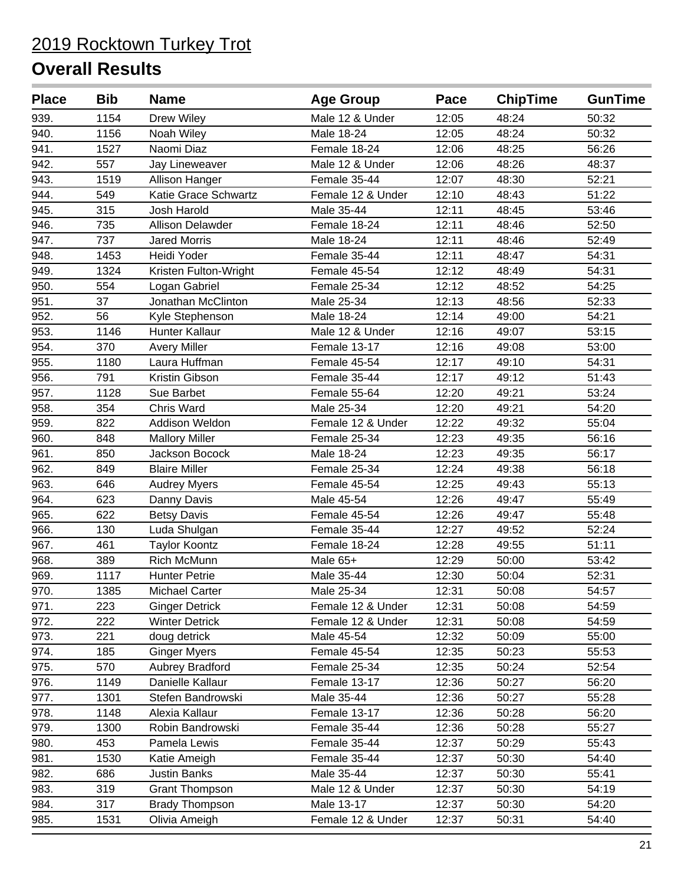2019 Rocktown Turkey Trot

## Overall Results

| Place | Bib | Name | Age Group | Pace | ChipTime | GunTime |
|---|---|---|---|---|---|---|
| 939. | 1154 | Drew Wiley | Male 12 & Under | 12:05 | 48:24 | 50:32 |
| 940. | 1156 | Noah Wiley | Male 18-24 | 12:05 | 48:24 | 50:32 |
| 941. | 1527 | Naomi Diaz | Female 18-24 | 12:06 | 48:25 | 56:26 |
| 942. | 557 | Jay Lineweaver | Male 12 & Under | 12:06 | 48:26 | 48:37 |
| 943. | 1519 | Allison Hanger | Female 35-44 | 12:07 | 48:30 | 52:21 |
| 944. | 549 | Katie Grace Schwartz | Female 12 & Under | 12:10 | 48:43 | 51:22 |
| 945. | 315 | Josh Harold | Male 35-44 | 12:11 | 48:45 | 53:46 |
| 946. | 735 | Allison Delawder | Female 18-24 | 12:11 | 48:46 | 52:50 |
| 947. | 737 | Jared Morris | Male 18-24 | 12:11 | 48:46 | 52:49 |
| 948. | 1453 | Heidi Yoder | Female 35-44 | 12:11 | 48:47 | 54:31 |
| 949. | 1324 | Kristen Fulton-Wright | Female 45-54 | 12:12 | 48:49 | 54:31 |
| 950. | 554 | Logan Gabriel | Female 25-34 | 12:12 | 48:52 | 54:25 |
| 951. | 37 | Jonathan McClinton | Male 25-34 | 12:13 | 48:56 | 52:33 |
| 952. | 56 | Kyle Stephenson | Male 18-24 | 12:14 | 49:00 | 54:21 |
| 953. | 1146 | Hunter Kallaur | Male 12 & Under | 12:16 | 49:07 | 53:15 |
| 954. | 370 | Avery Miller | Female 13-17 | 12:16 | 49:08 | 53:00 |
| 955. | 1180 | Laura Huffman | Female 45-54 | 12:17 | 49:10 | 54:31 |
| 956. | 791 | Kristin Gibson | Female 35-44 | 12:17 | 49:12 | 51:43 |
| 957. | 1128 | Sue Barbet | Female 55-64 | 12:20 | 49:21 | 53:24 |
| 958. | 354 | Chris Ward | Male 25-34 | 12:20 | 49:21 | 54:20 |
| 959. | 822 | Addison Weldon | Female 12 & Under | 12:22 | 49:32 | 55:04 |
| 960. | 848 | Mallory Miller | Female 25-34 | 12:23 | 49:35 | 56:16 |
| 961. | 850 | Jackson Bocock | Male 18-24 | 12:23 | 49:35 | 56:17 |
| 962. | 849 | Blaire Miller | Female 25-34 | 12:24 | 49:38 | 56:18 |
| 963. | 646 | Audrey Myers | Female 45-54 | 12:25 | 49:43 | 55:13 |
| 964. | 623 | Danny Davis | Male 45-54 | 12:26 | 49:47 | 55:49 |
| 965. | 622 | Betsy Davis | Female 45-54 | 12:26 | 49:47 | 55:48 |
| 966. | 130 | Luda Shulgan | Female 35-44 | 12:27 | 49:52 | 52:24 |
| 967. | 461 | Taylor Koontz | Female 18-24 | 12:28 | 49:55 | 51:11 |
| 968. | 389 | Rich McMunn | Male 65+ | 12:29 | 50:00 | 53:42 |
| 969. | 1117 | Hunter Petrie | Male 35-44 | 12:30 | 50:04 | 52:31 |
| 970. | 1385 | Michael Carter | Male 25-34 | 12:31 | 50:08 | 54:57 |
| 971. | 223 | Ginger Detrick | Female 12 & Under | 12:31 | 50:08 | 54:59 |
| 972. | 222 | Winter Detrick | Female 12 & Under | 12:31 | 50:08 | 54:59 |
| 973. | 221 | doug detrick | Male 45-54 | 12:32 | 50:09 | 55:00 |
| 974. | 185 | Ginger Myers | Female 45-54 | 12:35 | 50:23 | 55:53 |
| 975. | 570 | Aubrey Bradford | Female 25-34 | 12:35 | 50:24 | 52:54 |
| 976. | 1149 | Danielle Kallaur | Female 13-17 | 12:36 | 50:27 | 56:20 |
| 977. | 1301 | Stefen Bandrowski | Male 35-44 | 12:36 | 50:27 | 55:28 |
| 978. | 1148 | Alexia Kallaur | Female 13-17 | 12:36 | 50:28 | 56:20 |
| 979. | 1300 | Robin Bandrowski | Female 35-44 | 12:36 | 50:28 | 55:27 |
| 980. | 453 | Pamela Lewis | Female 35-44 | 12:37 | 50:29 | 55:43 |
| 981. | 1530 | Katie Ameigh | Female 35-44 | 12:37 | 50:30 | 54:40 |
| 982. | 686 | Justin Banks | Male 35-44 | 12:37 | 50:30 | 55:41 |
| 983. | 319 | Grant Thompson | Male 12 & Under | 12:37 | 50:30 | 54:19 |
| 984. | 317 | Brady Thompson | Male 13-17 | 12:37 | 50:30 | 54:20 |
| 985. | 1531 | Olivia Ameigh | Female 12 & Under | 12:37 | 50:31 | 54:40 |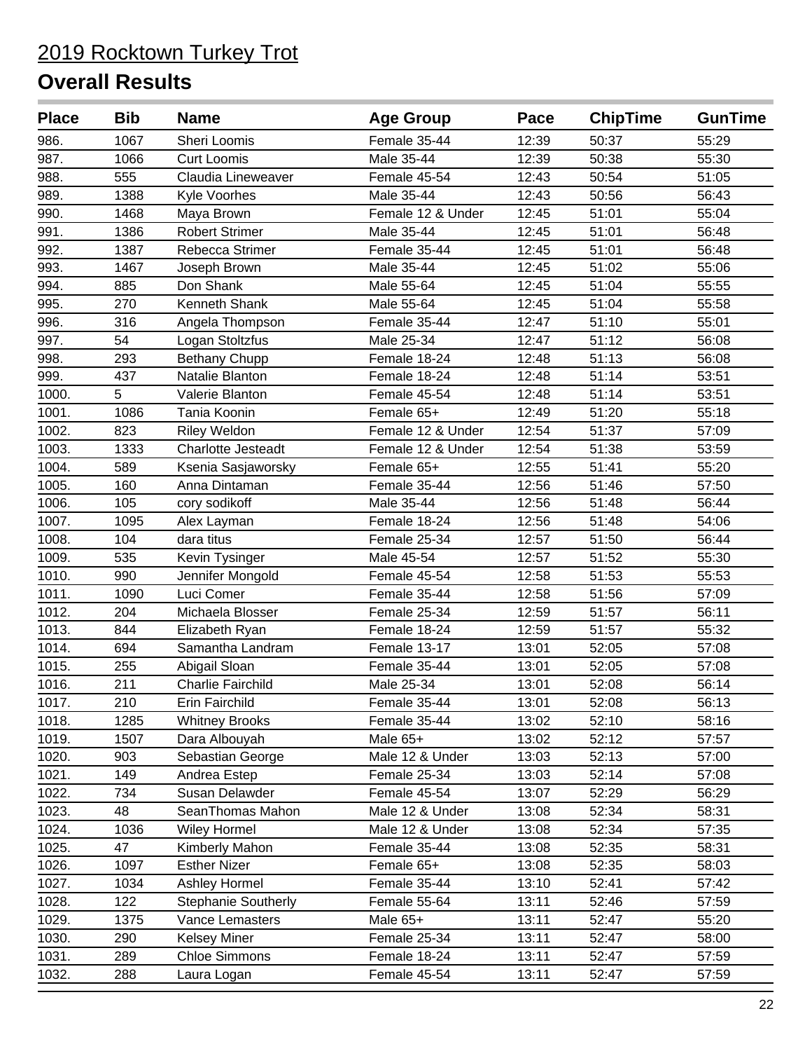# 2019 Rocktown Turkey Trot

## Overall Results

| Place | Bib | Name | Age Group | Pace | ChipTime | GunTime |
|---|---|---|---|---|---|---|
| 986. | 1067 | Sheri Loomis | Female 35-44 | 12:39 | 50:37 | 55:29 |
| 987. | 1066 | Curt Loomis | Male 35-44 | 12:39 | 50:38 | 55:30 |
| 988. | 555 | Claudia Lineweaver | Female 45-54 | 12:43 | 50:54 | 51:05 |
| 989. | 1388 | Kyle Voorhes | Male 35-44 | 12:43 | 50:56 | 56:43 |
| 990. | 1468 | Maya Brown | Female 12 & Under | 12:45 | 51:01 | 55:04 |
| 991. | 1386 | Robert Strimer | Male 35-44 | 12:45 | 51:01 | 56:48 |
| 992. | 1387 | Rebecca Strimer | Female 35-44 | 12:45 | 51:01 | 56:48 |
| 993. | 1467 | Joseph Brown | Male 35-44 | 12:45 | 51:02 | 55:06 |
| 994. | 885 | Don Shank | Male 55-64 | 12:45 | 51:04 | 55:55 |
| 995. | 270 | Kenneth Shank | Male 55-64 | 12:45 | 51:04 | 55:58 |
| 996. | 316 | Angela Thompson | Female 35-44 | 12:47 | 51:10 | 55:01 |
| 997. | 54 | Logan Stoltzfus | Male 25-34 | 12:47 | 51:12 | 56:08 |
| 998. | 293 | Bethany Chupp | Female 18-24 | 12:48 | 51:13 | 56:08 |
| 999. | 437 | Natalie Blanton | Female 18-24 | 12:48 | 51:14 | 53:51 |
| 1000. | 5 | Valerie Blanton | Female 45-54 | 12:48 | 51:14 | 53:51 |
| 1001. | 1086 | Tania Koonin | Female 65+ | 12:49 | 51:20 | 55:18 |
| 1002. | 823 | Riley Weldon | Female 12 & Under | 12:54 | 51:37 | 57:09 |
| 1003. | 1333 | Charlotte Jesteadt | Female 12 & Under | 12:54 | 51:38 | 53:59 |
| 1004. | 589 | Ksenia Sasjaworsky | Female 65+ | 12:55 | 51:41 | 55:20 |
| 1005. | 160 | Anna Dintaman | Female 35-44 | 12:56 | 51:46 | 57:50 |
| 1006. | 105 | cory sodikoff | Male 35-44 | 12:56 | 51:48 | 56:44 |
| 1007. | 1095 | Alex Layman | Female 18-24 | 12:56 | 51:48 | 54:06 |
| 1008. | 104 | dara titus | Female 25-34 | 12:57 | 51:50 | 56:44 |
| 1009. | 535 | Kevin Tysinger | Male 45-54 | 12:57 | 51:52 | 55:30 |
| 1010. | 990 | Jennifer Mongold | Female 45-54 | 12:58 | 51:53 | 55:53 |
| 1011. | 1090 | Luci Comer | Female 35-44 | 12:58 | 51:56 | 57:09 |
| 1012. | 204 | Michaela Blosser | Female 25-34 | 12:59 | 51:57 | 56:11 |
| 1013. | 844 | Elizabeth Ryan | Female 18-24 | 12:59 | 51:57 | 55:32 |
| 1014. | 694 | Samantha Landram | Female 13-17 | 13:01 | 52:05 | 57:08 |
| 1015. | 255 | Abigail Sloan | Female 35-44 | 13:01 | 52:05 | 57:08 |
| 1016. | 211 | Charlie Fairchild | Male 25-34 | 13:01 | 52:08 | 56:14 |
| 1017. | 210 | Erin Fairchild | Female 35-44 | 13:01 | 52:08 | 56:13 |
| 1018. | 1285 | Whitney Brooks | Female 35-44 | 13:02 | 52:10 | 58:16 |
| 1019. | 1507 | Dara Albouyah | Male 65+ | 13:02 | 52:12 | 57:57 |
| 1020. | 903 | Sebastian George | Male 12 & Under | 13:03 | 52:13 | 57:00 |
| 1021. | 149 | Andrea Estep | Female 25-34 | 13:03 | 52:14 | 57:08 |
| 1022. | 734 | Susan Delawder | Female 45-54 | 13:07 | 52:29 | 56:29 |
| 1023. | 48 | SeanThomas Mahon | Male 12 & Under | 13:08 | 52:34 | 58:31 |
| 1024. | 1036 | Wiley Hormel | Male 12 & Under | 13:08 | 52:34 | 57:35 |
| 1025. | 47 | Kimberly Mahon | Female 35-44 | 13:08 | 52:35 | 58:31 |
| 1026. | 1097 | Esther Nizer | Female 65+ | 13:08 | 52:35 | 58:03 |
| 1027. | 1034 | Ashley Hormel | Female 35-44 | 13:10 | 52:41 | 57:42 |
| 1028. | 122 | Stephanie Southerly | Female 55-64 | 13:11 | 52:46 | 57:59 |
| 1029. | 1375 | Vance Lemasters | Male 65+ | 13:11 | 52:47 | 55:20 |
| 1030. | 290 | Kelsey Miner | Female 25-34 | 13:11 | 52:47 | 58:00 |
| 1031. | 289 | Chloe Simmons | Female 18-24 | 13:11 | 52:47 | 57:59 |
| 1032. | 288 | Laura Logan | Female 45-54 | 13:11 | 52:47 | 57:59 |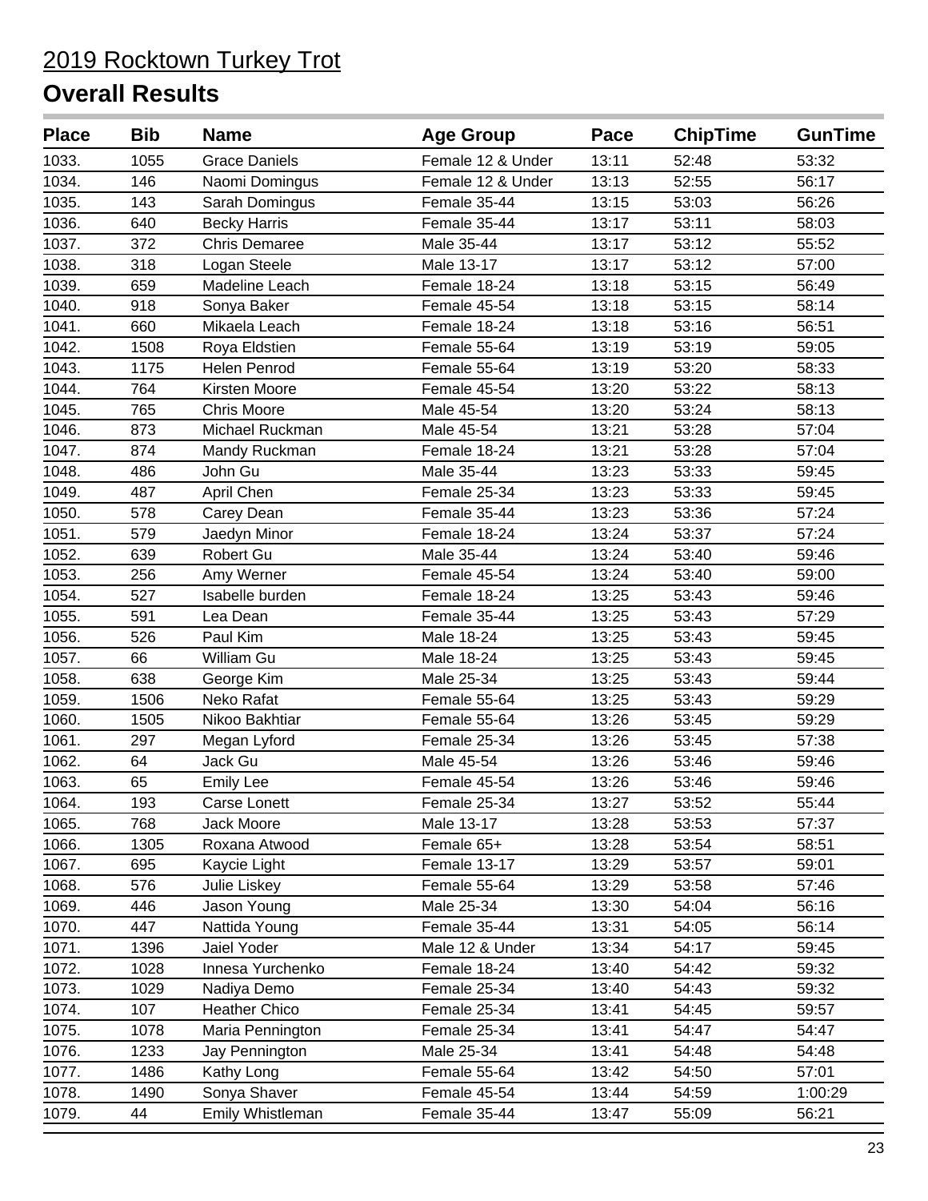# 2019 Rocktown Turkey Trot

## Overall Results

| Place | Bib | Name | Age Group | Pace | ChipTime | GunTime |
|---|---|---|---|---|---|---|
| 1033. | 1055 | Grace Daniels | Female 12 & Under | 13:11 | 52:48 | 53:32 |
| 1034. | 146 | Naomi Domingus | Female 12 & Under | 13:13 | 52:55 | 56:17 |
| 1035. | 143 | Sarah Domingus | Female 35-44 | 13:15 | 53:03 | 56:26 |
| 1036. | 640 | Becky Harris | Female 35-44 | 13:17 | 53:11 | 58:03 |
| 1037. | 372 | Chris Demaree | Male 35-44 | 13:17 | 53:12 | 55:52 |
| 1038. | 318 | Logan Steele | Male 13-17 | 13:17 | 53:12 | 57:00 |
| 1039. | 659 | Madeline Leach | Female 18-24 | 13:18 | 53:15 | 56:49 |
| 1040. | 918 | Sonya Baker | Female 45-54 | 13:18 | 53:15 | 58:14 |
| 1041. | 660 | Mikaela Leach | Female 18-24 | 13:18 | 53:16 | 56:51 |
| 1042. | 1508 | Roya Eldstien | Female 55-64 | 13:19 | 53:19 | 59:05 |
| 1043. | 1175 | Helen Penrod | Female 55-64 | 13:19 | 53:20 | 58:33 |
| 1044. | 764 | Kirsten Moore | Female 45-54 | 13:20 | 53:22 | 58:13 |
| 1045. | 765 | Chris Moore | Male 45-54 | 13:20 | 53:24 | 58:13 |
| 1046. | 873 | Michael Ruckman | Male 45-54 | 13:21 | 53:28 | 57:04 |
| 1047. | 874 | Mandy Ruckman | Female 18-24 | 13:21 | 53:28 | 57:04 |
| 1048. | 486 | John Gu | Male 35-44 | 13:23 | 53:33 | 59:45 |
| 1049. | 487 | April Chen | Female 25-34 | 13:23 | 53:33 | 59:45 |
| 1050. | 578 | Carey Dean | Female 35-44 | 13:23 | 53:36 | 57:24 |
| 1051. | 579 | Jaedyn Minor | Female 18-24 | 13:24 | 53:37 | 57:24 |
| 1052. | 639 | Robert Gu | Male 35-44 | 13:24 | 53:40 | 59:46 |
| 1053. | 256 | Amy Werner | Female 45-54 | 13:24 | 53:40 | 59:00 |
| 1054. | 527 | Isabelle burden | Female 18-24 | 13:25 | 53:43 | 59:46 |
| 1055. | 591 | Lea Dean | Female 35-44 | 13:25 | 53:43 | 57:29 |
| 1056. | 526 | Paul Kim | Male 18-24 | 13:25 | 53:43 | 59:45 |
| 1057. | 66 | William Gu | Male 18-24 | 13:25 | 53:43 | 59:45 |
| 1058. | 638 | George Kim | Male 25-34 | 13:25 | 53:43 | 59:44 |
| 1059. | 1506 | Neko Rafat | Female 55-64 | 13:25 | 53:43 | 59:29 |
| 1060. | 1505 | Nikoo Bakhtiar | Female 55-64 | 13:26 | 53:45 | 59:29 |
| 1061. | 297 | Megan Lyford | Female 25-34 | 13:26 | 53:45 | 57:38 |
| 1062. | 64 | Jack Gu | Male 45-54 | 13:26 | 53:46 | 59:46 |
| 1063. | 65 | Emily Lee | Female 45-54 | 13:26 | 53:46 | 59:46 |
| 1064. | 193 | Carse Lonett | Female 25-34 | 13:27 | 53:52 | 55:44 |
| 1065. | 768 | Jack Moore | Male 13-17 | 13:28 | 53:53 | 57:37 |
| 1066. | 1305 | Roxana Atwood | Female 65+ | 13:28 | 53:54 | 58:51 |
| 1067. | 695 | Kaycie Light | Female 13-17 | 13:29 | 53:57 | 59:01 |
| 1068. | 576 | Julie Liskey | Female 55-64 | 13:29 | 53:58 | 57:46 |
| 1069. | 446 | Jason Young | Male 25-34 | 13:30 | 54:04 | 56:16 |
| 1070. | 447 | Nattida Young | Female 35-44 | 13:31 | 54:05 | 56:14 |
| 1071. | 1396 | Jaiel Yoder | Male 12 & Under | 13:34 | 54:17 | 59:45 |
| 1072. | 1028 | Innesa Yurchenko | Female 18-24 | 13:40 | 54:42 | 59:32 |
| 1073. | 1029 | Nadiya Demo | Female 25-34 | 13:40 | 54:43 | 59:32 |
| 1074. | 107 | Heather Chico | Female 25-34 | 13:41 | 54:45 | 59:57 |
| 1075. | 1078 | Maria Pennington | Female 25-34 | 13:41 | 54:47 | 54:47 |
| 1076. | 1233 | Jay Pennington | Male 25-34 | 13:41 | 54:48 | 54:48 |
| 1077. | 1486 | Kathy Long | Female 55-64 | 13:42 | 54:50 | 57:01 |
| 1078. | 1490 | Sonya Shaver | Female 45-54 | 13:44 | 54:59 | 1:00:29 |
| 1079. | 44 | Emily Whistleman | Female 35-44 | 13:47 | 55:09 | 56:21 |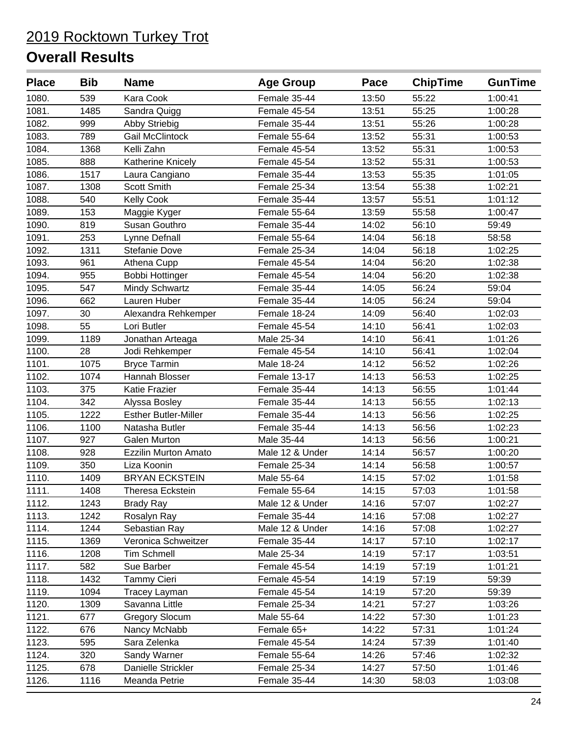# 2019 Rocktown Turkey Trot

## Overall Results

| Place | Bib | Name | Age Group | Pace | ChipTime | GunTime |
|---|---|---|---|---|---|---|
| 1080. | 539 | Kara Cook | Female 35-44 | 13:50 | 55:22 | 1:00:41 |
| 1081. | 1485 | Sandra Quigg | Female 45-54 | 13:51 | 55:25 | 1:00:28 |
| 1082. | 999 | Abby Striebig | Female 35-44 | 13:51 | 55:26 | 1:00:28 |
| 1083. | 789 | Gail McClintock | Female 55-64 | 13:52 | 55:31 | 1:00:53 |
| 1084. | 1368 | Kelli Zahn | Female 45-54 | 13:52 | 55:31 | 1:00:53 |
| 1085. | 888 | Katherine Knicely | Female 45-54 | 13:52 | 55:31 | 1:00:53 |
| 1086. | 1517 | Laura Cangiano | Female 35-44 | 13:53 | 55:35 | 1:01:05 |
| 1087. | 1308 | Scott Smith | Female 25-34 | 13:54 | 55:38 | 1:02:21 |
| 1088. | 540 | Kelly Cook | Female 35-44 | 13:57 | 55:51 | 1:01:12 |
| 1089. | 153 | Maggie Kyger | Female 55-64 | 13:59 | 55:58 | 1:00:47 |
| 1090. | 819 | Susan Gouthro | Female 35-44 | 14:02 | 56:10 | 59:49 |
| 1091. | 253 | Lynne Defnall | Female 55-64 | 14:04 | 56:18 | 58:58 |
| 1092. | 1311 | Stefanie Dove | Female 25-34 | 14:04 | 56:18 | 1:02:25 |
| 1093. | 961 | Athena Cupp | Female 45-54 | 14:04 | 56:20 | 1:02:38 |
| 1094. | 955 | Bobbi Hottinger | Female 45-54 | 14:04 | 56:20 | 1:02:38 |
| 1095. | 547 | Mindy Schwartz | Female 35-44 | 14:05 | 56:24 | 59:04 |
| 1096. | 662 | Lauren Huber | Female 35-44 | 14:05 | 56:24 | 59:04 |
| 1097. | 30 | Alexandra Rehkemper | Female 18-24 | 14:09 | 56:40 | 1:02:03 |
| 1098. | 55 | Lori Butler | Female 45-54 | 14:10 | 56:41 | 1:02:03 |
| 1099. | 1189 | Jonathan Arteaga | Male 25-34 | 14:10 | 56:41 | 1:01:26 |
| 1100. | 28 | Jodi Rehkemper | Female 45-54 | 14:10 | 56:41 | 1:02:04 |
| 1101. | 1075 | Bryce Tarmin | Male 18-24 | 14:12 | 56:52 | 1:02:26 |
| 1102. | 1074 | Hannah Blosser | Female 13-17 | 14:13 | 56:53 | 1:02:25 |
| 1103. | 375 | Katie Frazier | Female 35-44 | 14:13 | 56:55 | 1:01:44 |
| 1104. | 342 | Alyssa Bosley | Female 35-44 | 14:13 | 56:55 | 1:02:13 |
| 1105. | 1222 | Esther Butler-Miller | Female 35-44 | 14:13 | 56:56 | 1:02:25 |
| 1106. | 1100 | Natasha Butler | Female 35-44 | 14:13 | 56:56 | 1:02:23 |
| 1107. | 927 | Galen Murton | Male 35-44 | 14:13 | 56:56 | 1:00:21 |
| 1108. | 928 | Ezzilin Murton Amato | Male 12 & Under | 14:14 | 56:57 | 1:00:20 |
| 1109. | 350 | Liza Koonin | Female 25-34 | 14:14 | 56:58 | 1:00:57 |
| 1110. | 1409 | BRYAN ECKSTEIN | Male 55-64 | 14:15 | 57:02 | 1:01:58 |
| 1111. | 1408 | Theresa Eckstein | Female 55-64 | 14:15 | 57:03 | 1:01:58 |
| 1112. | 1243 | Brady Ray | Male 12 & Under | 14:16 | 57:07 | 1:02:27 |
| 1113. | 1242 | Rosalyn Ray | Female 35-44 | 14:16 | 57:08 | 1:02:27 |
| 1114. | 1244 | Sebastian Ray | Male 12 & Under | 14:16 | 57:08 | 1:02:27 |
| 1115. | 1369 | Veronica Schweitzer | Female 35-44 | 14:17 | 57:10 | 1:02:17 |
| 1116. | 1208 | Tim Schmell | Male 25-34 | 14:19 | 57:17 | 1:03:51 |
| 1117. | 582 | Sue Barber | Female 45-54 | 14:19 | 57:19 | 1:01:21 |
| 1118. | 1432 | Tammy Cieri | Female 45-54 | 14:19 | 57:19 | 59:39 |
| 1119. | 1094 | Tracey Layman | Female 45-54 | 14:19 | 57:20 | 59:39 |
| 1120. | 1309 | Savanna Little | Female 25-34 | 14:21 | 57:27 | 1:03:26 |
| 1121. | 677 | Gregory Slocum | Male 55-64 | 14:22 | 57:30 | 1:01:23 |
| 1122. | 676 | Nancy McNabb | Female 65+ | 14:22 | 57:31 | 1:01:24 |
| 1123. | 595 | Sara Zelenka | Female 45-54 | 14:24 | 57:39 | 1:01:40 |
| 1124. | 320 | Sandy Warner | Female 55-64 | 14:26 | 57:46 | 1:02:32 |
| 1125. | 678 | Danielle Strickler | Female 25-34 | 14:27 | 57:50 | 1:01:46 |
| 1126. | 1116 | Meanda Petrie | Female 35-44 | 14:30 | 58:03 | 1:03:08 |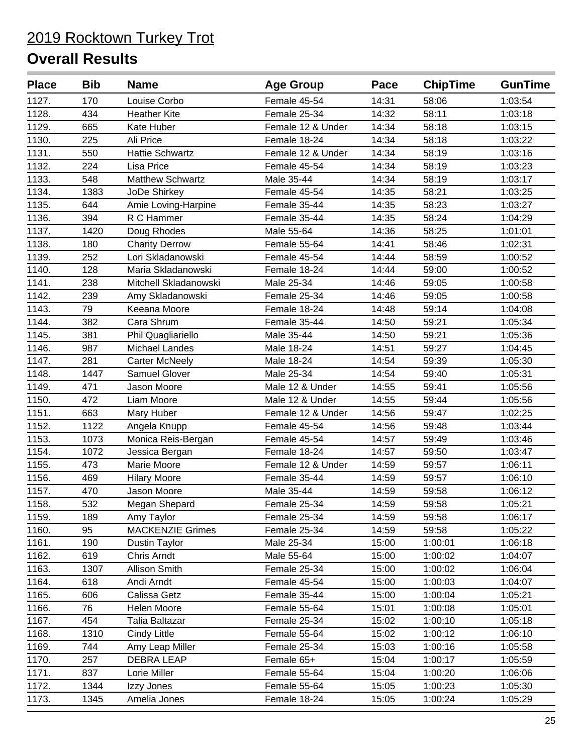# 2019 Rocktown Turkey Trot

## Overall Results

| Place | Bib | Name | Age Group | Pace | ChipTime | GunTime |
|---|---|---|---|---|---|---|
| 1127. | 170 | Louise Corbo | Female 45-54 | 14:31 | 58:06 | 1:03:54 |
| 1128. | 434 | Heather Kite | Female 25-34 | 14:32 | 58:11 | 1:03:18 |
| 1129. | 665 | Kate Huber | Female 12 & Under | 14:34 | 58:18 | 1:03:15 |
| 1130. | 225 | Ali Price | Female 18-24 | 14:34 | 58:18 | 1:03:22 |
| 1131. | 550 | Hattie Schwartz | Female 12 & Under | 14:34 | 58:19 | 1:03:16 |
| 1132. | 224 | Lisa Price | Female 45-54 | 14:34 | 58:19 | 1:03:23 |
| 1133. | 548 | Matthew Schwartz | Male 35-44 | 14:34 | 58:19 | 1:03:17 |
| 1134. | 1383 | JoDe Shirkey | Female 45-54 | 14:35 | 58:21 | 1:03:25 |
| 1135. | 644 | Amie Loving-Harpine | Female 35-44 | 14:35 | 58:23 | 1:03:27 |
| 1136. | 394 | R C Hammer | Female 35-44 | 14:35 | 58:24 | 1:04:29 |
| 1137. | 1420 | Doug Rhodes | Male 55-64 | 14:36 | 58:25 | 1:01:01 |
| 1138. | 180 | Charity Derrow | Female 55-64 | 14:41 | 58:46 | 1:02:31 |
| 1139. | 252 | Lori Skladanowski | Female 45-54 | 14:44 | 58:59 | 1:00:52 |
| 1140. | 128 | Maria Skladanowski | Female 18-24 | 14:44 | 59:00 | 1:00:52 |
| 1141. | 238 | Mitchell Skladanowski | Male 25-34 | 14:46 | 59:05 | 1:00:58 |
| 1142. | 239 | Amy Skladanowski | Female 25-34 | 14:46 | 59:05 | 1:00:58 |
| 1143. | 79 | Keeana Moore | Female 18-24 | 14:48 | 59:14 | 1:04:08 |
| 1144. | 382 | Cara Shrum | Female 35-44 | 14:50 | 59:21 | 1:05:34 |
| 1145. | 381 | Phil Quagliariello | Male 35-44 | 14:50 | 59:21 | 1:05:36 |
| 1146. | 987 | Michael Landes | Male 18-24 | 14:51 | 59:27 | 1:04:45 |
| 1147. | 281 | Carter McNeely | Male 18-24 | 14:54 | 59:39 | 1:05:30 |
| 1148. | 1447 | Samuel Glover | Male 25-34 | 14:54 | 59:40 | 1:05:31 |
| 1149. | 471 | Jason Moore | Male 12 & Under | 14:55 | 59:41 | 1:05:56 |
| 1150. | 472 | Liam Moore | Male 12 & Under | 14:55 | 59:44 | 1:05:56 |
| 1151. | 663 | Mary Huber | Female 12 & Under | 14:56 | 59:47 | 1:02:25 |
| 1152. | 1122 | Angela Knupp | Female 45-54 | 14:56 | 59:48 | 1:03:44 |
| 1153. | 1073 | Monica Reis-Bergan | Female 45-54 | 14:57 | 59:49 | 1:03:46 |
| 1154. | 1072 | Jessica Bergan | Female 18-24 | 14:57 | 59:50 | 1:03:47 |
| 1155. | 473 | Marie Moore | Female 12 & Under | 14:59 | 59:57 | 1:06:11 |
| 1156. | 469 | Hilary Moore | Female 35-44 | 14:59 | 59:57 | 1:06:10 |
| 1157. | 470 | Jason Moore | Male 35-44 | 14:59 | 59:58 | 1:06:12 |
| 1158. | 532 | Megan Shepard | Female 25-34 | 14:59 | 59:58 | 1:05:21 |
| 1159. | 189 | Amy Taylor | Female 25-34 | 14:59 | 59:58 | 1:06:17 |
| 1160. | 95 | MACKENZIE Grimes | Female 25-34 | 14:59 | 59:58 | 1:05:22 |
| 1161. | 190 | Dustin Taylor | Male 25-34 | 15:00 | 1:00:01 | 1:06:18 |
| 1162. | 619 | Chris Arndt | Male 55-64 | 15:00 | 1:00:02 | 1:04:07 |
| 1163. | 1307 | Allison Smith | Female 25-34 | 15:00 | 1:00:02 | 1:06:04 |
| 1164. | 618 | Andi Arndt | Female 45-54 | 15:00 | 1:00:03 | 1:04:07 |
| 1165. | 606 | Calissa Getz | Female 35-44 | 15:00 | 1:00:04 | 1:05:21 |
| 1166. | 76 | Helen Moore | Female 55-64 | 15:01 | 1:00:08 | 1:05:01 |
| 1167. | 454 | Talia Baltazar | Female 25-34 | 15:02 | 1:00:10 | 1:05:18 |
| 1168. | 1310 | Cindy Little | Female 55-64 | 15:02 | 1:00:12 | 1:06:10 |
| 1169. | 744 | Amy Leap Miller | Female 25-34 | 15:03 | 1:00:16 | 1:05:58 |
| 1170. | 257 | DEBRA LEAP | Female 65+ | 15:04 | 1:00:17 | 1:05:59 |
| 1171. | 837 | Lorie Miller | Female 55-64 | 15:04 | 1:00:20 | 1:06:06 |
| 1172. | 1344 | Izzy Jones | Female 55-64 | 15:05 | 1:00:23 | 1:05:30 |
| 1173. | 1345 | Amelia Jones | Female 18-24 | 15:05 | 1:00:24 | 1:05:29 |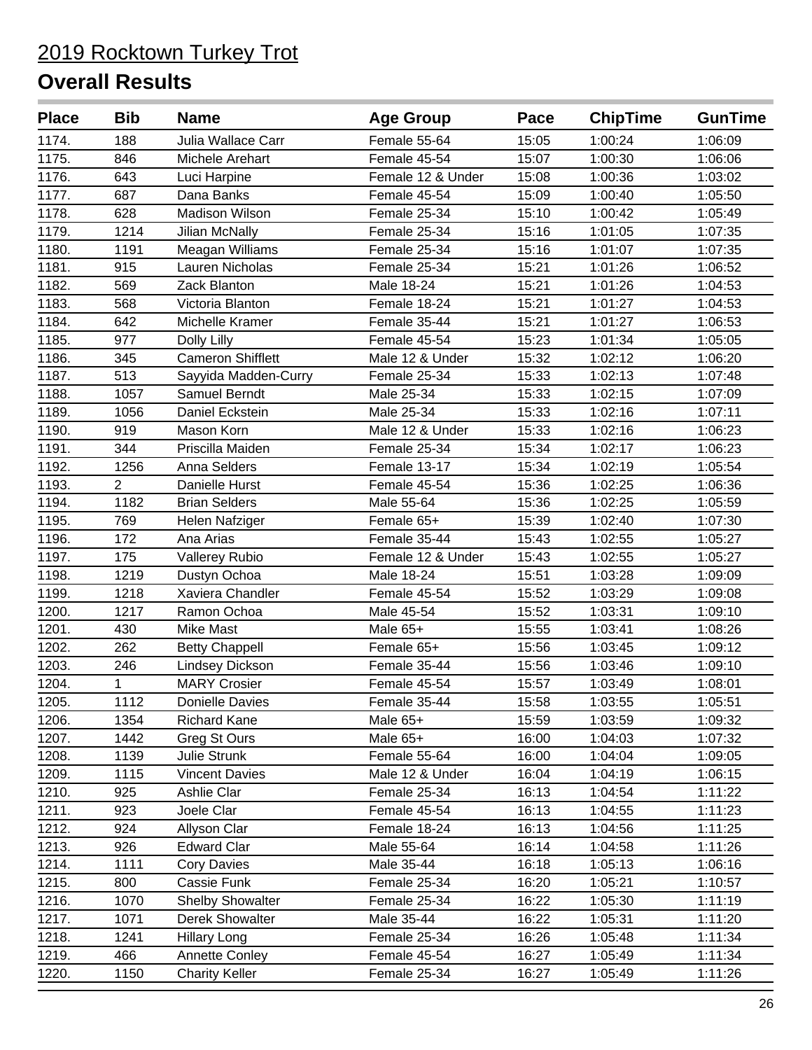# 2019 Rocktown Turkey Trot

## Overall Results

| Place | Bib | Name | Age Group | Pace | ChipTime | GunTime |
|---|---|---|---|---|---|---|
| 1174. | 188 | Julia Wallace Carr | Female 55-64 | 15:05 | 1:00:24 | 1:06:09 |
| 1175. | 846 | Michele Arehart | Female 45-54 | 15:07 | 1:00:30 | 1:06:06 |
| 1176. | 643 | Luci Harpine | Female 12 & Under | 15:08 | 1:00:36 | 1:03:02 |
| 1177. | 687 | Dana Banks | Female 45-54 | 15:09 | 1:00:40 | 1:05:50 |
| 1178. | 628 | Madison Wilson | Female 25-34 | 15:10 | 1:00:42 | 1:05:49 |
| 1179. | 1214 | Jilian McNally | Female 25-34 | 15:16 | 1:01:05 | 1:07:35 |
| 1180. | 1191 | Meagan Williams | Female 25-34 | 15:16 | 1:01:07 | 1:07:35 |
| 1181. | 915 | Lauren Nicholas | Female 25-34 | 15:21 | 1:01:26 | 1:06:52 |
| 1182. | 569 | Zack Blanton | Male 18-24 | 15:21 | 1:01:26 | 1:04:53 |
| 1183. | 568 | Victoria Blanton | Female 18-24 | 15:21 | 1:01:27 | 1:04:53 |
| 1184. | 642 | Michelle Kramer | Female 35-44 | 15:21 | 1:01:27 | 1:06:53 |
| 1185. | 977 | Dolly Lilly | Female 45-54 | 15:23 | 1:01:34 | 1:05:05 |
| 1186. | 345 | Cameron Shifflett | Male 12 & Under | 15:32 | 1:02:12 | 1:06:20 |
| 1187. | 513 | Sayyida Madden-Curry | Female 25-34 | 15:33 | 1:02:13 | 1:07:48 |
| 1188. | 1057 | Samuel Berndt | Male 25-34 | 15:33 | 1:02:15 | 1:07:09 |
| 1189. | 1056 | Daniel Eckstein | Male 25-34 | 15:33 | 1:02:16 | 1:07:11 |
| 1190. | 919 | Mason Korn | Male 12 & Under | 15:33 | 1:02:16 | 1:06:23 |
| 1191. | 344 | Priscilla Maiden | Female 25-34 | 15:34 | 1:02:17 | 1:06:23 |
| 1192. | 1256 | Anna Selders | Female 13-17 | 15:34 | 1:02:19 | 1:05:54 |
| 1193. | 2 | Danielle Hurst | Female 45-54 | 15:36 | 1:02:25 | 1:06:36 |
| 1194. | 1182 | Brian Selders | Male 55-64 | 15:36 | 1:02:25 | 1:05:59 |
| 1195. | 769 | Helen Nafziger | Female 65+ | 15:39 | 1:02:40 | 1:07:30 |
| 1196. | 172 | Ana Arias | Female 35-44 | 15:43 | 1:02:55 | 1:05:27 |
| 1197. | 175 | Vallerey Rubio | Female 12 & Under | 15:43 | 1:02:55 | 1:05:27 |
| 1198. | 1219 | Dustyn Ochoa | Male 18-24 | 15:51 | 1:03:28 | 1:09:09 |
| 1199. | 1218 | Xaviera Chandler | Female 45-54 | 15:52 | 1:03:29 | 1:09:08 |
| 1200. | 1217 | Ramon Ochoa | Male 45-54 | 15:52 | 1:03:31 | 1:09:10 |
| 1201. | 430 | Mike Mast | Male 65+ | 15:55 | 1:03:41 | 1:08:26 |
| 1202. | 262 | Betty Chappell | Female 65+ | 15:56 | 1:03:45 | 1:09:12 |
| 1203. | 246 | Lindsey Dickson | Female 35-44 | 15:56 | 1:03:46 | 1:09:10 |
| 1204. | 1 | MARY Crosier | Female 45-54 | 15:57 | 1:03:49 | 1:08:01 |
| 1205. | 1112 | Donielle Davies | Female 35-44 | 15:58 | 1:03:55 | 1:05:51 |
| 1206. | 1354 | Richard Kane | Male 65+ | 15:59 | 1:03:59 | 1:09:32 |
| 1207. | 1442 | Greg St Ours | Male 65+ | 16:00 | 1:04:03 | 1:07:32 |
| 1208. | 1139 | Julie Strunk | Female 55-64 | 16:00 | 1:04:04 | 1:09:05 |
| 1209. | 1115 | Vincent Davies | Male 12 & Under | 16:04 | 1:04:19 | 1:06:15 |
| 1210. | 925 | Ashlie Clar | Female 25-34 | 16:13 | 1:04:54 | 1:11:22 |
| 1211. | 923 | Joele Clar | Female 45-54 | 16:13 | 1:04:55 | 1:11:23 |
| 1212. | 924 | Allyson Clar | Female 18-24 | 16:13 | 1:04:56 | 1:11:25 |
| 1213. | 926 | Edward Clar | Male 55-64 | 16:14 | 1:04:58 | 1:11:26 |
| 1214. | 1111 | Cory Davies | Male 35-44 | 16:18 | 1:05:13 | 1:06:16 |
| 1215. | 800 | Cassie Funk | Female 25-34 | 16:20 | 1:05:21 | 1:10:57 |
| 1216. | 1070 | Shelby Showalter | Female 25-34 | 16:22 | 1:05:30 | 1:11:19 |
| 1217. | 1071 | Derek Showalter | Male 35-44 | 16:22 | 1:05:31 | 1:11:20 |
| 1218. | 1241 | Hillary Long | Female 25-34 | 16:26 | 1:05:48 | 1:11:34 |
| 1219. | 466 | Annette Conley | Female 45-54 | 16:27 | 1:05:49 | 1:11:34 |
| 1220. | 1150 | Charity Keller | Female 25-34 | 16:27 | 1:05:49 | 1:11:26 |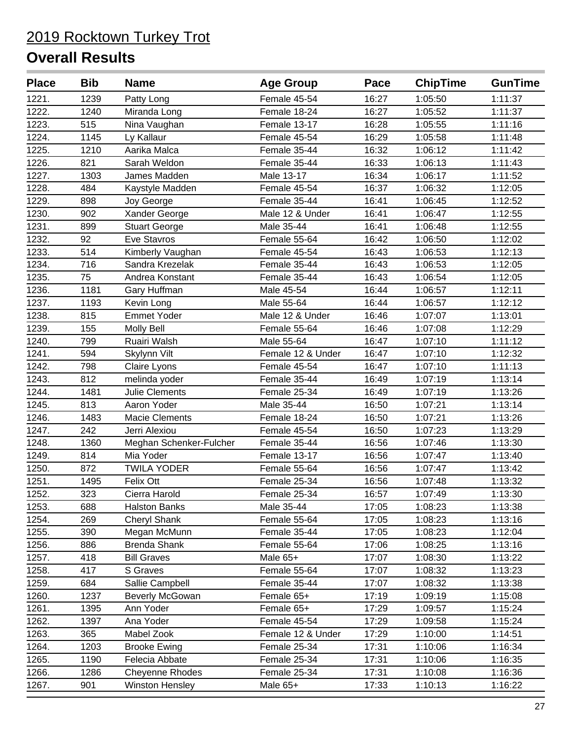# 2019 Rocktown Turkey Trot

## Overall Results

| Place | Bib | Name | Age Group | Pace | ChipTime | GunTime |
|---|---|---|---|---|---|---|
| 1221. | 1239 | Patty Long | Female 45-54 | 16:27 | 1:05:50 | 1:11:37 |
| 1222. | 1240 | Miranda Long | Female 18-24 | 16:27 | 1:05:52 | 1:11:37 |
| 1223. | 515 | Nina Vaughan | Female 13-17 | 16:28 | 1:05:55 | 1:11:16 |
| 1224. | 1145 | Ly Kallaur | Female 45-54 | 16:29 | 1:05:58 | 1:11:48 |
| 1225. | 1210 | Aarika Malca | Female 35-44 | 16:32 | 1:06:12 | 1:11:42 |
| 1226. | 821 | Sarah Weldon | Female 35-44 | 16:33 | 1:06:13 | 1:11:43 |
| 1227. | 1303 | James Madden | Male 13-17 | 16:34 | 1:06:17 | 1:11:52 |
| 1228. | 484 | Kaystyle Madden | Female 45-54 | 16:37 | 1:06:32 | 1:12:05 |
| 1229. | 898 | Joy George | Female 35-44 | 16:41 | 1:06:45 | 1:12:52 |
| 1230. | 902 | Xander George | Male 12 & Under | 16:41 | 1:06:47 | 1:12:55 |
| 1231. | 899 | Stuart George | Male 35-44 | 16:41 | 1:06:48 | 1:12:55 |
| 1232. | 92 | Eve Stavros | Female 55-64 | 16:42 | 1:06:50 | 1:12:02 |
| 1233. | 514 | Kimberly Vaughan | Female 45-54 | 16:43 | 1:06:53 | 1:12:13 |
| 1234. | 716 | Sandra Krezelak | Female 35-44 | 16:43 | 1:06:53 | 1:12:05 |
| 1235. | 75 | Andrea Konstant | Female 35-44 | 16:43 | 1:06:54 | 1:12:05 |
| 1236. | 1181 | Gary Huffman | Male 45-54 | 16:44 | 1:06:57 | 1:12:11 |
| 1237. | 1193 | Kevin Long | Male 55-64 | 16:44 | 1:06:57 | 1:12:12 |
| 1238. | 815 | Emmet Yoder | Male 12 & Under | 16:46 | 1:07:07 | 1:13:01 |
| 1239. | 155 | Molly Bell | Female 55-64 | 16:46 | 1:07:08 | 1:12:29 |
| 1240. | 799 | Ruairi Walsh | Male 55-64 | 16:47 | 1:07:10 | 1:11:12 |
| 1241. | 594 | Skylynn Vilt | Female 12 & Under | 16:47 | 1:07:10 | 1:12:32 |
| 1242. | 798 | Claire Lyons | Female 45-54 | 16:47 | 1:07:10 | 1:11:13 |
| 1243. | 812 | melinda yoder | Female 35-44 | 16:49 | 1:07:19 | 1:13:14 |
| 1244. | 1481 | Julie Clements | Female 25-34 | 16:49 | 1:07:19 | 1:13:26 |
| 1245. | 813 | Aaron Yoder | Male 35-44 | 16:50 | 1:07:21 | 1:13:14 |
| 1246. | 1483 | Macie Clements | Female 18-24 | 16:50 | 1:07:21 | 1:13:26 |
| 1247. | 242 | Jerri Alexiou | Female 45-54 | 16:50 | 1:07:23 | 1:13:29 |
| 1248. | 1360 | Meghan Schenker-Fulcher | Female 35-44 | 16:56 | 1:07:46 | 1:13:30 |
| 1249. | 814 | Mia Yoder | Female 13-17 | 16:56 | 1:07:47 | 1:13:40 |
| 1250. | 872 | TWILA YODER | Female 55-64 | 16:56 | 1:07:47 | 1:13:42 |
| 1251. | 1495 | Felix Ott | Female 25-34 | 16:56 | 1:07:48 | 1:13:32 |
| 1252. | 323 | Cierra Harold | Female 25-34 | 16:57 | 1:07:49 | 1:13:30 |
| 1253. | 688 | Halston Banks | Male 35-44 | 17:05 | 1:08:23 | 1:13:38 |
| 1254. | 269 | Cheryl Shank | Female 55-64 | 17:05 | 1:08:23 | 1:13:16 |
| 1255. | 390 | Megan McMunn | Female 35-44 | 17:05 | 1:08:23 | 1:12:04 |
| 1256. | 886 | Brenda Shank | Female 55-64 | 17:06 | 1:08:25 | 1:13:16 |
| 1257. | 418 | Bill Graves | Male 65+ | 17:07 | 1:08:30 | 1:13:22 |
| 1258. | 417 | S Graves | Female 55-64 | 17:07 | 1:08:32 | 1:13:23 |
| 1259. | 684 | Sallie Campbell | Female 35-44 | 17:07 | 1:08:32 | 1:13:38 |
| 1260. | 1237 | Beverly McGowan | Female 65+ | 17:19 | 1:09:19 | 1:15:08 |
| 1261. | 1395 | Ann Yoder | Female 65+ | 17:29 | 1:09:57 | 1:15:24 |
| 1262. | 1397 | Ana Yoder | Female 45-54 | 17:29 | 1:09:58 | 1:15:24 |
| 1263. | 365 | Mabel Zook | Female 12 & Under | 17:29 | 1:10:00 | 1:14:51 |
| 1264. | 1203 | Brooke Ewing | Female 25-34 | 17:31 | 1:10:06 | 1:16:34 |
| 1265. | 1190 | Felecia Abbate | Female 25-34 | 17:31 | 1:10:06 | 1:16:35 |
| 1266. | 1286 | Cheyenne Rhodes | Female 25-34 | 17:31 | 1:10:08 | 1:16:36 |
| 1267. | 901 | Winston Hensley | Male 65+ | 17:33 | 1:10:13 | 1:16:22 |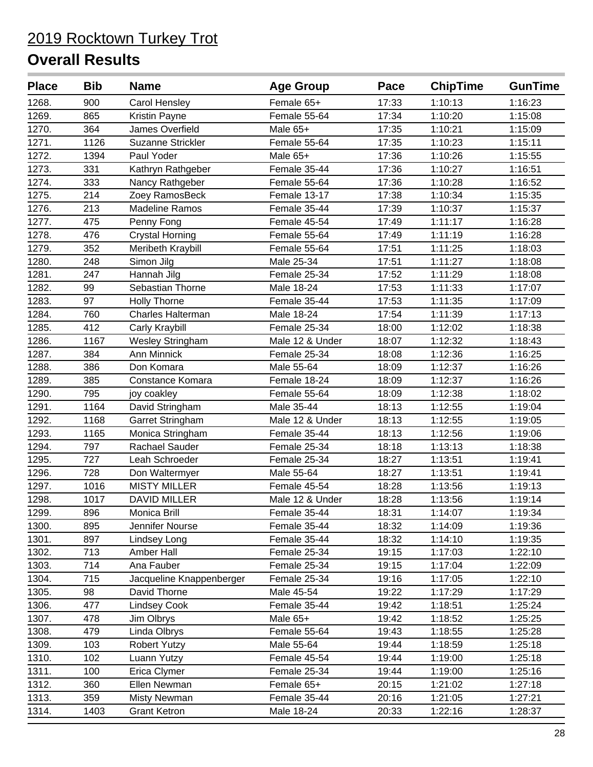# 2019 Rocktown Turkey Trot

## Overall Results

| Place | Bib | Name | Age Group | Pace | ChipTime | GunTime |
|---|---|---|---|---|---|---|
| 1268. | 900 | Carol Hensley | Female 65+ | 17:33 | 1:10:13 | 1:16:23 |
| 1269. | 865 | Kristin Payne | Female 55-64 | 17:34 | 1:10:20 | 1:15:08 |
| 1270. | 364 | James Overfield | Male 65+ | 17:35 | 1:10:21 | 1:15:09 |
| 1271. | 1126 | Suzanne Strickler | Female 55-64 | 17:35 | 1:10:23 | 1:15:11 |
| 1272. | 1394 | Paul Yoder | Male 65+ | 17:36 | 1:10:26 | 1:15:55 |
| 1273. | 331 | Kathryn Rathgeber | Female 35-44 | 17:36 | 1:10:27 | 1:16:51 |
| 1274. | 333 | Nancy Rathgeber | Female 55-64 | 17:36 | 1:10:28 | 1:16:52 |
| 1275. | 214 | Zoey RamosBeck | Female 13-17 | 17:38 | 1:10:34 | 1:15:35 |
| 1276. | 213 | Madeline Ramos | Female 35-44 | 17:39 | 1:10:37 | 1:15:37 |
| 1277. | 475 | Penny Fong | Female 45-54 | 17:49 | 1:11:17 | 1:16:28 |
| 1278. | 476 | Crystal Horning | Female 55-64 | 17:49 | 1:11:19 | 1:16:28 |
| 1279. | 352 | Meribeth Kraybill | Female 55-64 | 17:51 | 1:11:25 | 1:18:03 |
| 1280. | 248 | Simon Jilg | Male 25-34 | 17:51 | 1:11:27 | 1:18:08 |
| 1281. | 247 | Hannah Jilg | Female 25-34 | 17:52 | 1:11:29 | 1:18:08 |
| 1282. | 99 | Sebastian Thorne | Male 18-24 | 17:53 | 1:11:33 | 1:17:07 |
| 1283. | 97 | Holly Thorne | Female 35-44 | 17:53 | 1:11:35 | 1:17:09 |
| 1284. | 760 | Charles Halterman | Male 18-24 | 17:54 | 1:11:39 | 1:17:13 |
| 1285. | 412 | Carly Kraybill | Female 25-34 | 18:00 | 1:12:02 | 1:18:38 |
| 1286. | 1167 | Wesley Stringham | Male 12 & Under | 18:07 | 1:12:32 | 1:18:43 |
| 1287. | 384 | Ann Minnick | Female 25-34 | 18:08 | 1:12:36 | 1:16:25 |
| 1288. | 386 | Don Komara | Male 55-64 | 18:09 | 1:12:37 | 1:16:26 |
| 1289. | 385 | Constance Komara | Female 18-24 | 18:09 | 1:12:37 | 1:16:26 |
| 1290. | 795 | joy coakley | Female 55-64 | 18:09 | 1:12:38 | 1:18:02 |
| 1291. | 1164 | David Stringham | Male 35-44 | 18:13 | 1:12:55 | 1:19:04 |
| 1292. | 1168 | Garret Stringham | Male 12 & Under | 18:13 | 1:12:55 | 1:19:05 |
| 1293. | 1165 | Monica Stringham | Female 35-44 | 18:13 | 1:12:56 | 1:19:06 |
| 1294. | 797 | Rachael Sauder | Female 25-34 | 18:18 | 1:13:13 | 1:18:38 |
| 1295. | 727 | Leah Schroeder | Female 25-34 | 18:27 | 1:13:51 | 1:19:41 |
| 1296. | 728 | Don Waltermyer | Male 55-64 | 18:27 | 1:13:51 | 1:19:41 |
| 1297. | 1016 | MISTY MILLER | Female 45-54 | 18:28 | 1:13:56 | 1:19:13 |
| 1298. | 1017 | DAVID MILLER | Male 12 & Under | 18:28 | 1:13:56 | 1:19:14 |
| 1299. | 896 | Monica Brill | Female 35-44 | 18:31 | 1:14:07 | 1:19:34 |
| 1300. | 895 | Jennifer Nourse | Female 35-44 | 18:32 | 1:14:09 | 1:19:36 |
| 1301. | 897 | Lindsey Long | Female 35-44 | 18:32 | 1:14:10 | 1:19:35 |
| 1302. | 713 | Amber Hall | Female 25-34 | 19:15 | 1:17:03 | 1:22:10 |
| 1303. | 714 | Ana Fauber | Female 25-34 | 19:15 | 1:17:04 | 1:22:09 |
| 1304. | 715 | Jacqueline Knappenberger | Female 25-34 | 19:16 | 1:17:05 | 1:22:10 |
| 1305. | 98 | David Thorne | Male 45-54 | 19:22 | 1:17:29 | 1:17:29 |
| 1306. | 477 | Lindsey Cook | Female 35-44 | 19:42 | 1:18:51 | 1:25:24 |
| 1307. | 478 | Jim Olbrys | Male 65+ | 19:42 | 1:18:52 | 1:25:25 |
| 1308. | 479 | Linda Olbrys | Female 55-64 | 19:43 | 1:18:55 | 1:25:28 |
| 1309. | 103 | Robert Yutzy | Male 55-64 | 19:44 | 1:18:59 | 1:25:18 |
| 1310. | 102 | Luann Yutzy | Female 45-54 | 19:44 | 1:19:00 | 1:25:18 |
| 1311. | 100 | Erica Clymer | Female 25-34 | 19:44 | 1:19:00 | 1:25:16 |
| 1312. | 360 | Ellen Newman | Female 65+ | 20:15 | 1:21:02 | 1:27:18 |
| 1313. | 359 | Misty Newman | Female 35-44 | 20:16 | 1:21:05 | 1:27:21 |
| 1314. | 1403 | Grant Ketron | Male 18-24 | 20:33 | 1:22:16 | 1:28:37 |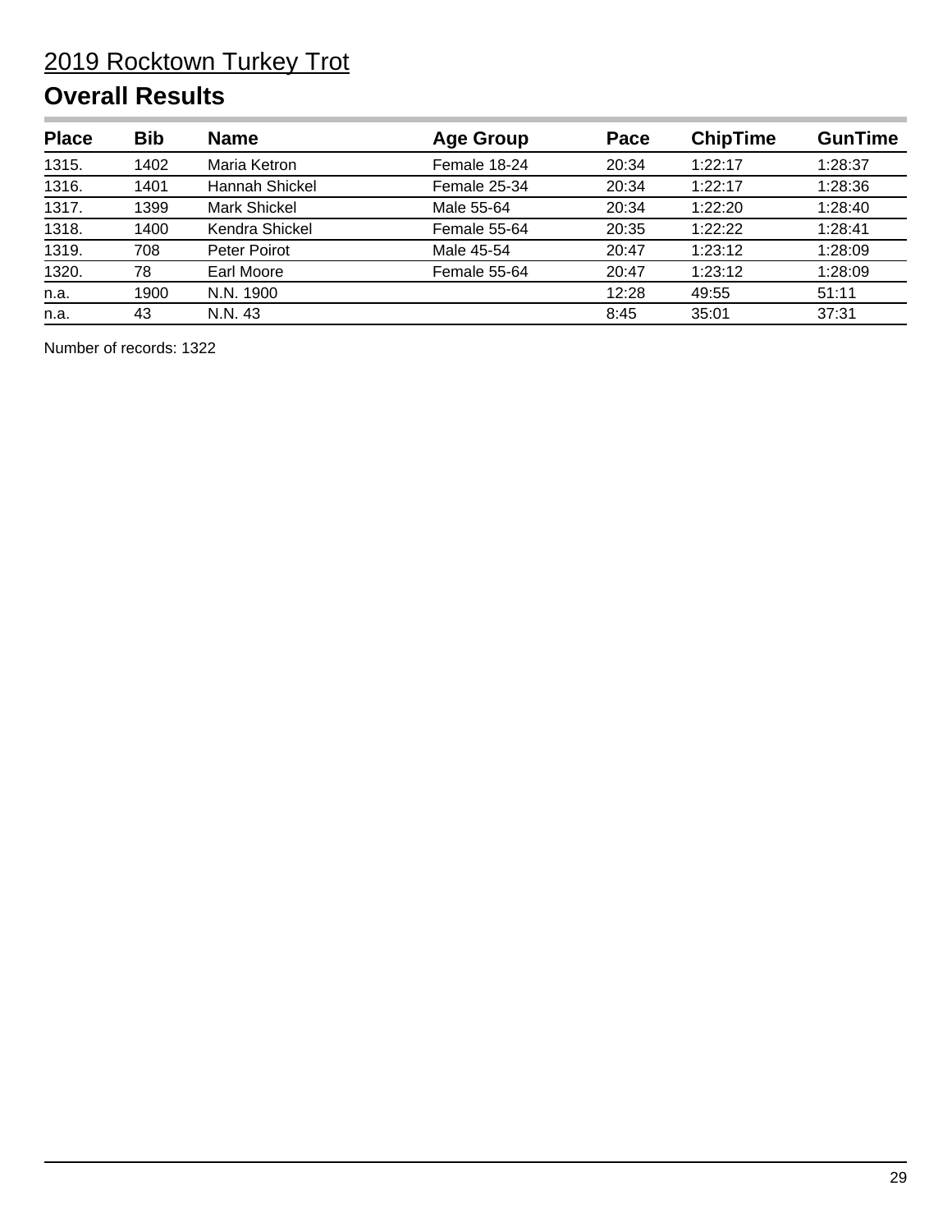2019 Rocktown Turkey Trot

## Overall Results

| Place | Bib | Name | Age Group | Pace | ChipTime | GunTime |
|---|---|---|---|---|---|---|
| 1315. | 1402 | Maria Ketron | Female 18-24 | 20:34 | 1:22:17 | 1:28:37 |
| 1316. | 1401 | Hannah Shickel | Female 25-34 | 20:34 | 1:22:17 | 1:28:36 |
| 1317. | 1399 | Mark Shickel | Male 55-64 | 20:34 | 1:22:20 | 1:28:40 |
| 1318. | 1400 | Kendra Shickel | Female 55-64 | 20:35 | 1:22:22 | 1:28:41 |
| 1319. | 708 | Peter Poirot | Male 45-54 | 20:47 | 1:23:12 | 1:28:09 |
| 1320. | 78 | Earl Moore | Female 55-64 | 20:47 | 1:23:12 | 1:28:09 |
| n.a. | 1900 | N.N. 1900 | | 12:28 | 49:55 | 51:11 |
| n.a. | 43 | N.N. 43 | | 8:45 | 35:01 | 37:31 |

Number of records: 1322